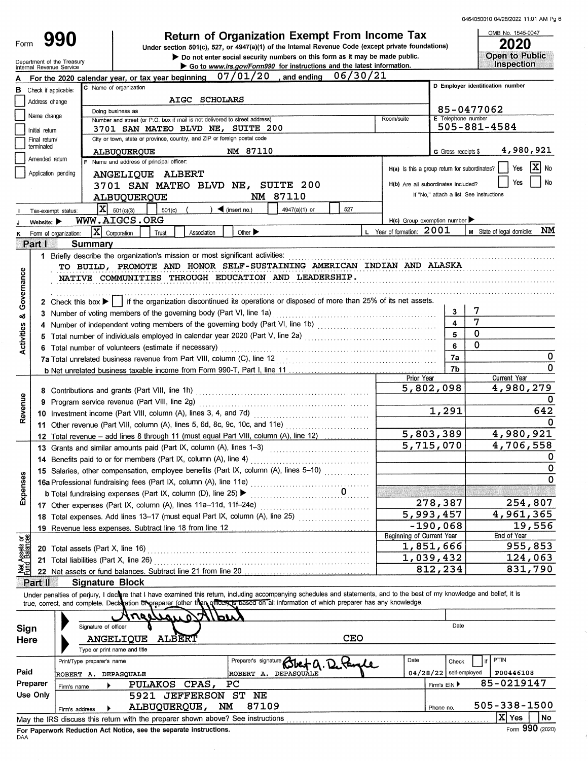# Form 990 — Return of Organization Exempt From Income Tax — 2020

Under section 501(c), 527, or 4947(a)(1) of the Internal Revenue Code (except private foundations)

▶ Do not enter social security numbers on this form as it may be made public.

▶ Go to www.irs.gov/Form990 for instructions and the latest information.

Department of the Treasury, Internal Revenue Service

OMB No. 1545-0047 — Open to Public Inspection

**A** For the 2020 calendar year, or tax year beginning 07/01/20, and ending 06/30/21

**B** Check if applicable: Address change, Name change, Initial return, Final return/terminated, Amended return, Application pending — none checked

**C** Name of organization: AIGC SCHOLARS

Doing business as:

Number and street: 3701 SAN MATEO BLVD NE, SUITE 200

City or town, state, ZIP: ALBUQUERQUE NM 87110

**D** Employer identification number: 85-0477062

**E** Telephone number: 505-881-4584

**G** Gross receipts $ 4,980,921

**F** Name and address of principal officer: ANGELIQUE ALBERT, 3701 SAN MATEO BLVD NE, SUITE 200, ALBUQUERQUE NM 87110

**H(a)** Is this a group return for subordinates? [ ] Yes [X] No

**H(b)** Are all subordinates included? [ ] Yes [ ] No — If "No," attach a list. See instructions

**H(c)** Group exemption number ▶

**I** Tax-exempt status: [X] 501(c)(3) [ ] 501(c) ( ) ◀ (insert no.) [ ] 4947(a)(1) or [ ] 527

**J** Website: ▶ WWW.AIGCS.ORG

**K** Form of organization: [X] Corporation [ ] Trust [ ] Association [ ] Other ▶

**L** Year of formation: 2001

**M** State of legal domicile: NM

## Part I — Summary

**Activities & Governance**

1. Briefly describe the organization's mission or most significant activities: TO BUILD, PROMOTE AND HONOR SELF-SUSTAINING AMERICAN INDIAN AND ALASKA NATIVE COMMUNITIES THROUGH EDUCATION AND LEADERSHIP.
2. Check this box ▶ [ ] if the organization discontinued its operations or disposed of more than 25% of its net assets.

| Line | Description | | Value |
|---|---|---|---|
| 3 | Number of voting members of the governing body (Part VI, line 1a) | 3 | 7 |
| 4 | Number of independent voting members of the governing body (Part VI, line 1b) | 4 | 7 |
| 5 | Total number of individuals employed in calendar year 2020 (Part V, line 2a) | 5 | 0 |
| 6 | Total number of volunteers (estimate if necessary) | 6 | 0 |
| 7a | Total unrelated business revenue from Part VIII, column (C), line 12 | 7a | 0 |
| 7b | Net unrelated business taxable income from Form 990-T, Part I, line 11 | 7b | 0 |

| Line | Description | Prior Year | Current Year |
|---|---|---|---|
| **Revenue** | | | |
| 8 | Contributions and grants (Part VIII, line 1h) | 5,802,098 | 4,980,279 |
| 9 | Program service revenue (Part VIII, line 2g) | | 0 |
| 10 | Investment income (Part VIII, column (A), lines 3, 4, and 7d) | 1,291 | 642 |
| 11 | Other revenue (Part VIII, column (A), lines 5, 6d, 8c, 9c, 10c, and 11e) | | 0 |
| 12 | Total revenue – add lines 8 through 11 (must equal Part VIII, column (A), line 12) | 5,803,389 | 4,980,921 |
| **Expenses** | | | |
| 13 | Grants and similar amounts paid (Part IX, column (A), lines 1–3) | 5,715,070 | 4,706,558 |
| 14 | Benefits paid to or for members (Part IX, column (A), line 4) | | 0 |
| 15 | Salaries, other compensation, employee benefits (Part IX, column (A), lines 5–10) | | 0 |
| 16a | Professional fundraising fees (Part IX, column (A), line 11e) | | 0 |
| 16b | Total fundraising expenses (Part IX, column (D), line 25) ▶ 0 | | |
| 17 | Other expenses (Part IX, column (A), lines 11a–11d, 11f–24e) | 278,387 | 254,807 |
| 18 | Total expenses. Add lines 13–17 (must equal Part IX, column (A), line 25) | 5,993,457 | 4,961,365 |
| 19 | Revenue less expenses. Subtract line 18 from line 12 | -190,068 | 19,556 |

| Line | Net Assets or Fund Balances | Beginning of Current Year | End of Year |
|---|---|---|---|
| 20 | Total assets (Part X, line 16) | 1,851,666 | 955,853 |
| 21 | Total liabilities (Part X, line 26) | 1,039,432 | 124,063 |
| 22 | Net assets or fund balances. Subtract line 21 from line 20 | 812,234 | 831,790 |

## Part II — Signature Block

Under penalties of perjury, I declare that I have examined this return, including accompanying schedules and statements, and to the best of my knowledge and belief, it is true, correct, and complete. Declaration of preparer (other than officer) is based on all information of which preparer has any knowledge.

**Sign Here**

Signature of officer: Angelique Albert — Date:

Type or print name and title: ANGELIQUE ALBERT, CEO

**Paid Preparer Use Only**

| Print/Type preparer's name | Preparer's signature | Date | Check if self-employed | PTIN |
|---|---|---|---|---|
| ROBERT A. DEPASQUALE | ROBERT A. DEPASQUALE | 04/28/22 | [ ] | P00446108 |

Firm's name ▶ PULAKOS CPAS, PC — Firm's EIN ▶ 85-0219147

Firm's address ▶ 5921 JEFFERSON ST NE, ALBUQUERQUE, NM 87109 — Phone no. 505-338-1500

May the IRS discuss this return with the preparer shown above? See instructions [X] Yes [ ] No

For Paperwork Reduction Act Notice, see the separate instructions. Form 990 (2020)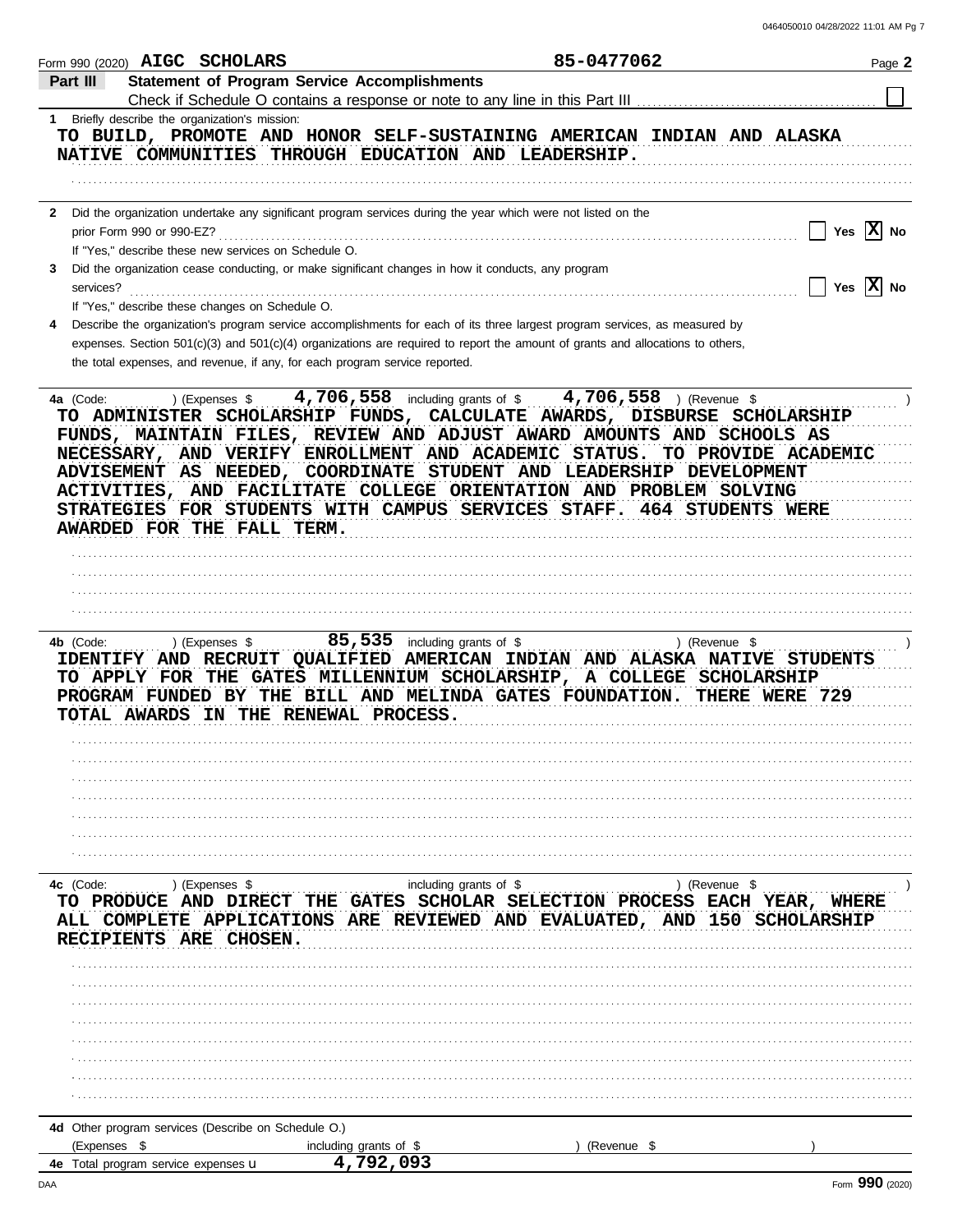Form 990 (2020) AIGC SCHOLARS 85-0477062

## Part III Statement of Program Service Accomplishments

Check if Schedule O contains a response or note to any line in this Part III ☐

**1** Briefly describe the organization's mission:

TO BUILD, PROMOTE AND HONOR SELF-SUSTAINING AMERICAN INDIAN AND ALASKA NATIVE COMMUNITIES THROUGH EDUCATION AND LEADERSHIP.

**2** Did the organization undertake any significant program services during the year which were not listed on the prior Form 990 or 990-EZ? ☐ Yes ☒ No

If "Yes," describe these new services on Schedule O.

**3** Did the organization cease conducting, or make significant changes in how it conducts, any program services? ☐ Yes ☒ No

If "Yes," describe these changes on Schedule O.

**4** Describe the organization's program service accomplishments for each of its three largest program services, as measured by expenses. Section 501(c)(3) and 501(c)(4) organizations are required to report the amount of grants and allocations to others, the total expenses, and revenue, if any, for each program service reported.

**4a** (Code: ) (Expenses $ 4,706,558 including grants of $ 4,706,558 ) (Revenue $ )

TO ADMINISTER SCHOLARSHIP FUNDS, CALCULATE AWARDS, DISBURSE SCHOLARSHIP FUNDS, MAINTAIN FILES, REVIEW AND ADJUST AWARD AMOUNTS AND SCHOOLS AS NECESSARY, AND VERIFY ENROLLMENT AND ACADEMIC STATUS. TO PROVIDE ACADEMIC ADVISEMENT AS NEEDED, COORDINATE STUDENT AND LEADERSHIP DEVELOPMENT ACTIVITIES, AND FACILITATE COLLEGE ORIENTATION AND PROBLEM SOLVING STRATEGIES FOR STUDENTS WITH CAMPUS SERVICES STAFF. 464 STUDENTS WERE AWARDED FOR THE FALL TERM.

**4b** (Code: ) (Expenses $ 85,535 including grants of $ ) (Revenue $ )

IDENTIFY AND RECRUIT QUALIFIED AMERICAN INDIAN AND ALASKA NATIVE STUDENTS TO APPLY FOR THE GATES MILLENNIUM SCHOLARSHIP, A COLLEGE SCHOLARSHIP PROGRAM FUNDED BY THE BILL AND MELINDA GATES FOUNDATION. THERE WERE 729 TOTAL AWARDS IN THE RENEWAL PROCESS.

**4c** (Code: ) (Expenses $ including grants of $ ) (Revenue $ )

TO PRODUCE AND DIRECT THE GATES SCHOLAR SELECTION PROCESS EACH YEAR, WHERE ALL COMPLETE APPLICATIONS ARE REVIEWED AND EVALUATED, AND 150 SCHOLARSHIP RECIPIENTS ARE CHOSEN.

**4d** Other program services (Describe on Schedule O.)

(Expenses $ including grants of $ ) (Revenue $ )

**4e** Total program service expenses 4,792,093

Form **990** (2020)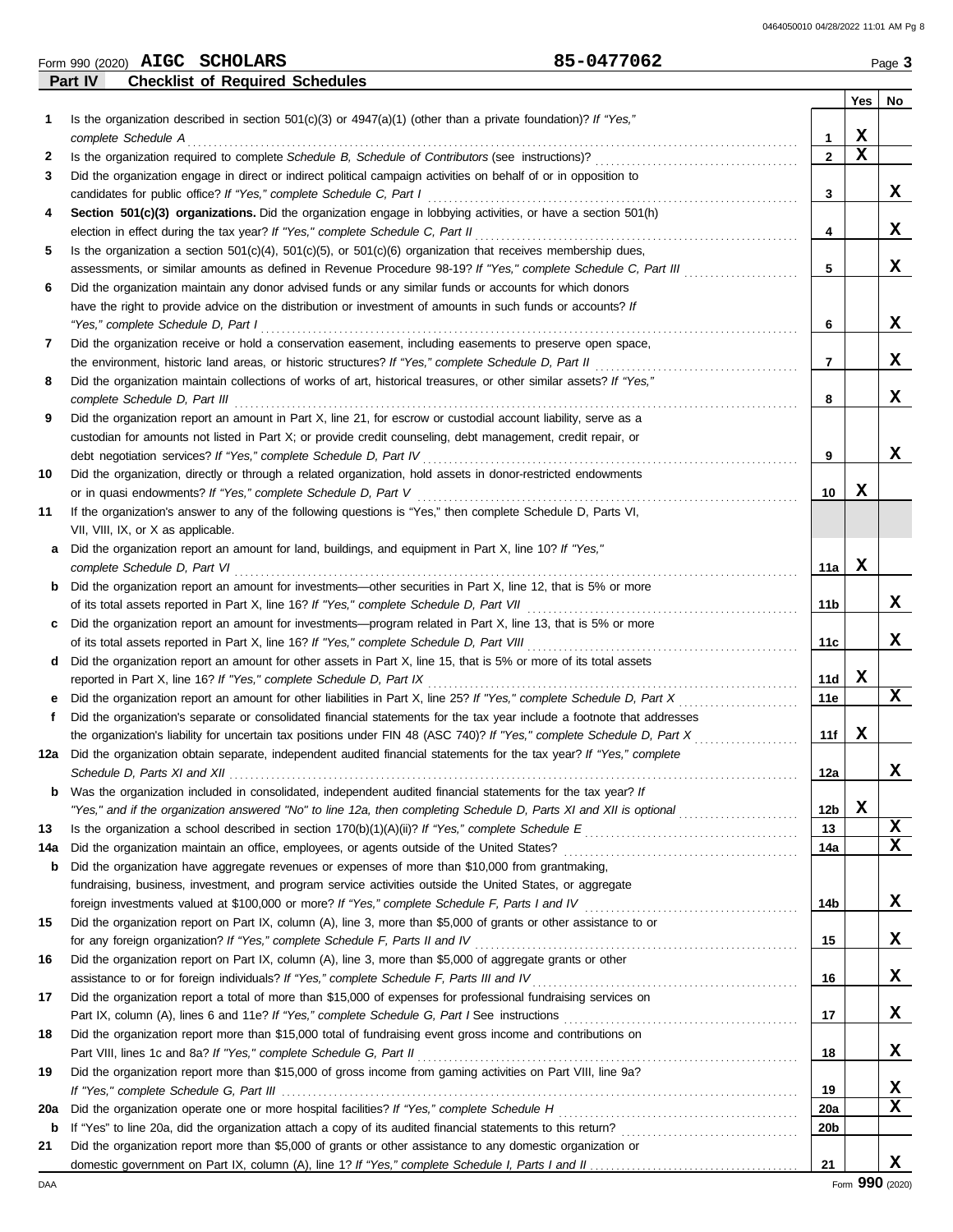Form 990 (2020) **AIGC SCHOLARS** **85-0477062** Page **3**

## Part IV Checklist of Required Schedules

| | | | Yes | No |
|---|---|---|---|---|
| **1** | Is the organization described in section 501(c)(3) or 4947(a)(1) (other than a private foundation)? *If "Yes," complete Schedule A* | **1** | X | |
| **2** | Is the organization required to complete *Schedule B, Schedule of Contributors* (see instructions)? | **2** | X | |
| **3** | Did the organization engage in direct or indirect political campaign activities on behalf of or in opposition to candidates for public office? *If "Yes," complete Schedule C, Part I* | **3** | | X |
| **4** | **Section 501(c)(3) organizations.** Did the organization engage in lobbying activities, or have a section 501(h) election in effect during the tax year? *If "Yes," complete Schedule C, Part II* | **4** | | X |
| **5** | Is the organization a section 501(c)(4), 501(c)(5), or 501(c)(6) organization that receives membership dues, assessments, or similar amounts as defined in Revenue Procedure 98-19? *If "Yes," complete Schedule C, Part III* | **5** | | X |
| **6** | Did the organization maintain any donor advised funds or any similar funds or accounts for which donors have the right to provide advice on the distribution or investment of amounts in such funds or accounts? *If "Yes," complete Schedule D, Part I* | **6** | | X |
| **7** | Did the organization receive or hold a conservation easement, including easements to preserve open space, the environment, historic land areas, or historic structures? *If "Yes," complete Schedule D, Part II* | **7** | | X |
| **8** | Did the organization maintain collections of works of art, historical treasures, or other similar assets? *If "Yes," complete Schedule D, Part III* | **8** | | X |
| **9** | Did the organization report an amount in Part X, line 21, for escrow or custodial account liability, serve as a custodian for amounts not listed in Part X; or provide credit counseling, debt management, credit repair, or debt negotiation services? *If "Yes," complete Schedule D, Part IV* | **9** | | X |
| **10** | Did the organization, directly or through a related organization, hold assets in donor-restricted endowments or in quasi endowments? *If "Yes," complete Schedule D, Part V* | **10** | X | |
| **11** | If the organization's answer to any of the following questions is "Yes," then complete Schedule D, Parts VI, VII, VIII, IX, or X as applicable. | | | |
| **a** | Did the organization report an amount for land, buildings, and equipment in Part X, line 10? *If "Yes," complete Schedule D, Part VI* | **11a** | X | |
| **b** | Did the organization report an amount for investments—other securities in Part X, line 12, that is 5% or more of its total assets reported in Part X, line 16? *If "Yes," complete Schedule D, Part VII* | **11b** | | X |
| **c** | Did the organization report an amount for investments—program related in Part X, line 13, that is 5% or more of its total assets reported in Part X, line 16? *If "Yes," complete Schedule D, Part VIII* | **11c** | | X |
| **d** | Did the organization report an amount for other assets in Part X, line 15, that is 5% or more of its total assets reported in Part X, line 16? *If "Yes," complete Schedule D, Part IX* | **11d** | X | |
| **e** | Did the organization report an amount for other liabilities in Part X, line 25? *If "Yes," complete Schedule D, Part X* | **11e** | | X |
| **f** | Did the organization's separate or consolidated financial statements for the tax year include a footnote that addresses the organization's liability for uncertain tax positions under FIN 48 (ASC 740)? *If "Yes," complete Schedule D, Part X* | **11f** | X | |
| **12a** | Did the organization obtain separate, independent audited financial statements for the tax year? *If "Yes," complete Schedule D, Parts XI and XII* | **12a** | | X |
| **b** | Was the organization included in consolidated, independent audited financial statements for the tax year? *If "Yes," and if the organization answered "No" to line 12a, then completing Schedule D, Parts XI and XII is optional* | **12b** | X | |
| **13** | Is the organization a school described in section 170(b)(1)(A)(ii)? *If "Yes," complete Schedule E* | **13** | | X |
| **14a** | Did the organization maintain an office, employees, or agents outside of the United States? | **14a** | | X |
| **b** | Did the organization have aggregate revenues or expenses of more than $10,000 from grantmaking, fundraising, business, investment, and program service activities outside the United States, or aggregate foreign investments valued at $100,000 or more? *If "Yes," complete Schedule F, Parts I and IV* | **14b** | | X |
| **15** | Did the organization report on Part IX, column (A), line 3, more than $5,000 of grants or other assistance to or for any foreign organization? *If "Yes," complete Schedule F, Parts II and IV* | **15** | | X |
| **16** | Did the organization report on Part IX, column (A), line 3, more than $5,000 of aggregate grants or other assistance to or for foreign individuals? *If "Yes," complete Schedule F, Parts III and IV* | **16** | | X |
| **17** | Did the organization report a total of more than $15,000 of expenses for professional fundraising services on Part IX, column (A), lines 6 and 11e? *If "Yes," complete Schedule G, Part I* See instructions | **17** | | X |
| **18** | Did the organization report more than $15,000 total of fundraising event gross income and contributions on Part VIII, lines 1c and 8a? *If "Yes," complete Schedule G, Part II* | **18** | | X |
| **19** | Did the organization report more than $15,000 of gross income from gaming activities on Part VIII, line 9a? *If "Yes," complete Schedule G, Part III* | **19** | | X |
| **20a** | Did the organization operate one or more hospital facilities? *If "Yes," complete Schedule H* | **20a** | | X |
| **b** | If "Yes" to line 20a, did the organization attach a copy of its audited financial statements to this return? | **20b** | | |
| **21** | Did the organization report more than $5,000 of grants or other assistance to any domestic organization or domestic government on Part IX, column (A), line 1? *If "Yes," complete Schedule I, Parts I and II* | **21** | | X |

DAA Form **990** (2020)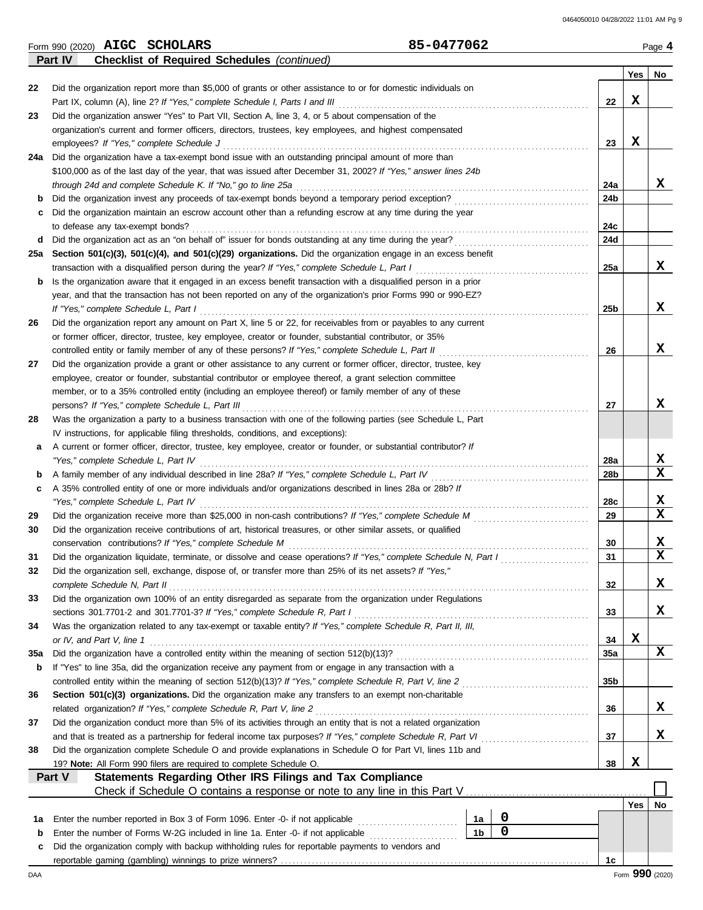Form 990 (2020) **AIGC SCHOLARS** **85-0477062** Page **4**

**Part IV Checklist of Required Schedules** *(continued)*

| | | | Yes | No |
|---|---|---|---|---|
| **22** | Did the organization report more than $5,000 of grants or other assistance to or for domestic individuals on Part IX, column (A), line 2? *If "Yes," complete Schedule I, Parts I and III* | **22** | X | |
| **23** | Did the organization answer "Yes" to Part VII, Section A, line 3, 4, or 5 about compensation of the organization's current and former officers, directors, trustees, key employees, and highest compensated employees? *If "Yes," complete Schedule J* | **23** | X | |
| **24a** | Did the organization have a tax-exempt bond issue with an outstanding principal amount of more than $100,000 as of the last day of the year, that was issued after December 31, 2002? *If "Yes," answer lines 24b through 24d and complete Schedule K. If "No," go to line 25a* | **24a** | | X |
| **b** | Did the organization invest any proceeds of tax-exempt bonds beyond a temporary period exception? | **24b** | | |
| **c** | Did the organization maintain an escrow account other than a refunding escrow at any time during the year to defease any tax-exempt bonds? | **24c** | | |
| **d** | Did the organization act as an "on behalf of" issuer for bonds outstanding at any time during the year? | **24d** | | |
| **25a** | **Section 501(c)(3), 501(c)(4), and 501(c)(29) organizations.** Did the organization engage in an excess benefit transaction with a disqualified person during the year? *If "Yes," complete Schedule L, Part I* | **25a** | | X |
| **b** | Is the organization aware that it engaged in an excess benefit transaction with a disqualified person in a prior year, and that the transaction has not been reported on any of the organization's prior Forms 990 or 990-EZ? *If "Yes," complete Schedule L, Part I* | **25b** | | X |
| **26** | Did the organization report any amount on Part X, line 5 or 22, for receivables from or payables to any current or former officer, director, trustee, key employee, creator or founder, substantial contributor, or 35% controlled entity or family member of any of these persons? *If "Yes," complete Schedule L, Part II* | **26** | | X |
| **27** | Did the organization provide a grant or other assistance to any current or former officer, director, trustee, key employee, creator or founder, substantial contributor or employee thereof, a grant selection committee member, or to a 35% controlled entity (including an employee thereof) or family member of any of these persons? *If "Yes," complete Schedule L, Part III* | **27** | | X |
| **28** | Was the organization a party to a business transaction with one of the following parties (see Schedule L, Part IV instructions, for applicable filing thresholds, conditions, and exceptions): | | | |
| **a** | A current or former officer, director, trustee, key employee, creator or founder, or substantial contributor? *If "Yes," complete Schedule L, Part IV* | **28a** | | X |
| **b** | A family member of any individual described in line 28a? *If "Yes," complete Schedule L, Part IV* | **28b** | | X |
| **c** | A 35% controlled entity of one or more individuals and/or organizations described in lines 28a or 28b? *If "Yes," complete Schedule L, Part IV* | **28c** | | X |
| **29** | Did the organization receive more than $25,000 in non-cash contributions? *If "Yes," complete Schedule M* | **29** | | X |
| **30** | Did the organization receive contributions of art, historical treasures, or other similar assets, or qualified conservation contributions? *If "Yes," complete Schedule M* | **30** | | X |
| **31** | Did the organization liquidate, terminate, or dissolve and cease operations? *If "Yes," complete Schedule N, Part I* | **31** | | X |
| **32** | Did the organization sell, exchange, dispose of, or transfer more than 25% of its net assets? *If "Yes," complete Schedule N, Part II* | **32** | | X |
| **33** | Did the organization own 100% of an entity disregarded as separate from the organization under Regulations sections 301.7701-2 and 301.7701-3? *If "Yes," complete Schedule R, Part I* | **33** | | X |
| **34** | Was the organization related to any tax-exempt or taxable entity? *If "Yes," complete Schedule R, Part II, III, or IV, and Part V, line 1* | **34** | X | |
| **35a** | Did the organization have a controlled entity within the meaning of section 512(b)(13)? | **35a** | | X |
| **b** | If "Yes" to line 35a, did the organization receive any payment from or engage in any transaction with a controlled entity within the meaning of section 512(b)(13)? *If "Yes," complete Schedule R, Part V, line 2* | **35b** | | |
| **36** | **Section 501(c)(3) organizations.** Did the organization make any transfers to an exempt non-charitable related organization? *If "Yes," complete Schedule R, Part V, line 2* | **36** | | X |
| **37** | Did the organization conduct more than 5% of its activities through an entity that is not a related organization and that is treated as a partnership for federal income tax purposes? *If "Yes," complete Schedule R, Part VI* | **37** | | X |
| **38** | Did the organization complete Schedule O and provide explanations in Schedule O for Part VI, lines 11b and 19? **Note:** All Form 990 filers are required to complete Schedule O. | **38** | X | |

**Part V Statements Regarding Other IRS Filings and Tax Compliance**

Check if Schedule O contains a response or note to any line in this Part V ☐

| | | | | | Yes | No |
|---|---|---|---|---|---|---|
| **1a** | Enter the number reported in Box 3 of Form 1096. Enter -0- if not applicable | 1a | 0 | | | |
| **b** | Enter the number of Forms W-2G included in line 1a. Enter -0- if not applicable | 1b | 0 | | | |
| **c** | Did the organization comply with backup withholding rules for reportable payments to vendors and reportable gaming (gambling) winnings to prize winners? | | | **1c** | | |

DAA Form **990** (2020)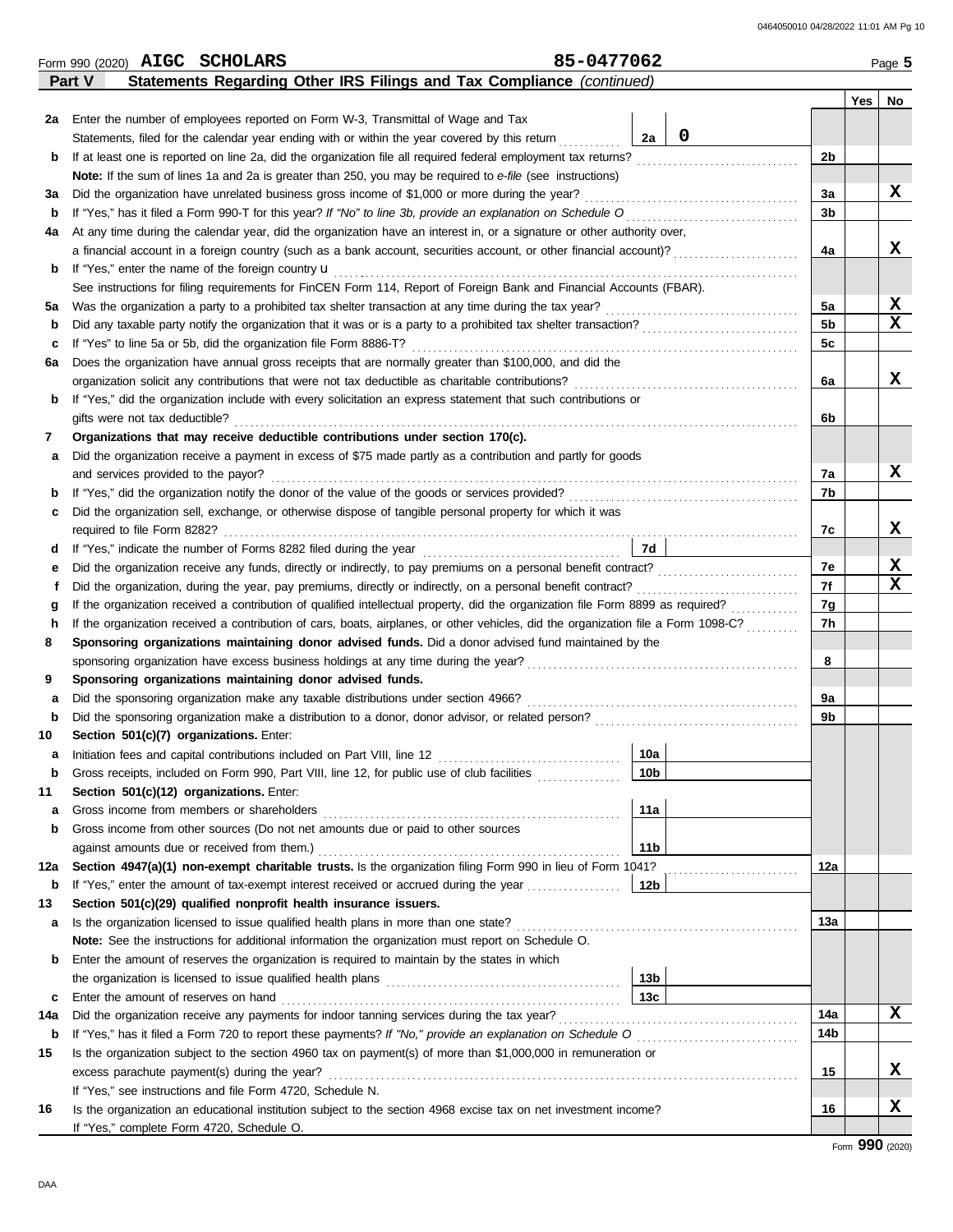Form 990 (2020) **AIGC SCHOLARS** **85-0477062** Page **5**

**Part V Statements Regarding Other IRS Filings and Tax Compliance** *(continued)*

| | | | | | Yes | No |
|---|---|---|---|---|---|---|
| **2a** | Enter the number of employees reported on Form W-3, Transmittal of Wage and Tax Statements, filed for the calendar year ending with or within the year covered by this return | 2a | 0 | | | |
| **b** | If at least one is reported on line 2a, did the organization file all required federal employment tax returns? | | | 2b | | |
| | **Note:** If the sum of lines 1a and 2a is greater than 250, you may be required to *e-file* (see instructions) | | | | | |
| **3a** | Did the organization have unrelated business gross income of $1,000 or more during the year? | | | 3a | | X |
| **b** | If "Yes," has it filed a Form 990-T for this year? *If "No" to line 3b, provide an explanation on Schedule O* | | | 3b | | |
| **4a** | At any time during the calendar year, did the organization have an interest in, or a signature or other authority over, a financial account in a foreign country (such as a bank account, securities account, or other financial account)? | | | 4a | | X |
| **b** | If "Yes," enter the name of the foreign country u | | | | | |
| | See instructions for filing requirements for FinCEN Form 114, Report of Foreign Bank and Financial Accounts (FBAR). | | | | | |
| **5a** | Was the organization a party to a prohibited tax shelter transaction at any time during the tax year? | | | 5a | | X |
| **b** | Did any taxable party notify the organization that it was or is a party to a prohibited tax shelter transaction? | | | 5b | | X |
| **c** | If "Yes" to line 5a or 5b, did the organization file Form 8886-T? | | | 5c | | |
| **6a** | Does the organization have annual gross receipts that are normally greater than $100,000, and did the organization solicit any contributions that were not tax deductible as charitable contributions? | | | 6a | | X |
| **b** | If "Yes," did the organization include with every solicitation an express statement that such contributions or gifts were not tax deductible? | | | 6b | | |
| **7** | **Organizations that may receive deductible contributions under section 170(c).** | | | | | |
| **a** | Did the organization receive a payment in excess of $75 made partly as a contribution and partly for goods and services provided to the payor? | | | 7a | | X |
| **b** | If "Yes," did the organization notify the donor of the value of the goods or services provided? | | | 7b | | |
| **c** | Did the organization sell, exchange, or otherwise dispose of tangible personal property for which it was required to file Form 8282? | | | 7c | | X |
| **d** | If "Yes," indicate the number of Forms 8282 filed during the year | 7d | | | | |
| **e** | Did the organization receive any funds, directly or indirectly, to pay premiums on a personal benefit contract? | | | 7e | | X |
| **f** | Did the organization, during the year, pay premiums, directly or indirectly, on a personal benefit contract? | | | 7f | | X |
| **g** | If the organization received a contribution of qualified intellectual property, did the organization file Form 8899 as required? | | | 7g | | |
| **h** | If the organization received a contribution of cars, boats, airplanes, or other vehicles, did the organization file a Form 1098-C? | | | 7h | | |
| **8** | **Sponsoring organizations maintaining donor advised funds.** Did a donor advised fund maintained by the sponsoring organization have excess business holdings at any time during the year? | | | 8 | | |
| **9** | **Sponsoring organizations maintaining donor advised funds.** | | | | | |
| **a** | Did the sponsoring organization make any taxable distributions under section 4966? | | | 9a | | |
| **b** | Did the sponsoring organization make a distribution to a donor, donor advisor, or related person? | | | 9b | | |
| **10** | **Section 501(c)(7) organizations.** Enter: | | | | | |
| **a** | Initiation fees and capital contributions included on Part VIII, line 12 | 10a | | | | |
| **b** | Gross receipts, included on Form 990, Part VIII, line 12, for public use of club facilities | 10b | | | | |
| **11** | **Section 501(c)(12) organizations.** Enter: | | | | | |
| **a** | Gross income from members or shareholders | 11a | | | | |
| **b** | Gross income from other sources (Do not net amounts due or paid to other sources against amounts due or received from them.) | 11b | | | | |
| **12a** | **Section 4947(a)(1) non-exempt charitable trusts.** Is the organization filing Form 990 in lieu of Form 1041? | | | 12a | | |
| **b** | If "Yes," enter the amount of tax-exempt interest received or accrued during the year | 12b | | | | |
| **13** | **Section 501(c)(29) qualified nonprofit health insurance issuers.** | | | | | |
| **a** | Is the organization licensed to issue qualified health plans in more than one state? | | | 13a | | |
| | **Note:** See the instructions for additional information the organization must report on Schedule O. | | | | | |
| **b** | Enter the amount of reserves the organization is required to maintain by the states in which the organization is licensed to issue qualified health plans | 13b | | | | |
| **c** | Enter the amount of reserves on hand | 13c | | | | |
| **14a** | Did the organization receive any payments for indoor tanning services during the tax year? | | | 14a | | X |
| **b** | If "Yes," has it filed a Form 720 to report these payments? *If "No," provide an explanation on Schedule O* | | | 14b | | |
| **15** | Is the organization subject to the section 4960 tax on payment(s) of more than $1,000,000 in remuneration or excess parachute payment(s) during the year? | | | 15 | | X |
| | If "Yes," see instructions and file Form 4720, Schedule N. | | | | | |
| **16** | Is the organization an educational institution subject to the section 4968 excise tax on net investment income? | | | 16 | | X |
| | If "Yes," complete Form 4720, Schedule O. | | | | | |

Form **990** (2020)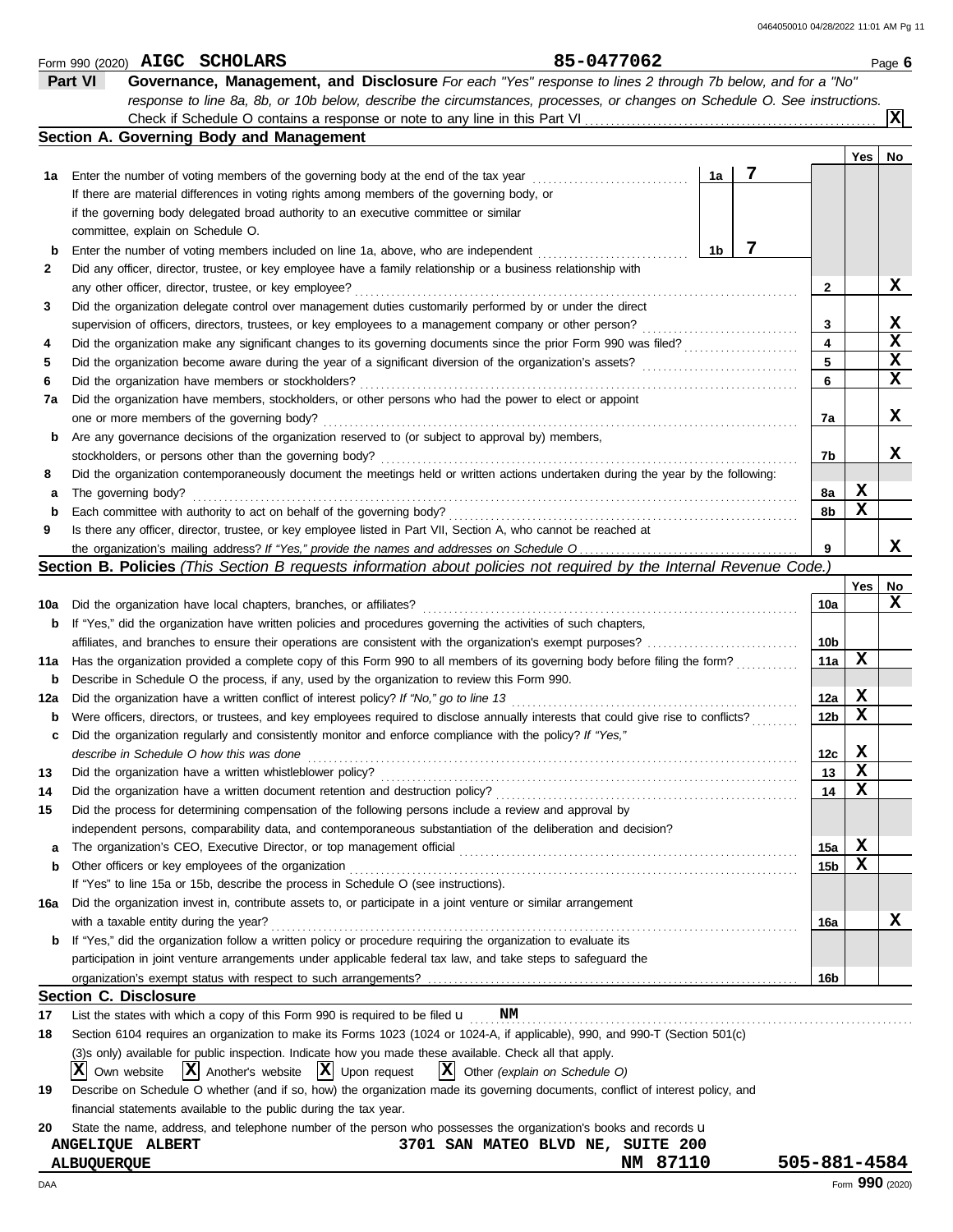Form 990 (2020) **AIGC SCHOLARS** 85-0477062 Page **6**

## Part VI Governance, Management, and Disclosure

*For each "Yes" response to lines 2 through 7b below, and for a "No" response to line 8a, 8b, or 10b below, describe the circumstances, processes, or changes on Schedule O. See instructions.*

Check if Schedule O contains a response or note to any line in this Part VI . . . . . . [X]

### Section A. Governing Body and Management

| | | | | Yes | No |
|---|---|---|---|---|---|
| 1a | Enter the number of voting members of the governing body at the end of the tax year | 1a | 7 | | |
| | If there are material differences in voting rights among members of the governing body, or if the governing body delegated broad authority to an executive committee or similar committee, explain on Schedule O. | | | | |
| b | Enter the number of voting members included on line 1a, above, who are independent | 1b | 7 | | |
| 2 | Did any officer, director, trustee, or key employee have a family relationship or a business relationship with any other officer, director, trustee, or key employee? | 2 | | | X |
| 3 | Did the organization delegate control over management duties customarily performed by or under the direct supervision of officers, directors, trustees, or key employees to a management company or other person? | 3 | | | X |
| 4 | Did the organization make any significant changes to its governing documents since the prior Form 990 was filed? | 4 | | | X |
| 5 | Did the organization become aware during the year of a significant diversion of the organization's assets? | 5 | | | X |
| 6 | Did the organization have members or stockholders? | 6 | | | X |
| 7a | Did the organization have members, stockholders, or other persons who had the power to elect or appoint one or more members of the governing body? | 7a | | | X |
| b | Are any governance decisions of the organization reserved to (or subject to approval by) members, stockholders, or persons other than the governing body? | 7b | | | X |
| 8 | Did the organization contemporaneously document the meetings held or written actions undertaken during the year by the following: | | | | |
| a | The governing body? | 8a | | X | |
| b | Each committee with authority to act on behalf of the governing body? | 8b | | X | |
| 9 | Is there any officer, director, trustee, or key employee listed in Part VII, Section A, who cannot be reached at the organization's mailing address? *If "Yes," provide the names and addresses on Schedule O* | 9 | | | X |

### Section B. Policies *(This Section B requests information about policies not required by the Internal Revenue Code.)*

| | | | Yes | No |
|---|---|---|---|---|
| 10a | Did the organization have local chapters, branches, or affiliates? | 10a | | X |
| b | If "Yes," did the organization have written policies and procedures governing the activities of such chapters, affiliates, and branches to ensure their operations are consistent with the organization's exempt purposes? | 10b | | |
| 11a | Has the organization provided a complete copy of this Form 990 to all members of its governing body before filing the form? | 11a | X | |
| b | Describe in Schedule O the process, if any, used by the organization to review this Form 990. | | | |
| 12a | Did the organization have a written conflict of interest policy? *If "No," go to line 13* | 12a | X | |
| b | Were officers, directors, or trustees, and key employees required to disclose annually interests that could give rise to conflicts? | 12b | X | |
| c | Did the organization regularly and consistently monitor and enforce compliance with the policy? *If "Yes," describe in Schedule O how this was done* | 12c | X | |
| 13 | Did the organization have a written whistleblower policy? | 13 | X | |
| 14 | Did the organization have a written document retention and destruction policy? | 14 | X | |
| 15 | Did the process for determining compensation of the following persons include a review and approval by independent persons, comparability data, and contemporaneous substantiation of the deliberation and decision? | | | |
| a | The organization's CEO, Executive Director, or top management official | 15a | X | |
| b | Other officers or key employees of the organization | 15b | X | |
| | If "Yes" to line 15a or 15b, describe the process in Schedule O (see instructions). | | | |
| 16a | Did the organization invest in, contribute assets to, or participate in a joint venture or similar arrangement with a taxable entity during the year? | 16a | | X |
| b | If "Yes," did the organization follow a written policy or procedure requiring the organization to evaluate its participation in joint venture arrangements under applicable federal tax law, and take steps to safeguard the organization's exempt status with respect to such arrangements? | 16b | | |

### Section C. Disclosure

17 List the states with which a copy of this Form 990 is required to be filed u **NM**

18 Section 6104 requires an organization to make its Forms 1023 (1024 or 1024-A, if applicable), 990, and 990-T (Section 501(c)(3)s only) available for public inspection. Indicate how you made these available. Check all that apply.

[X] Own website [X] Another's website [X] Upon request [X] Other *(explain on Schedule O)*

19 Describe on Schedule O whether (and if so, how) the organization made its governing documents, conflict of interest policy, and financial statements available to the public during the tax year.

20 State the name, address, and telephone number of the person who possesses the organization's books and records u

ANGELIQUE ALBERT 3701 SAN MATEO BLVD NE, SUITE 200
ALBUQUERQUE NM 87110 505-881-4584

Form **990** (2020)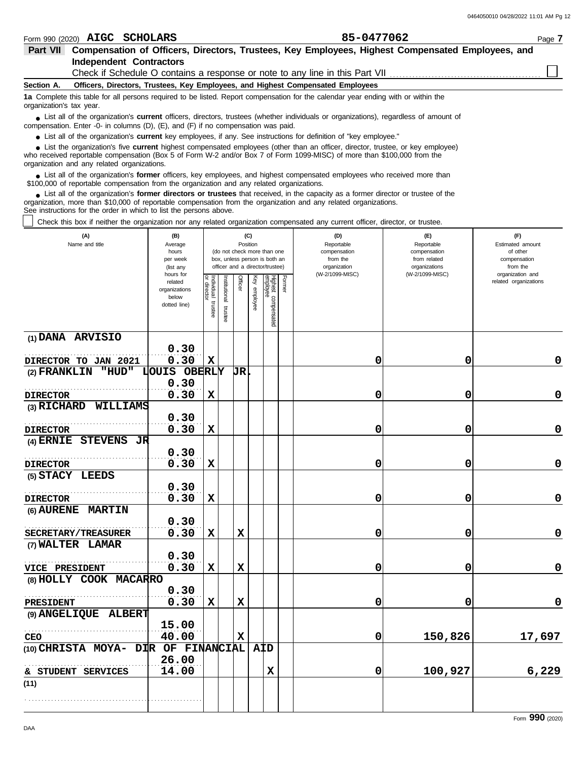Form 990 (2020) **AIGC SCHOLARS** **85-0477062** Page **7**

## Part VII Compensation of Officers, Directors, Trustees, Key Employees, Highest Compensated Employees, and Independent Contractors

Check if Schedule O contains a response or note to any line in this Part VII ☐

**Section A. Officers, Directors, Trustees, Key Employees, and Highest Compensated Employees**

**1a** Complete this table for all persons required to be listed. Report compensation for the calendar year ending with or within the organization's tax year.

- List all of the organization's **current** officers, directors, trustees (whether individuals or organizations), regardless of amount of compensation. Enter -0- in columns (D), (E), and (F) if no compensation was paid.
- List all of the organization's **current** key employees, if any. See instructions for definition of "key employee."
- List the organization's five **current** highest compensated employees (other than an officer, director, trustee, or key employee) who received reportable compensation (Box 5 of Form W-2 and/or Box 7 of Form 1099-MISC) of more than $100,000 from the organization and any related organizations.
- List all of the organization's **former** officers, key employees, and highest compensated employees who received more than $100,000 of reportable compensation from the organization and any related organizations.
- List all of the organization's **former directors or trustees** that received, in the capacity as a former director or trustee of the organization, more than $10,000 of reportable compensation from the organization and any related organizations.

See instructions for the order in which to list the persons above.

☐ Check this box if neither the organization nor any related organization compensated any current officer, director, or trustee.

| (A) Name and title | (B) Average hours per week (list any hours for related organizations below dotted line) | (C) Position (do not check more than one box, unless person is both an officer and a director/trustee) | | | | | | (D) Reportable compensation from the organization (W-2/1099-MISC) | (E) Reportable compensation from related organizations (W-2/1099-MISC) | (F) Estimated amount of other compensation from the organization and related organizations |
|---|---|---|---|---|---|---|---|---|---|---|
| | | Individual trustee or director | Institutional trustee | Officer | Key employee | Highest compensated employee | Former | | | |
| (1) DANA ARVISIO<br>DIRECTOR TO JAN 2021 | 0.30<br>0.30 | X | | | | | | 0 | 0 | 0 |
| (2) FRANKLIN "HUD" LOUIS OBERLY JR.<br>DIRECTOR | 0.30<br>0.30 | X | | | | | | 0 | 0 | 0 |
| (3) RICHARD WILLIAMS<br>DIRECTOR | 0.30<br>0.30 | X | | | | | | 0 | 0 | 0 |
| (4) ERNIE STEVENS JR<br>DIRECTOR | 0.30<br>0.30 | X | | | | | | 0 | 0 | 0 |
| (5) STACY LEEDS<br>DIRECTOR | 0.30<br>0.30 | X | | | | | | 0 | 0 | 0 |
| (6) AURENE MARTIN<br>SECRETARY/TREASURER | 0.30<br>0.30 | X | | X | | | | 0 | 0 | 0 |
| (7) WALTER LAMAR<br>VICE PRESIDENT | 0.30<br>0.30 | X | | X | | | | 0 | 0 | 0 |
| (8) HOLLY COOK MACARRO<br>PRESIDENT | 0.30<br>0.30 | X | | X | | | | 0 | 0 | 0 |
| (9) ANGELIQUE ALBERT<br>CEO | 15.00<br>40.00 | | | X | | | | 0 | 150,826 | 17,697 |
| (10) CHRISTA MOYA- DIR OF FINANCIAL AID<br>& STUDENT SERVICES | 26.00<br>14.00 | | | | | X | | 0 | 100,927 | 6,229 |
| (11) | | | | | | | | | | |

Form **990** (2020)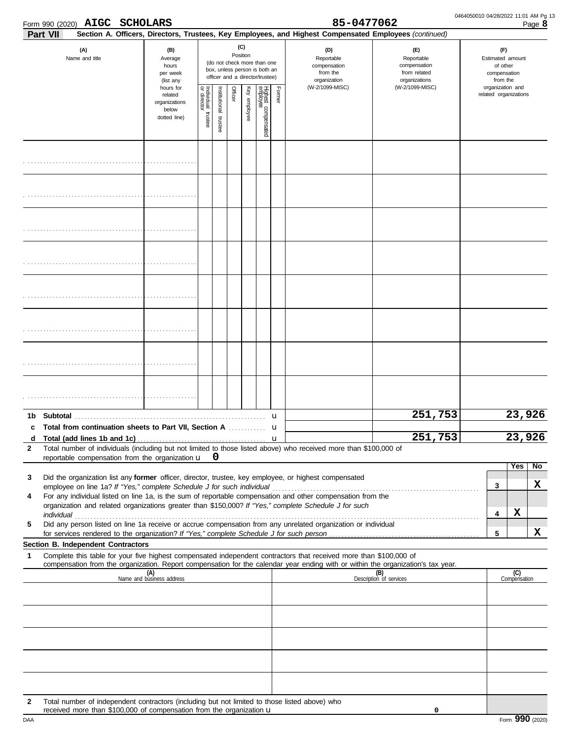Form 990 (2020) **AIGC SCHOLARS** **85-0477062** Page **8**

**Part VII** **Section A. Officers, Directors, Trustees, Key Employees, and Highest Compensated Employees** *(continued)*

| (A) Name and title | (B) Average hours per week (list any hours for related organizations below dotted line) | (C) Position (do not check more than one box, unless person is both an officer and a director/trustee) | | | | | | (D) Reportable compensation from the organization (W-2/1099-MISC) | (E) Reportable compensation from related organizations (W-2/1099-MISC) | (F) Estimated amount of other compensation from the organization and related organizations |
|---|---|---|---|---|---|---|---|---|---|---|
| | | Individual trustee or director | Institutional trustee | Officer | Key employee | Highest compensated employee | Former | | | |
| | | | | | | | | | | |
| | | | | | | | | | | |
| | | | | | | | | | | |
| | | | | | | | | | | |
| | | | | | | | | | | |
| | | | | | | | | | | |
| | | | | | | | | | | |
| | | | | | | | | | | |

| | | (D) | (E) | (F) |
|---|---|---|---|---|
| **1b** | **Subtotal** | | 251,753 | 23,926 |
| **c** | **Total from continuation sheets to Part VII, Section A** | | | |
| **d** | **Total (add lines 1b and 1c)** | | 251,753 | 23,926 |

**2** Total number of individuals (including but not limited to those listed above) who received more than $100,000 of reportable compensation from the organization **0**

| | | | Yes | No |
|---|---|---|---|---|
| **3** | Did the organization list any **former** officer, director, trustee, key employee, or highest compensated employee on line 1a? *If "Yes," complete Schedule J for such individual* | 3 | | X |
| **4** | For any individual listed on line 1a, is the sum of reportable compensation and other compensation from the organization and related organizations greater than $150,000? *If "Yes," complete Schedule J for such individual* | 4 | X | |
| **5** | Did any person listed on line 1a receive or accrue compensation from any unrelated organization or individual for services rendered to the organization? *If "Yes," complete Schedule J for such person* | 5 | | X |

**Section B. Independent Contractors**

**1** Complete this table for your five highest compensated independent contractors that received more than $100,000 of compensation from the organization. Report compensation for the calendar year ending with or within the organization's tax year.

| (A) Name and business address | (B) Description of services | (C) Compensation |
|---|---|---|
| | | |
| | | |
| | | |
| | | |
| | | |

**2** Total number of independent contractors (including but not limited to those listed above) who received more than $100,000 of compensation from the organization **0**

Form **990** (2020)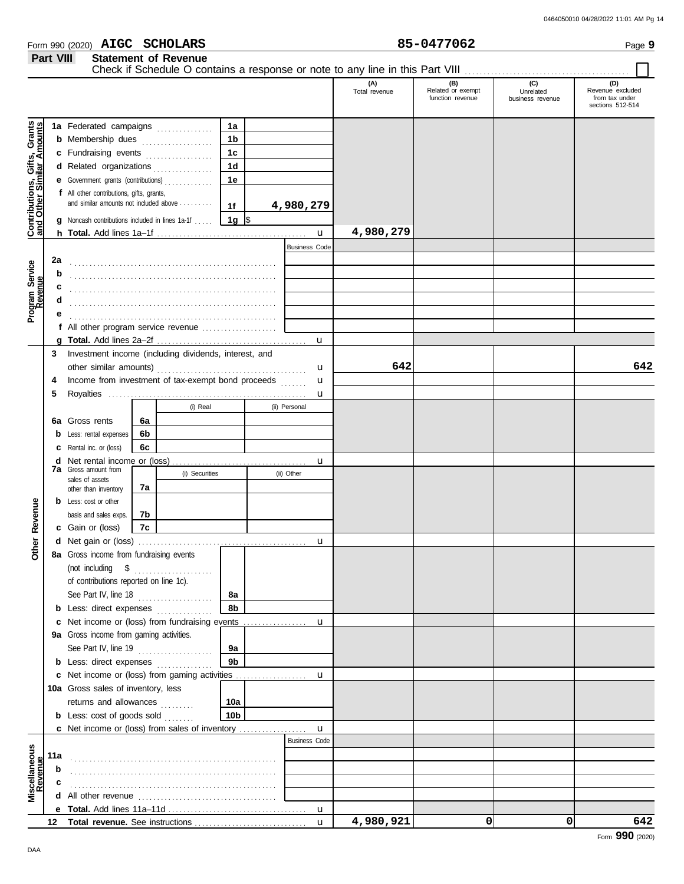Form 990 (2020) **AIGC SCHOLARS** **85-0477062** Page **9**

## Part VIII Statement of Revenue

Check if Schedule O contains a response or note to any line in this Part VIII ☐

| | | | | (A) Total revenue | (B) Related or exempt function revenue | (C) Unrelated business revenue | (D) Revenue excluded from tax under sections 512-514 |
|---|---|---|---|---|---|---|---|
| **Contributions, Gifts, Grants and Other Similar Amounts** | 1a Federated campaigns | 1a | | | | | |
| | b Membership dues | 1b | | | | | |
| | c Fundraising events | 1c | | | | | |
| | d Related organizations | 1d | | | | | |
| | e Government grants (contributions) | 1e | | | | | |
| | f All other contributions, gifts, grants, and similar amounts not included above | 1f | 4,980,279 | | | | |
| | g Noncash contributions included in lines 1a-1f | 1g | $ | | | | |
| | h **Total.** Add lines 1a–1f | | u | 4,980,279 | | | |
| **Program Service Revenue** | | | Business Code | | | | |
| | 2a | | | | | | |
| | b | | | | | | |
| | c | | | | | | |
| | d | | | | | | |
| | e | | | | | | |
| | f All other program service revenue | | | | | | |
| | g **Total.** Add lines 2a–2f | | u | | | | |
| **Other Revenue** | 3 Investment income (including dividends, interest, and other similar amounts) | | u | 642 | | | 642 |
| | 4 Income from investment of tax-exempt bond proceeds | | u | | | | |
| | 5 Royalties | | u | | | | |
| | | (i) Real | (ii) Personal | | | | |
| | 6a Gross rents (6a) | | | | | | |
| | b Less: rental expenses (6b) | | | | | | |
| | c Rental inc. or (loss) (6c) | | | | | | |
| | d Net rental income or (loss) | | u | | | | |
| | | (i) Securities | (ii) Other | | | | |
| | 7a Gross amount from sales of assets other than inventory (7a) | | | | | | |
| | b Less: cost or other basis and sales exps. (7b) | | | | | | |
| | c Gain or (loss) (7c) | | | | | | |
| | d Net gain or (loss) | | u | | | | |
| | 8a Gross income from fundraising events (not including $ of contributions reported on line 1c). See Part IV, line 18 | 8a | | | | | |
| | b Less: direct expenses | 8b | | | | | |
| | c Net income or (loss) from fundraising events | | u | | | | |
| | 9a Gross income from gaming activities. See Part IV, line 19 | 9a | | | | | |
| | b Less: direct expenses | 9b | | | | | |
| | c Net income or (loss) from gaming activities | | u | | | | |
| | 10a Gross sales of inventory, less returns and allowances | 10a | | | | | |
| | b Less: cost of goods sold | 10b | | | | | |
| | c Net income or (loss) from sales of inventory | | u | | | | |
| **Miscellaneous Revenue** | | | Business Code | | | | |
| | 11a | | | | | | |
| | b | | | | | | |
| | c | | | | | | |
| | d All other revenue | | | | | | |
| | e **Total.** Add lines 11a–11d | | u | | | | |
| | 12 **Total revenue.** See instructions | | u | 4,980,921 | 0 | 0 | 642 |

Form **990** (2020)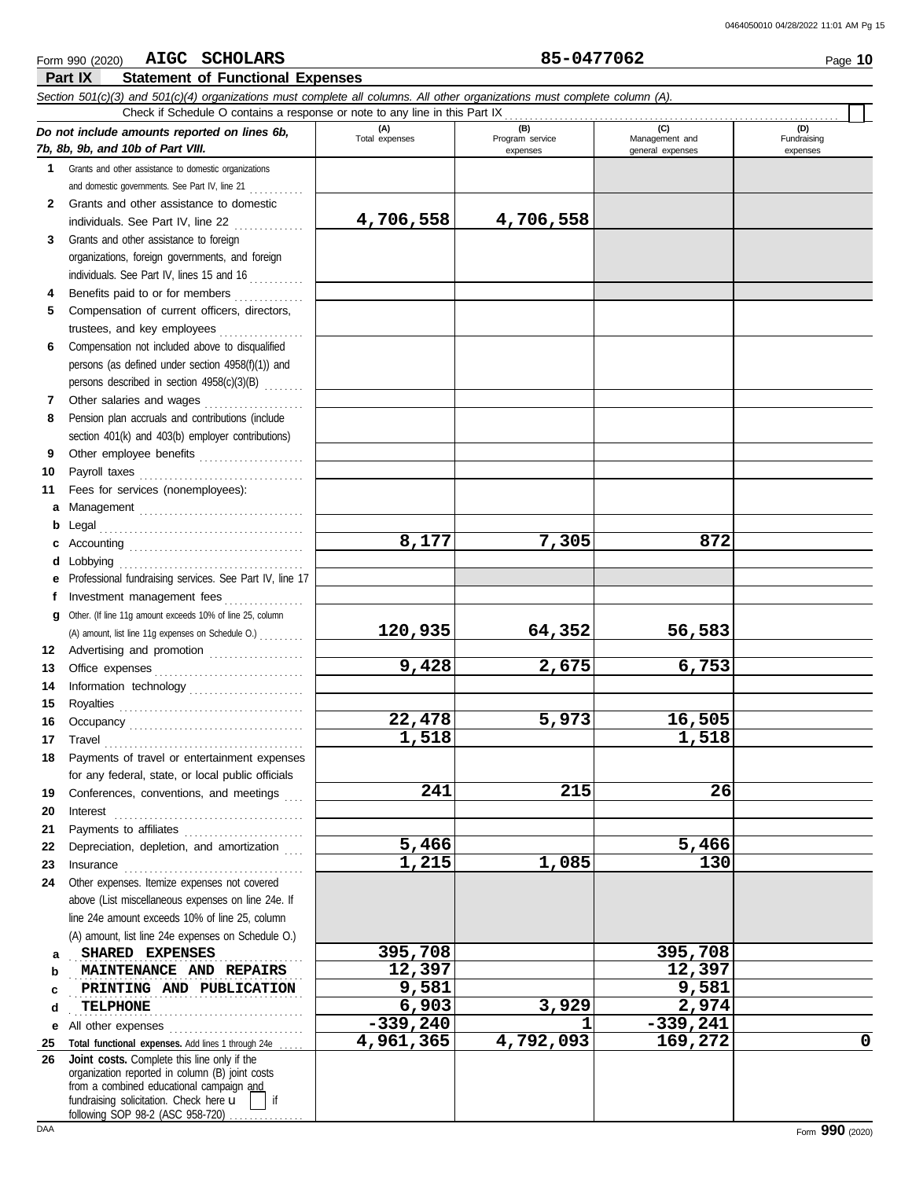Form 990 (2020) **AIGC SCHOLARS** **85-0477062** Page **10**

## Part IX Statement of Functional Expenses

*Section 501(c)(3) and 501(c)(4) organizations must complete all columns. All other organizations must complete column (A).*

Check if Schedule O contains a response or note to any line in this Part IX

| *Do not include amounts reported on lines 6b, 7b, 8b, 9b, and 10b of Part VIII.* | (A) Total expenses | (B) Program service expenses | (C) Management and general expenses | (D) Fundraising expenses |
|---|---|---|---|---|
| **1** Grants and other assistance to domestic organizations and domestic governments. See Part IV, line 21 | | | | |
| **2** Grants and other assistance to domestic individuals. See Part IV, line 22 | 4,706,558 | 4,706,558 | | |
| **3** Grants and other assistance to foreign organizations, foreign governments, and foreign individuals. See Part IV, lines 15 and 16 | | | | |
| **4** Benefits paid to or for members | | | | |
| **5** Compensation of current officers, directors, trustees, and key employees | | | | |
| **6** Compensation not included above to disqualified persons (as defined under section 4958(f)(1)) and persons described in section 4958(c)(3)(B) | | | | |
| **7** Other salaries and wages | | | | |
| **8** Pension plan accruals and contributions (include section 401(k) and 403(b) employer contributions) | | | | |
| **9** Other employee benefits | | | | |
| **10** Payroll taxes | | | | |
| **11** Fees for services (nonemployees): | | | | |
| **a** Management | | | | |
| **b** Legal | | | | |
| **c** Accounting | 8,177 | 7,305 | 872 | |
| **d** Lobbying | | | | |
| **e** Professional fundraising services. See Part IV, line 17 | | | | |
| **f** Investment management fees | | | | |
| **g** Other. (If line 11g amount exceeds 10% of line 25, column (A) amount, list line 11g expenses on Schedule O.) | 120,935 | 64,352 | 56,583 | |
| **12** Advertising and promotion | | | | |
| **13** Office expenses | 9,428 | 2,675 | 6,753 | |
| **14** Information technology | | | | |
| **15** Royalties | | | | |
| **16** Occupancy | 22,478 | 5,973 | 16,505 | |
| **17** Travel | 1,518 | | 1,518 | |
| **18** Payments of travel or entertainment expenses for any federal, state, or local public officials | | | | |
| **19** Conferences, conventions, and meetings | 241 | 215 | 26 | |
| **20** Interest | | | | |
| **21** Payments to affiliates | | | | |
| **22** Depreciation, depletion, and amortization | 5,466 | | 5,466 | |
| **23** Insurance | 1,215 | 1,085 | 130 | |
| **24** Other expenses. Itemize expenses not covered above (List miscellaneous expenses on line 24e. If line 24e amount exceeds 10% of line 25, column (A) amount, list line 24e expenses on Schedule O.) | | | | |
| **a** SHARED EXPENSES | 395,708 | | 395,708 | |
| **b** MAINTENANCE AND REPAIRS | 12,397 | | 12,397 | |
| **c** PRINTING AND PUBLICATION | 9,581 | | 9,581 | |
| **d** TELPHONE | 6,903 | 3,929 | 2,974 | |
| **e** All other expenses | -339,240 | 1 | -339,241 | |
| **25 Total functional expenses.** Add lines 1 through 24e | 4,961,365 | 4,792,093 | 169,272 | 0 |
| **26 Joint costs.** Complete this line only if the organization reported in column (B) joint costs from a combined educational campaign and fundraising solicitation. Check here ☐ if following SOP 98-2 (ASC 958-720) | | | | |

DAA Form **990** (2020)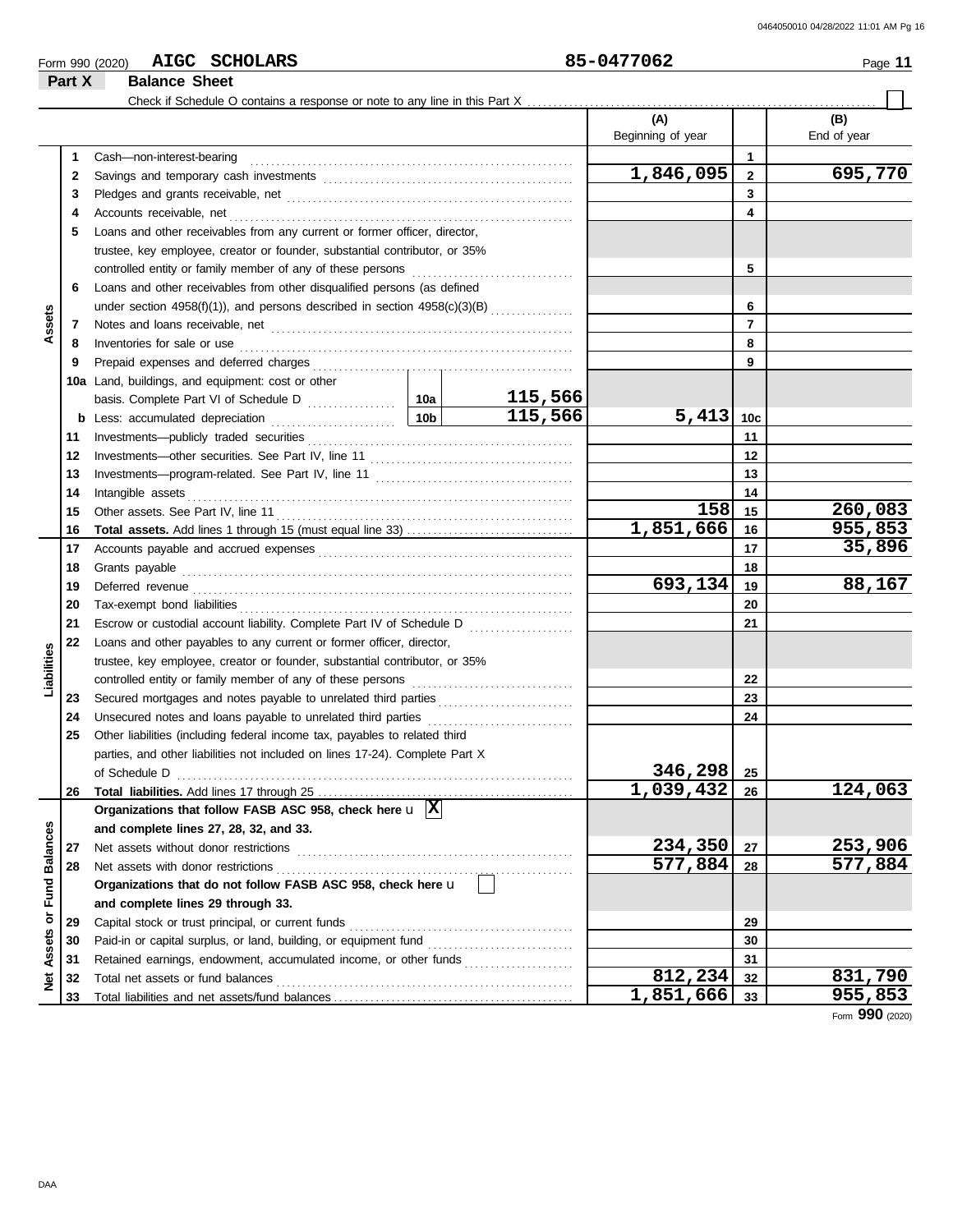Form 990 (2020) **AIGC SCHOLARS** **85-0477062** Page **11**

## Part X Balance Sheet

Check if Schedule O contains a response or note to any line in this Part X ☐

| | | | | | (A) Beginning of year | | (B) End of year |
|---|---|---|---|---|---|---|---|
| Assets | 1 | Cash—non-interest-bearing | | | | 1 | |
| | 2 | Savings and temporary cash investments | | | 1,846,095 | 2 | 695,770 |
| | 3 | Pledges and grants receivable, net | | | | 3 | |
| | 4 | Accounts receivable, net | | | | 4 | |
| | 5 | Loans and other receivables from any current or former officer, director, trustee, key employee, creator or founder, substantial contributor, or 35% controlled entity or family member of any of these persons | | | | 5 | |
| | 6 | Loans and other receivables from other disqualified persons (as defined under section 4958(f)(1)), and persons described in section 4958(c)(3)(B) | | | | 6 | |
| | 7 | Notes and loans receivable, net | | | | 7 | |
| | 8 | Inventories for sale or use | | | | 8 | |
| | 9 | Prepaid expenses and deferred charges | | | | 9 | |
| | 10a | Land, buildings, and equipment: cost or other basis. Complete Part VI of Schedule D | 10a | 115,566 | | | |
| | b | Less: accumulated depreciation | 10b | 115,566 | 5,413 | 10c | |
| | 11 | Investments—publicly traded securities | | | | 11 | |
| | 12 | Investments—other securities. See Part IV, line 11 | | | | 12 | |
| | 13 | Investments—program-related. See Part IV, line 11 | | | | 13 | |
| | 14 | Intangible assets | | | | 14 | |
| | 15 | Other assets. See Part IV, line 11 | | | 158 | 15 | 260,083 |
| | 16 | **Total assets.** Add lines 1 through 15 (must equal line 33) | | | 1,851,666 | 16 | 955,853 |
| Liabilities | 17 | Accounts payable and accrued expenses | | | | 17 | 35,896 |
| | 18 | Grants payable | | | | 18 | |
| | 19 | Deferred revenue | | | 693,134 | 19 | 88,167 |
| | 20 | Tax-exempt bond liabilities | | | | 20 | |
| | 21 | Escrow or custodial account liability. Complete Part IV of Schedule D | | | | 21 | |
| | 22 | Loans and other payables to any current or former officer, director, trustee, key employee, creator or founder, substantial contributor, or 35% controlled entity or family member of any of these persons | | | | 22 | |
| | 23 | Secured mortgages and notes payable to unrelated third parties | | | | 23 | |
| | 24 | Unsecured notes and loans payable to unrelated third parties | | | | 24 | |
| | 25 | Other liabilities (including federal income tax, payables to related third parties, and other liabilities not included on lines 17-24). Complete Part X of Schedule D | | | 346,298 | 25 | |
| | 26 | **Total liabilities.** Add lines 17 through 25 | | | 1,039,432 | 26 | 124,063 |
| Net Assets or Fund Balances | | **Organizations that follow FASB ASC 958, check here** ☒ **and complete lines 27, 28, 32, and 33.** | | | | | |
| | 27 | Net assets without donor restrictions | | | 234,350 | 27 | 253,906 |
| | 28 | Net assets with donor restrictions | | | 577,884 | 28 | 577,884 |
| | | **Organizations that do not follow FASB ASC 958, check here** ☐ **and complete lines 29 through 33.** | | | | | |
| | 29 | Capital stock or trust principal, or current funds | | | | 29 | |
| | 30 | Paid-in or capital surplus, or land, building, or equipment fund | | | | 30 | |
| | 31 | Retained earnings, endowment, accumulated income, or other funds | | | | 31 | |
| | 32 | Total net assets or fund balances | | | 812,234 | 32 | 831,790 |
| | 33 | Total liabilities and net assets/fund balances | | | 1,851,666 | 33 | 955,853 |

Form **990** (2020)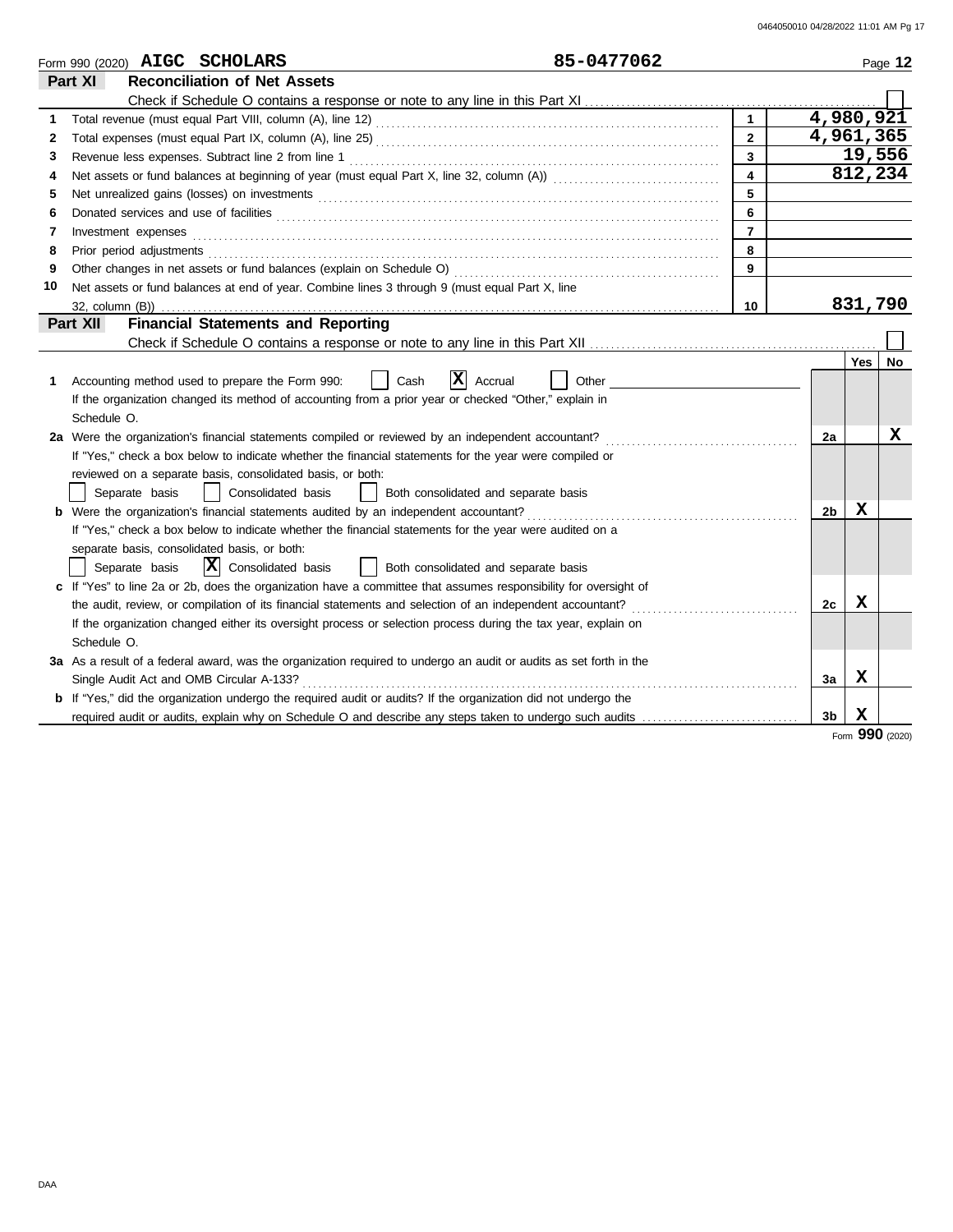Form 990 (2020) **AIGC SCHOLARS** **85-0477062** Page **12**

## Part XI Reconciliation of Net Assets

Check if Schedule O contains a response or note to any line in this Part XI ☐

| | | | |
|---|---|---|---|
| 1 | Total revenue (must equal Part VIII, column (A), line 12) | 1 | 4,980,921 |
| 2 | Total expenses (must equal Part IX, column (A), line 25) | 2 | 4,961,365 |
| 3 | Revenue less expenses. Subtract line 2 from line 1 | 3 | 19,556 |
| 4 | Net assets or fund balances at beginning of year (must equal Part X, line 32, column (A)) | 4 | 812,234 |
| 5 | Net unrealized gains (losses) on investments | 5 | |
| 6 | Donated services and use of facilities | 6 | |
| 7 | Investment expenses | 7 | |
| 8 | Prior period adjustments | 8 | |
| 9 | Other changes in net assets or fund balances (explain on Schedule O) | 9 | |
| 10 | Net assets or fund balances at end of year. Combine lines 3 through 9 (must equal Part X, line 32, column (B)) | 10 | 831,790 |

## Part XII Financial Statements and Reporting

Check if Schedule O contains a response or note to any line in this Part XII ☐

| | | | Yes | No |
|---|---|---|---|---|
| 1 | Accounting method used to prepare the Form 990: ☐ Cash ☒ Accrual ☐ Other<br>If the organization changed its method of accounting from a prior year or checked "Other," explain in Schedule O. | | | |
| 2a | Were the organization's financial statements compiled or reviewed by an independent accountant?<br>If "Yes," check a box below to indicate whether the financial statements for the year were compiled or reviewed on a separate basis, consolidated basis, or both:<br>☐ Separate basis ☐ Consolidated basis ☐ Both consolidated and separate basis | 2a | | X |
| b | Were the organization's financial statements audited by an independent accountant?<br>If "Yes," check a box below to indicate whether the financial statements for the year were audited on a separate basis, consolidated basis, or both:<br>☐ Separate basis ☒ Consolidated basis ☐ Both consolidated and separate basis | 2b | X | |
| c | If "Yes" to line 2a or 2b, does the organization have a committee that assumes responsibility for oversight of the audit, review, or compilation of its financial statements and selection of an independent accountant?<br>If the organization changed either its oversight process or selection process during the tax year, explain on Schedule O. | 2c | X | |
| 3a | As a result of a federal award, was the organization required to undergo an audit or audits as set forth in the Single Audit Act and OMB Circular A-133? | 3a | X | |
| b | If "Yes," did the organization undergo the required audit or audits? If the organization did not undergo the required audit or audits, explain why on Schedule O and describe any steps taken to undergo such audits | 3b | X | |

Form **990** (2020)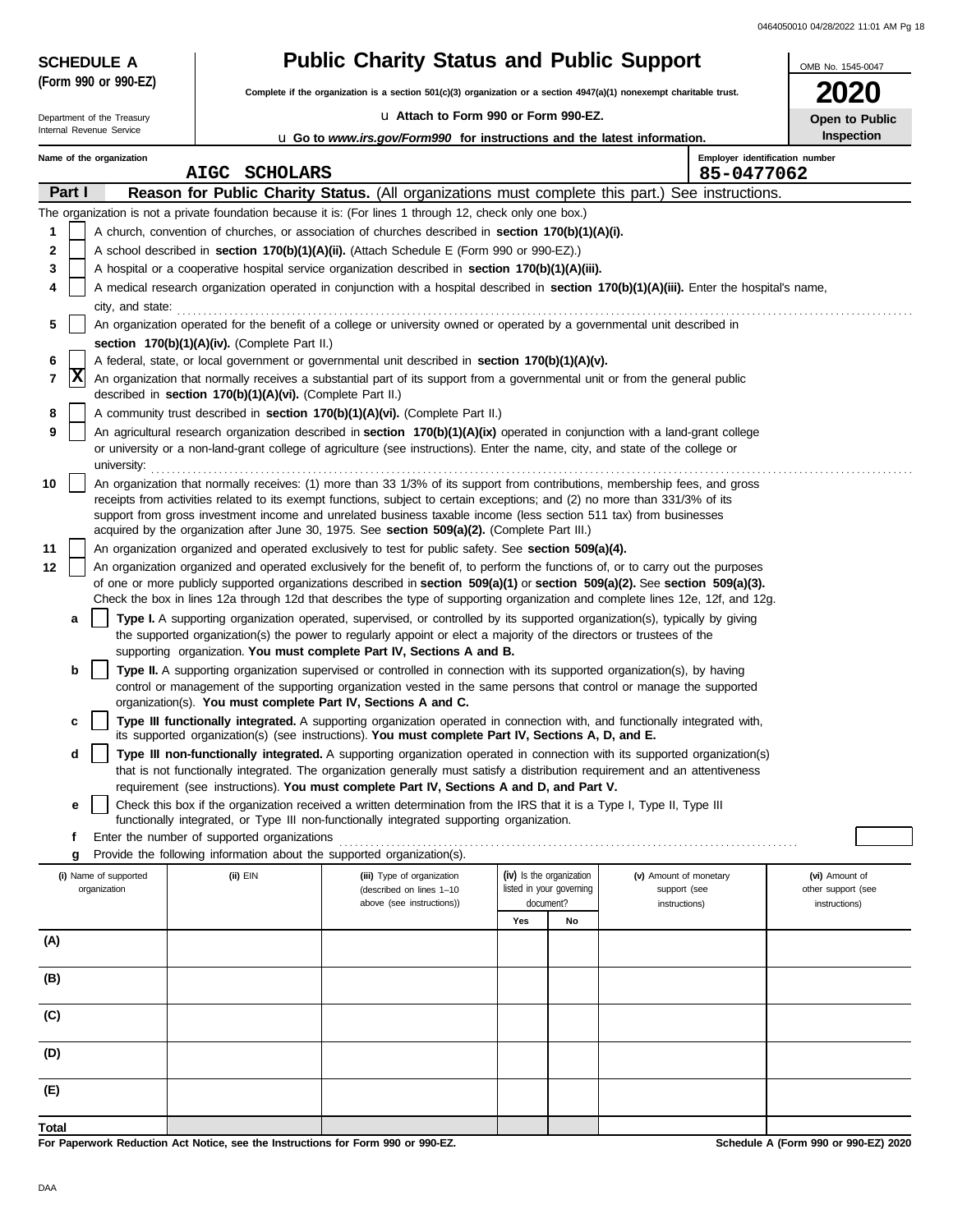**SCHEDULE A (Form 990 or 990-EZ)**

Department of the Treasury
Internal Revenue Service

# Public Charity Status and Public Support

**Complete if the organization is a section 501(c)(3) organization or a section 4947(a)(1) nonexempt charitable trust.**

u **Attach to Form 990 or Form 990-EZ.**

u **Go to *www.irs.gov/Form990* for instructions and the latest information.**

OMB No. 1545-0047

**2020**

**Open to Public Inspection**

**Name of the organization:** AIGC SCHOLARS

**Employer identification number:** 85-0477062

## Part I — Reason for Public Charity Status. (All organizations must complete this part.) See instructions.

The organization is not a private foundation because it is: (For lines 1 through 12, check only one box.)

1. [ ] A church, convention of churches, or association of churches described in **section 170(b)(1)(A)(i).**
2. [ ] A school described in **section 170(b)(1)(A)(ii).** (Attach Schedule E (Form 990 or 990-EZ).)
3. [ ] A hospital or a cooperative hospital service organization described in **section 170(b)(1)(A)(iii).**
4. [ ] A medical research organization operated in conjunction with a hospital described in **section 170(b)(1)(A)(iii).** Enter the hospital's name, city, and state:
5. [ ] An organization operated for the benefit of a college or university owned or operated by a governmental unit described in **section 170(b)(1)(A)(iv).** (Complete Part II.)
6. [ ] A federal, state, or local government or governmental unit described in **section 170(b)(1)(A)(v).**
7. [X] An organization that normally receives a substantial part of its support from a governmental unit or from the general public described in **section 170(b)(1)(A)(vi).** (Complete Part II.)
8. [ ] A community trust described in **section 170(b)(1)(A)(vi).** (Complete Part II.)
9. [ ] An agricultural research organization described in **section 170(b)(1)(A)(ix)** operated in conjunction with a land-grant college or university or a non-land-grant college of agriculture (see instructions). Enter the name, city, and state of the college or university:
10. [ ] An organization that normally receives: (1) more than 33 1/3% of its support from contributions, membership fees, and gross receipts from activities related to its exempt functions, subject to certain exceptions; and (2) no more than 331/3% of its support from gross investment income and unrelated business taxable income (less section 511 tax) from businesses acquired by the organization after June 30, 1975. See **section 509(a)(2).** (Complete Part III.)
11. [ ] An organization organized and operated exclusively to test for public safety. See **section 509(a)(4).**
12. [ ] An organization organized and operated exclusively for the benefit of, to perform the functions of, or to carry out the purposes of one or more publicly supported organizations described in **section 509(a)(1)** or **section 509(a)(2).** See **section 509(a)(3).** Check the box in lines 12a through 12d that describes the type of supporting organization and complete lines 12e, 12f, and 12g.
   - **a** [ ] **Type I.** A supporting organization operated, supervised, or controlled by its supported organization(s), typically by giving the supported organization(s) the power to regularly appoint or elect a majority of the directors or trustees of the supporting organization. **You must complete Part IV, Sections A and B.**
   - **b** [ ] **Type II.** A supporting organization supervised or controlled in connection with its supported organization(s), by having control or management of the supporting organization vested in the same persons that control or manage the supported organization(s). **You must complete Part IV, Sections A and C.**
   - **c** [ ] **Type III functionally integrated.** A supporting organization operated in connection with, and functionally integrated with, its supported organization(s) (see instructions). **You must complete Part IV, Sections A, D, and E.**
   - **d** [ ] **Type III non-functionally integrated.** A supporting organization operated in connection with its supported organization(s) that is not functionally integrated. The organization generally must satisfy a distribution requirement and an attentiveness requirement (see instructions). **You must complete Part IV, Sections A and D, and Part V.**
   - **e** [ ] Check this box if the organization received a written determination from the IRS that it is a Type I, Type II, Type III functionally integrated, or Type III non-functionally integrated supporting organization.
   - **f** Enter the number of supported organizations
   - **g** Provide the following information about the supported organization(s).

| (i) Name of supported organization | (ii) EIN | (iii) Type of organization (described on lines 1–10 above (see instructions)) | (iv) Is the organization listed in your governing document? Yes | No | (v) Amount of monetary support (see instructions) | (vi) Amount of other support (see instructions) |
|---|---|---|---|---|---|---|
| (A) | | | | | | |
| (B) | | | | | | |
| (C) | | | | | | |
| (D) | | | | | | |
| (E) | | | | | | |
| **Total** | | | | | | |

**For Paperwork Reduction Act Notice, see the Instructions for Form 990 or 990-EZ.**

**Schedule A (Form 990 or 990-EZ) 2020**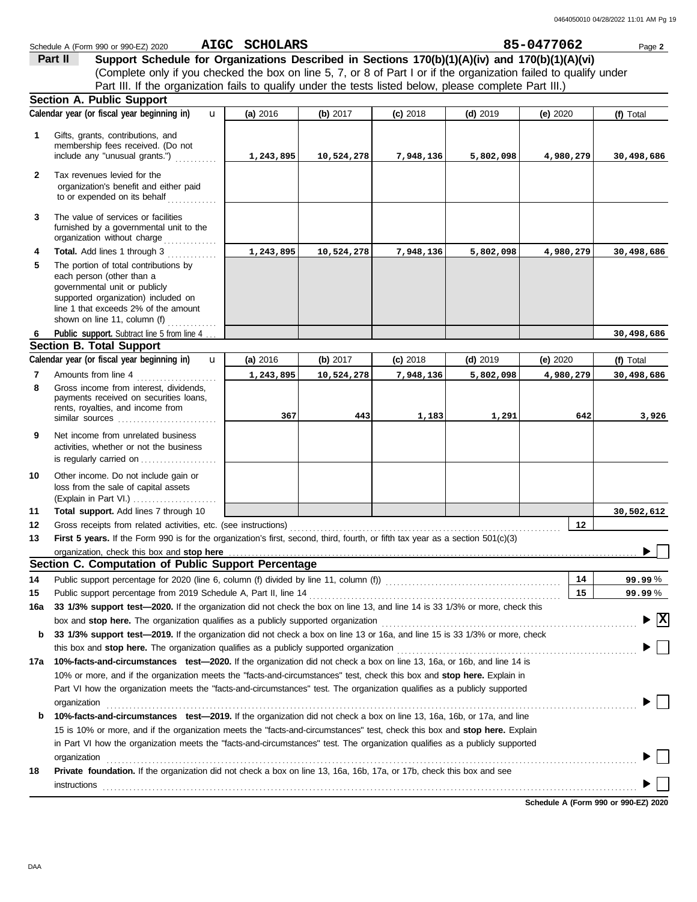Schedule A (Form 990 or 990-EZ) 2020 **AIGC SCHOLARS** **85-0477062** Page **2**

## Part II — Support Schedule for Organizations Described in Sections 170(b)(1)(A)(iv) and 170(b)(1)(A)(vi)

(Complete only if you checked the box on line 5, 7, or 8 of Part I or if the organization failed to qualify under Part III. If the organization fails to qualify under the tests listed below, please complete Part III.)

### Section A. Public Support

| | Calendar year (or fiscal year beginning in) | (a) 2016 | (b) 2017 | (c) 2018 | (d) 2019 | (e) 2020 | (f) Total |
|---|---|---|---|---|---|---|---|
| 1 | Gifts, grants, contributions, and membership fees received. (Do not include any "unusual grants.") | 1,243,895 | 10,524,278 | 7,948,136 | 5,802,098 | 4,980,279 | 30,498,686 |
| 2 | Tax revenues levied for the organization's benefit and either paid to or expended on its behalf | | | | | | |
| 3 | The value of services or facilities furnished by a governmental unit to the organization without charge | | | | | | |
| 4 | **Total.** Add lines 1 through 3 | 1,243,895 | 10,524,278 | 7,948,136 | 5,802,098 | 4,980,279 | 30,498,686 |
| 5 | The portion of total contributions by each person (other than a governmental unit or publicly supported organization) included on line 1 that exceeds 2% of the amount shown on line 11, column (f) | | | | | | |
| 6 | **Public support.** Subtract line 5 from line 4 | | | | | | 30,498,686 |

### Section B. Total Support

| | Calendar year (or fiscal year beginning in) | (a) 2016 | (b) 2017 | (c) 2018 | (d) 2019 | (e) 2020 | (f) Total |
|---|---|---|---|---|---|---|---|
| 7 | Amounts from line 4 | 1,243,895 | 10,524,278 | 7,948,136 | 5,802,098 | 4,980,279 | 30,498,686 |
| 8 | Gross income from interest, dividends, payments received on securities loans, rents, royalties, and income from similar sources | 367 | 443 | 1,183 | 1,291 | 642 | 3,926 |
| 9 | Net income from unrelated business activities, whether or not the business is regularly carried on | | | | | | |
| 10 | Other income. Do not include gain or loss from the sale of capital assets (Explain in Part VI.) | | | | | | |
| 11 | **Total support.** Add lines 7 through 10 | | | | | | 30,502,612 |

12 Gross receipts from related activities, etc. (see instructions) — 12

13 **First 5 years.** If the Form 990 is for the organization's first, second, third, fourth, or fifth tax year as a section 501(c)(3) organization, check this box and **stop here** ☐

### Section C. Computation of Public Support Percentage

14 Public support percentage for 2020 (line 6, column (f) divided by line 11, column (f)) — 14 — **99.99** %

15 Public support percentage from 2019 Schedule A, Part II, line 14 — 15 — **99.99** %

16a **33 1/3% support test—2020.** If the organization did not check the box on line 13, and line 14 is 33 1/3% or more, check this box and **stop here.** The organization qualifies as a publicly supported organization ☒

b **33 1/3% support test—2019.** If the organization did not check a box on line 13 or 16a, and line 15 is 33 1/3% or more, check this box and **stop here.** The organization qualifies as a publicly supported organization ☐

17a **10%-facts-and-circumstances test—2020.** If the organization did not check a box on line 13, 16a, or 16b, and line 14 is 10% or more, and if the organization meets the "facts-and-circumstances" test, check this box and **stop here.** Explain in Part VI how the organization meets the "facts-and-circumstances" test. The organization qualifies as a publicly supported organization ☐

b **10%-facts-and-circumstances test—2019.** If the organization did not check a box on line 13, 16a, 16b, or 17a, and line 15 is 10% or more, and if the organization meets the "facts-and-circumstances" test, check this box and **stop here.** Explain in Part VI how the organization meets the "facts-and-circumstances" test. The organization qualifies as a publicly supported organization ☐

18 **Private foundation.** If the organization did not check a box on line 13, 16a, 16b, 17a, or 17b, check this box and see instructions ☐

**Schedule A (Form 990 or 990-EZ) 2020**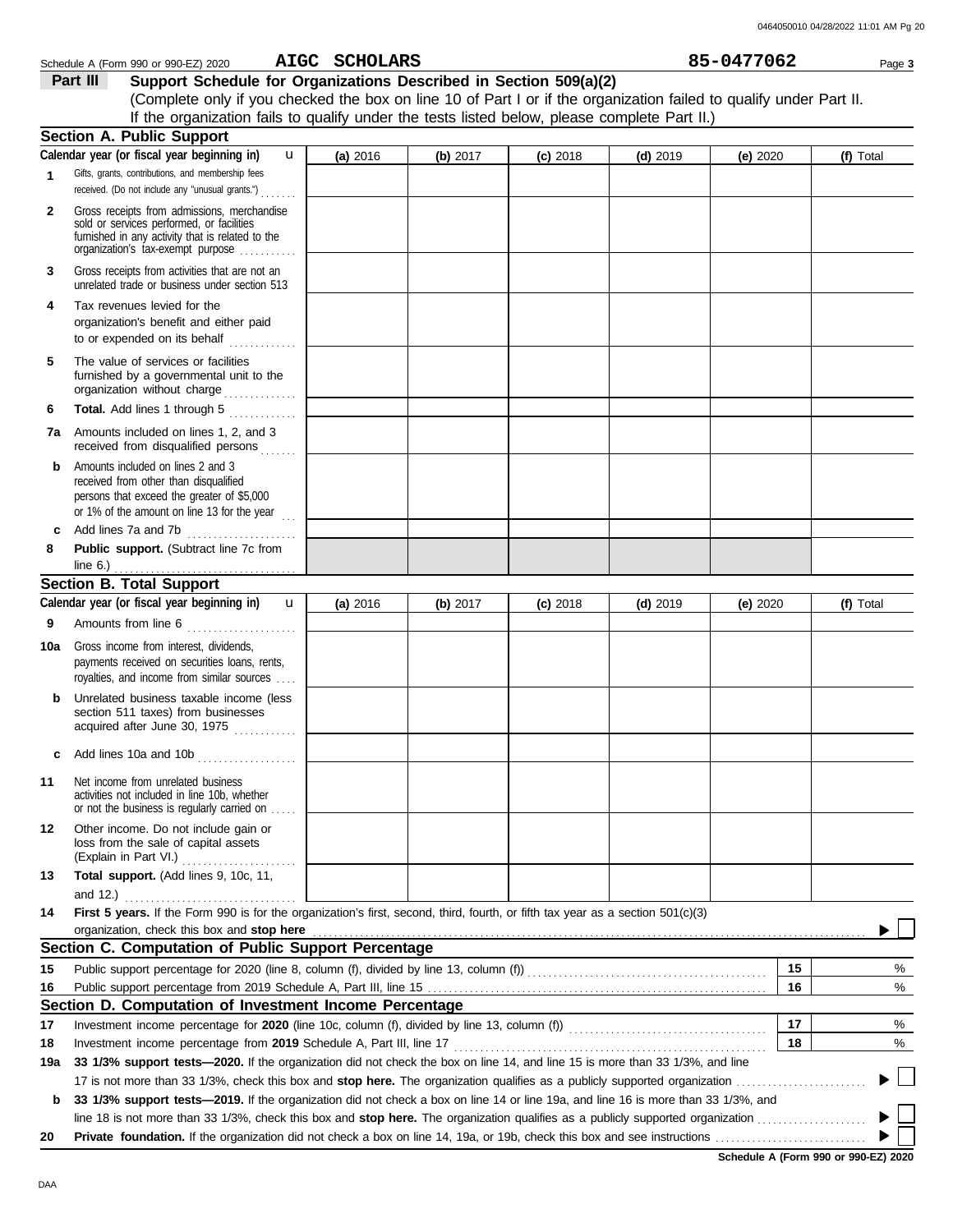Schedule A (Form 990 or 990-EZ) 2020 **AIGC SCHOLARS** **85-0477062** Page **3**

## Part III Support Schedule for Organizations Described in Section 509(a)(2)

(Complete only if you checked the box on line 10 of Part I or if the organization failed to qualify under Part II. If the organization fails to qualify under the tests listed below, please complete Part II.)

### Section A. Public Support

| Calendar year (or fiscal year beginning in) | (a) 2016 | (b) 2017 | (c) 2018 | (d) 2019 | (e) 2020 | (f) Total |
|---|---|---|---|---|---|---|
| **1** Gifts, grants, contributions, and membership fees received. (Do not include any "unusual grants.") | | | | | | |
| **2** Gross receipts from admissions, merchandise sold or services performed, or facilities furnished in any activity that is related to the organization's tax-exempt purpose | | | | | | |
| **3** Gross receipts from activities that are not an unrelated trade or business under section 513 | | | | | | |
| **4** Tax revenues levied for the organization's benefit and either paid to or expended on its behalf | | | | | | |
| **5** The value of services or facilities furnished by a governmental unit to the organization without charge | | | | | | |
| **6** **Total.** Add lines 1 through 5 | | | | | | |
| **7a** Amounts included on lines 1, 2, and 3 received from disqualified persons | | | | | | |
| **b** Amounts included on lines 2 and 3 received from other than disqualified persons that exceed the greater of $5,000 or 1% of the amount on line 13 for the year | | | | | | |
| **c** Add lines 7a and 7b | | | | | | |
| **8** **Public support.** (Subtract line 7c from line 6.) | | | | | | |

### Section B. Total Support

| Calendar year (or fiscal year beginning in) | (a) 2016 | (b) 2017 | (c) 2018 | (d) 2019 | (e) 2020 | (f) Total |
|---|---|---|---|---|---|---|
| **9** Amounts from line 6 | | | | | | |
| **10a** Gross income from interest, dividends, payments received on securities loans, rents, royalties, and income from similar sources | | | | | | |
| **b** Unrelated business taxable income (less section 511 taxes) from businesses acquired after June 30, 1975 | | | | | | |
| **c** Add lines 10a and 10b | | | | | | |
| **11** Net income from unrelated business activities not included in line 10b, whether or not the business is regularly carried on | | | | | | |
| **12** Other income. Do not include gain or loss from the sale of capital assets (Explain in Part VI.) | | | | | | |
| **13** **Total support.** (Add lines 9, 10c, 11, and 12.) | | | | | | |

**14** **First 5 years.** If the Form 990 is for the organization's first, second, third, fourth, or fifth tax year as a section 501(c)(3) organization, check this box and **stop here** ▶ ☐

### Section C. Computation of Public Support Percentage

| | | | |
|---|---|---|---|
| **15** | Public support percentage for 2020 (line 8, column (f), divided by line 13, column (f)) | **15** | % |
| **16** | Public support percentage from 2019 Schedule A, Part III, line 15 | **16** | % |

### Section D. Computation of Investment Income Percentage

| | | | |
|---|---|---|---|
| **17** | Investment income percentage for **2020** (line 10c, column (f), divided by line 13, column (f)) | **17** | % |
| **18** | Investment income percentage from **2019** Schedule A, Part III, line 17 | **18** | % |

**19a** **33 1/3% support tests—2020.** If the organization did not check the box on line 14, and line 15 is more than 33 1/3%, and line 17 is not more than 33 1/3%, check this box and **stop here.** The organization qualifies as a publicly supported organization ▶ ☐

**b** **33 1/3% support tests—2019.** If the organization did not check a box on line 14 or line 19a, and line 16 is more than 33 1/3%, and line 18 is not more than 33 1/3%, check this box and **stop here.** The organization qualifies as a publicly supported organization ▶ ☐

**20** **Private foundation.** If the organization did not check a box on line 14, 19a, or 19b, check this box and see instructions ▶ ☐

**Schedule A (Form 990 or 990-EZ) 2020**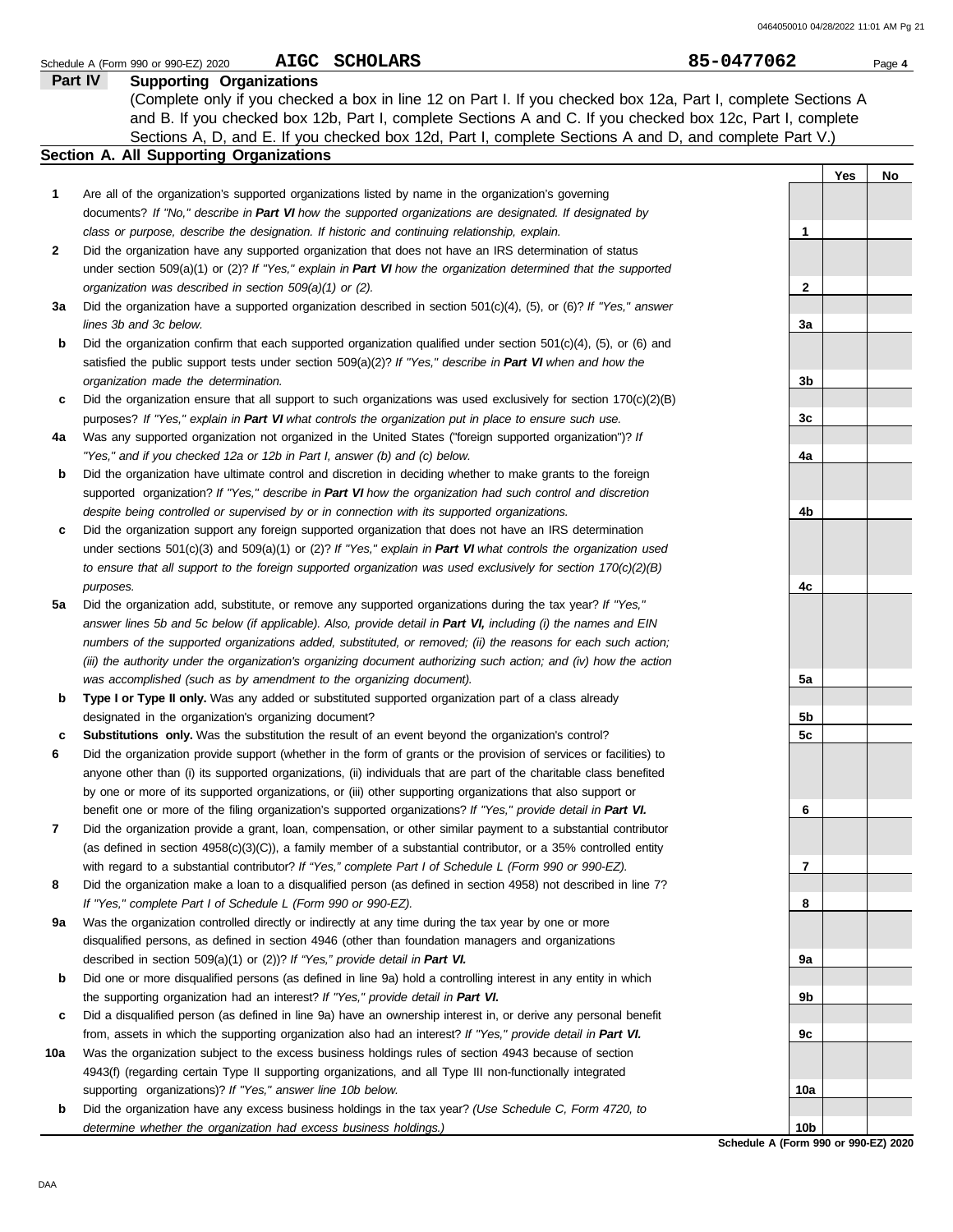Schedule A (Form 990 or 990-EZ) 2020 **AIGC SCHOLARS** **85-0477062** Page **4**

## Part IV Supporting Organizations

(Complete only if you checked a box in line 12 on Part I. If you checked box 12a, Part I, complete Sections A and B. If you checked box 12b, Part I, complete Sections A and C. If you checked box 12c, Part I, complete Sections A, D, and E. If you checked box 12d, Part I, complete Sections A and D, and complete Part V.)

### Section A. All Supporting Organizations

| | | | Yes | No |
|---|---|---|---|---|
| **1** | Are all of the organization's supported organizations listed by name in the organization's governing documents? *If "No," describe in **Part VI** how the supported organizations are designated. If designated by class or purpose, describe the designation. If historic and continuing relationship, explain.* | 1 | | |
| **2** | Did the organization have any supported organization that does not have an IRS determination of status under section 509(a)(1) or (2)? *If "Yes," explain in **Part VI** how the organization determined that the supported organization was described in section 509(a)(1) or (2).* | 2 | | |
| **3a** | Did the organization have a supported organization described in section 501(c)(4), (5), or (6)? *If "Yes," answer lines 3b and 3c below.* | 3a | | |
| **b** | Did the organization confirm that each supported organization qualified under section 501(c)(4), (5), or (6) and satisfied the public support tests under section 509(a)(2)? *If "Yes," describe in **Part VI** when and how the organization made the determination.* | 3b | | |
| **c** | Did the organization ensure that all support to such organizations was used exclusively for section 170(c)(2)(B) purposes? *If "Yes," explain in **Part VI** what controls the organization put in place to ensure such use.* | 3c | | |
| **4a** | Was any supported organization not organized in the United States ("foreign supported organization")? *If "Yes," and if you checked 12a or 12b in Part I, answer (b) and (c) below.* | 4a | | |
| **b** | Did the organization have ultimate control and discretion in deciding whether to make grants to the foreign supported organization? *If "Yes," describe in **Part VI** how the organization had such control and discretion despite being controlled or supervised by or in connection with its supported organizations.* | 4b | | |
| **c** | Did the organization support any foreign supported organization that does not have an IRS determination under sections 501(c)(3) and 509(a)(1) or (2)? *If "Yes," explain in **Part VI** what controls the organization used to ensure that all support to the foreign supported organization was used exclusively for section 170(c)(2)(B) purposes.* | 4c | | |
| **5a** | Did the organization add, substitute, or remove any supported organizations during the tax year? *If "Yes," answer lines 5b and 5c below (if applicable). Also, provide detail in **Part VI,** including (i) the names and EIN numbers of the supported organizations added, substituted, or removed; (ii) the reasons for each such action; (iii) the authority under the organization's organizing document authorizing such action; and (iv) how the action was accomplished (such as by amendment to the organizing document).* | 5a | | |
| **b** | **Type I or Type II only.** Was any added or substituted supported organization part of a class already designated in the organization's organizing document? | 5b | | |
| **c** | **Substitutions only.** Was the substitution the result of an event beyond the organization's control? | 5c | | |
| **6** | Did the organization provide support (whether in the form of grants or the provision of services or facilities) to anyone other than (i) its supported organizations, (ii) individuals that are part of the charitable class benefited by one or more of its supported organizations, or (iii) other supporting organizations that also support or benefit one or more of the filing organization's supported organizations? *If "Yes," provide detail in **Part VI.*** | 6 | | |
| **7** | Did the organization provide a grant, loan, compensation, or other similar payment to a substantial contributor (as defined in section 4958(c)(3)(C)), a family member of a substantial contributor, or a 35% controlled entity with regard to a substantial contributor? *If "Yes," complete Part I of Schedule L (Form 990 or 990-EZ).* | 7 | | |
| **8** | Did the organization make a loan to a disqualified person (as defined in section 4958) not described in line 7? *If "Yes," complete Part I of Schedule L (Form 990 or 990-EZ).* | 8 | | |
| **9a** | Was the organization controlled directly or indirectly at any time during the tax year by one or more disqualified persons, as defined in section 4946 (other than foundation managers and organizations described in section 509(a)(1) or (2))? *If "Yes," provide detail in **Part VI.*** | 9a | | |
| **b** | Did one or more disqualified persons (as defined in line 9a) hold a controlling interest in any entity in which the supporting organization had an interest? *If "Yes," provide detail in **Part VI.*** | 9b | | |
| **c** | Did a disqualified person (as defined in line 9a) have an ownership interest in, or derive any personal benefit from, assets in which the supporting organization also had an interest? *If "Yes," provide detail in **Part VI.*** | 9c | | |
| **10a** | Was the organization subject to the excess business holdings rules of section 4943 because of section 4943(f) (regarding certain Type II supporting organizations, and all Type III non-functionally integrated supporting organizations)? *If "Yes," answer line 10b below.* | 10a | | |
| **b** | Did the organization have any excess business holdings in the tax year? *(Use Schedule C, Form 4720, to determine whether the organization had excess business holdings.)* | 10b | | |

**Schedule A (Form 990 or 990-EZ) 2020**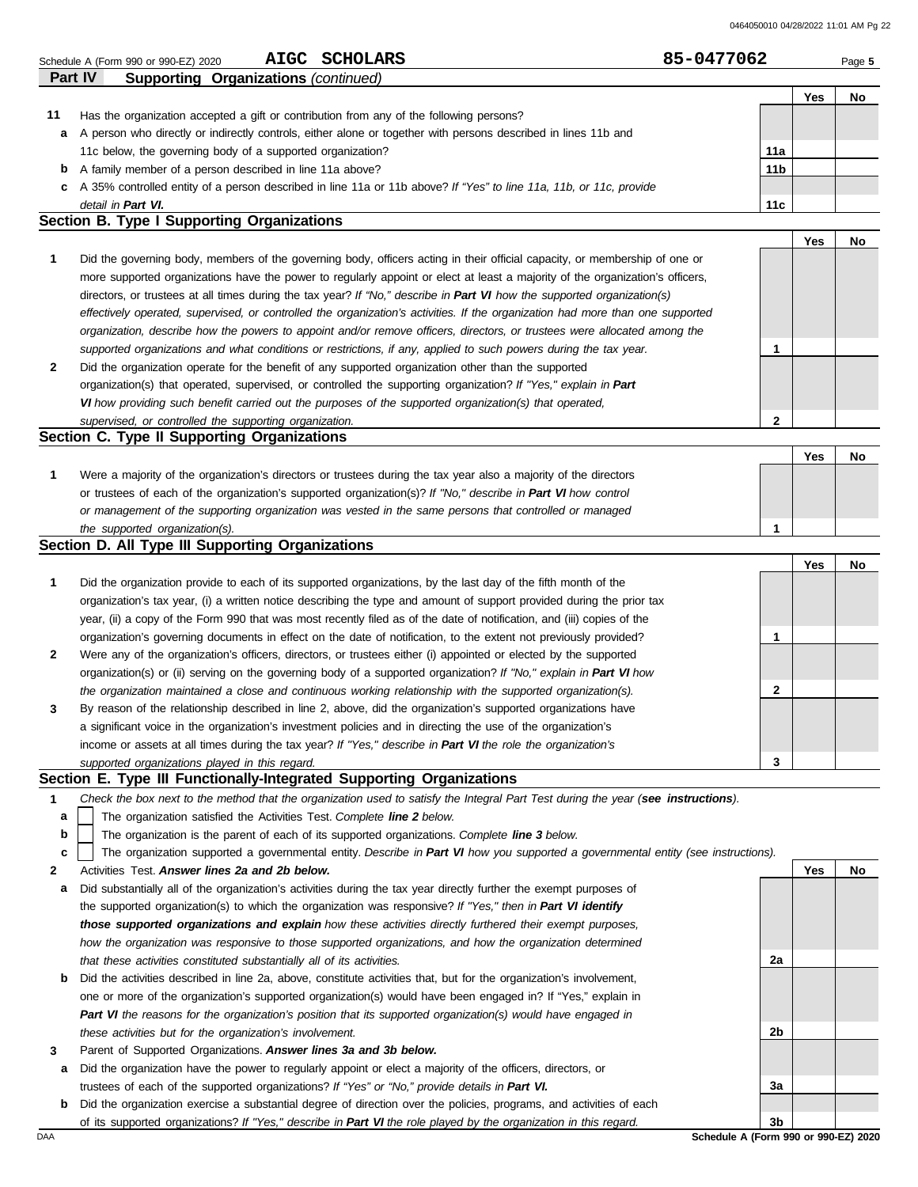Schedule A (Form 990 or 990-EZ) 2020 **AIGC SCHOLARS** **85-0477062** Page **5**

**Part IV Supporting Organizations** *(continued)*

| | | | Yes | No |
|---|---|---|---|---|
| **11** | Has the organization accepted a gift or contribution from any of the following persons? | | | |
| **a** | A person who directly or indirectly controls, either alone or together with persons described in lines 11b and 11c below, the governing body of a supported organization? | **11a** | | |
| **b** | A family member of a person described in line 11a above? | **11b** | | |
| **c** | A 35% controlled entity of a person described in line 11a or 11b above? *If "Yes" to line 11a, 11b, or 11c, provide detail in **Part VI.*** | **11c** | | |

## Section B. Type I Supporting Organizations

| | | | Yes | No |
|---|---|---|---|---|
| **1** | Did the governing body, members of the governing body, officers acting in their official capacity, or membership of one or more supported organizations have the power to regularly appoint or elect at least a majority of the organization's officers, directors, or trustees at all times during the tax year? *If "No," describe in **Part VI** how the supported organization(s) effectively operated, supervised, or controlled the organization's activities. If the organization had more than one supported organization, describe how the powers to appoint and/or remove officers, directors, or trustees were allocated among the supported organizations and what conditions or restrictions, if any, applied to such powers during the tax year.* | **1** | | |
| **2** | Did the organization operate for the benefit of any supported organization other than the supported organization(s) that operated, supervised, or controlled the supporting organization? *If "Yes," explain in **Part VI** how providing such benefit carried out the purposes of the supported organization(s) that operated, supervised, or controlled the supporting organization.* | **2** | | |

## Section C. Type II Supporting Organizations

| | | | Yes | No |
|---|---|---|---|---|
| **1** | Were a majority of the organization's directors or trustees during the tax year also a majority of the directors or trustees of each of the organization's supported organization(s)? *If "No," describe in **Part VI** how control or management of the supporting organization was vested in the same persons that controlled or managed the supported organization(s).* | **1** | | |

## Section D. All Type III Supporting Organizations

| | | | Yes | No |
|---|---|---|---|---|
| **1** | Did the organization provide to each of its supported organizations, by the last day of the fifth month of the organization's tax year, (i) a written notice describing the type and amount of support provided during the prior tax year, (ii) a copy of the Form 990 that was most recently filed as of the date of notification, and (iii) copies of the organization's governing documents in effect on the date of notification, to the extent not previously provided? | **1** | | |
| **2** | Were any of the organization's officers, directors, or trustees either (i) appointed or elected by the supported organization(s) or (ii) serving on the governing body of a supported organization? *If "No," explain in **Part VI** how the organization maintained a close and continuous working relationship with the supported organization(s).* | **2** | | |
| **3** | By reason of the relationship described in line 2, above, did the organization's supported organizations have a significant voice in the organization's investment policies and in directing the use of the organization's income or assets at all times during the tax year? *If "Yes," describe in **Part VI** the role the organization's supported organizations played in this regard.* | **3** | | |

## Section E. Type III Functionally-Integrated Supporting Organizations

**1** *Check the box next to the method that the organization used to satisfy the Integral Part Test during the year (**see instructions**).*

- **a** ☐ The organization satisfied the Activities Test. *Complete **line 2** below.*
- **b** ☐ The organization is the parent of each of its supported organizations. *Complete **line 3** below.*
- **c** ☐ The organization supported a governmental entity. *Describe in **Part VI** how you supported a governmental entity (see instructions).*

| | | | Yes | No |
|---|---|---|---|---|
| **2** | Activities Test. ***Answer lines 2a and 2b below.*** | | | |
| **a** | Did substantially all of the organization's activities during the tax year directly further the exempt purposes of the supported organization(s) to which the organization was responsive? *If "Yes," then in **Part VI identify those supported organizations and explain** how these activities directly furthered their exempt purposes, how the organization was responsive to those supported organizations, and how the organization determined that these activities constituted substantially all of its activities.* | **2a** | | |
| **b** | Did the activities described in line 2a, above, constitute activities that, but for the organization's involvement, one or more of the organization's supported organization(s) would have been engaged in? If "Yes," explain in ***Part VI** the reasons for the organization's position that its supported organization(s) would have engaged in these activities but for the organization's involvement.* | **2b** | | |
| **3** | Parent of Supported Organizations. ***Answer lines 3a and 3b below.*** | | | |
| **a** | Did the organization have the power to regularly appoint or elect a majority of the officers, directors, or trustees of each of the supported organizations? *If "Yes" or "No," provide details in **Part VI.*** | **3a** | | |
| **b** | Did the organization exercise a substantial degree of direction over the policies, programs, and activities of each of its supported organizations? *If "Yes," describe in **Part VI** the role played by the organization in this regard.* | **3b** | | |

**Schedule A (Form 990 or 990-EZ) 2020**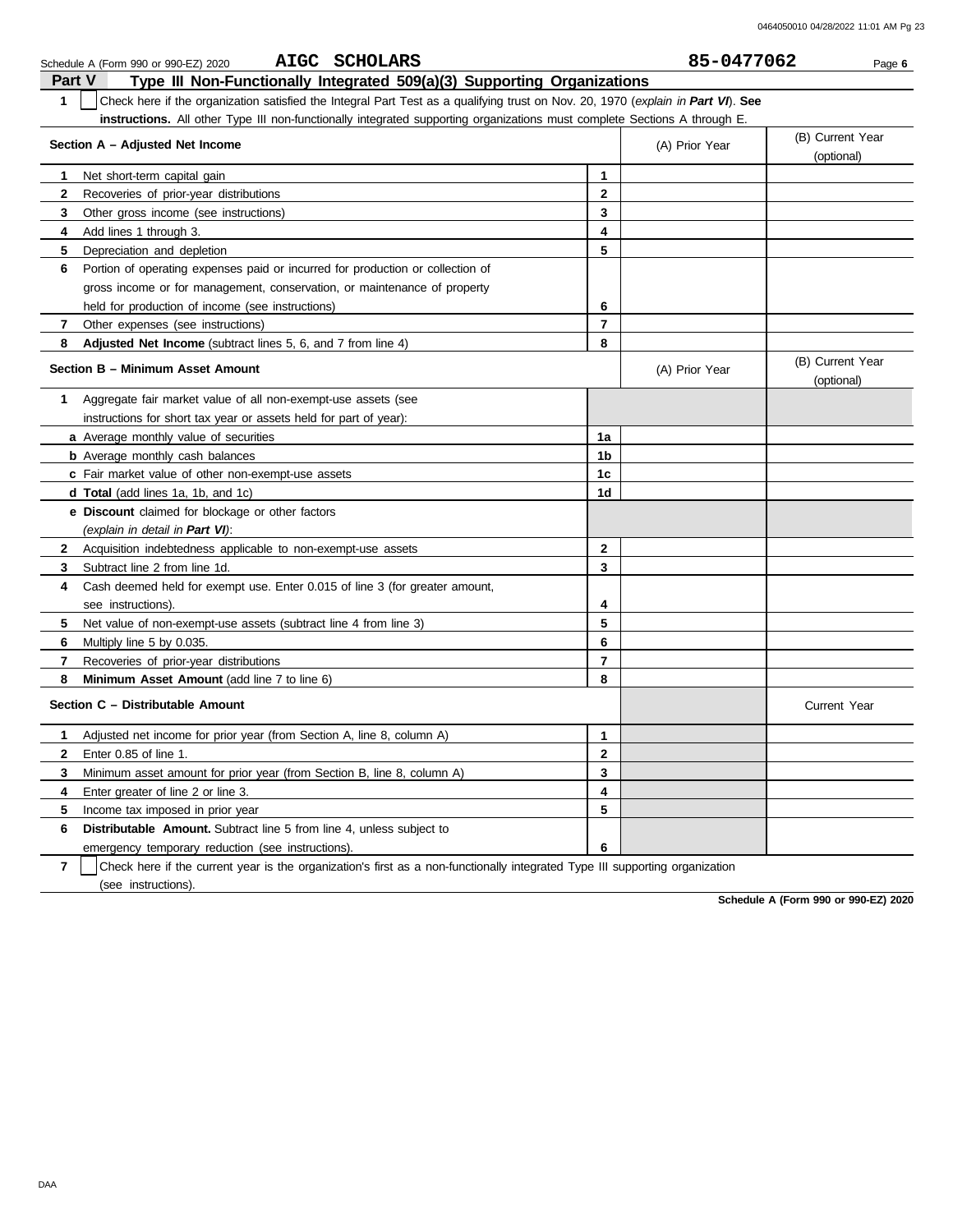Schedule A (Form 990 or 990-EZ) 2020 **AIGC SCHOLARS** **85-0477062** Page **6**

## Part V Type III Non-Functionally Integrated 509(a)(3) Supporting Organizations

**1** ☐ Check here if the organization satisfied the Integral Part Test as a qualifying trust on Nov. 20, 1970 (*explain in **Part VI***). **See instructions.** All other Type III non-functionally integrated supporting organizations must complete Sections A through E.

| **Section A – Adjusted Net Income** | | (A) Prior Year | (B) Current Year (optional) |
|---|---|---|---|
| **1** Net short-term capital gain | **1** | | |
| **2** Recoveries of prior-year distributions | **2** | | |
| **3** Other gross income (see instructions) | **3** | | |
| **4** Add lines 1 through 3. | **4** | | |
| **5** Depreciation and depletion | **5** | | |
| **6** Portion of operating expenses paid or incurred for production or collection of gross income or for management, conservation, or maintenance of property held for production of income (see instructions) | **6** | | |
| **7** Other expenses (see instructions) | **7** | | |
| **8** **Adjusted Net Income** (subtract lines 5, 6, and 7 from line 4) | **8** | | |

| **Section B – Minimum Asset Amount** | | (A) Prior Year | (B) Current Year (optional) |
|---|---|---|---|
| **1** Aggregate fair market value of all non-exempt-use assets (see instructions for short tax year or assets held for part of year): | | | |
| **a** Average monthly value of securities | **1a** | | |
| **b** Average monthly cash balances | **1b** | | |
| **c** Fair market value of other non-exempt-use assets | **1c** | | |
| **d** **Total** (add lines 1a, 1b, and 1c) | **1d** | | |
| **e** **Discount** claimed for blockage or other factors (*explain in detail in **Part VI***): | | | |
| **2** Acquisition indebtedness applicable to non-exempt-use assets | **2** | | |
| **3** Subtract line 2 from line 1d. | **3** | | |
| **4** Cash deemed held for exempt use. Enter 0.015 of line 3 (for greater amount, see instructions). | **4** | | |
| **5** Net value of non-exempt-use assets (subtract line 4 from line 3) | **5** | | |
| **6** Multiply line 5 by 0.035. | **6** | | |
| **7** Recoveries of prior-year distributions | **7** | | |
| **8** **Minimum Asset Amount** (add line 7 to line 6) | **8** | | |

| **Section C – Distributable Amount** | | | Current Year |
|---|---|---|---|
| **1** Adjusted net income for prior year (from Section A, line 8, column A) | **1** | | |
| **2** Enter 0.85 of line 1. | **2** | | |
| **3** Minimum asset amount for prior year (from Section B, line 8, column A) | **3** | | |
| **4** Enter greater of line 2 or line 3. | **4** | | |
| **5** Income tax imposed in prior year | **5** | | |
| **6** **Distributable Amount.** Subtract line 5 from line 4, unless subject to emergency temporary reduction (see instructions). | **6** | | |

**7** ☐ Check here if the current year is the organization's first as a non-functionally integrated Type III supporting organization (see instructions).

**Schedule A (Form 990 or 990-EZ) 2020**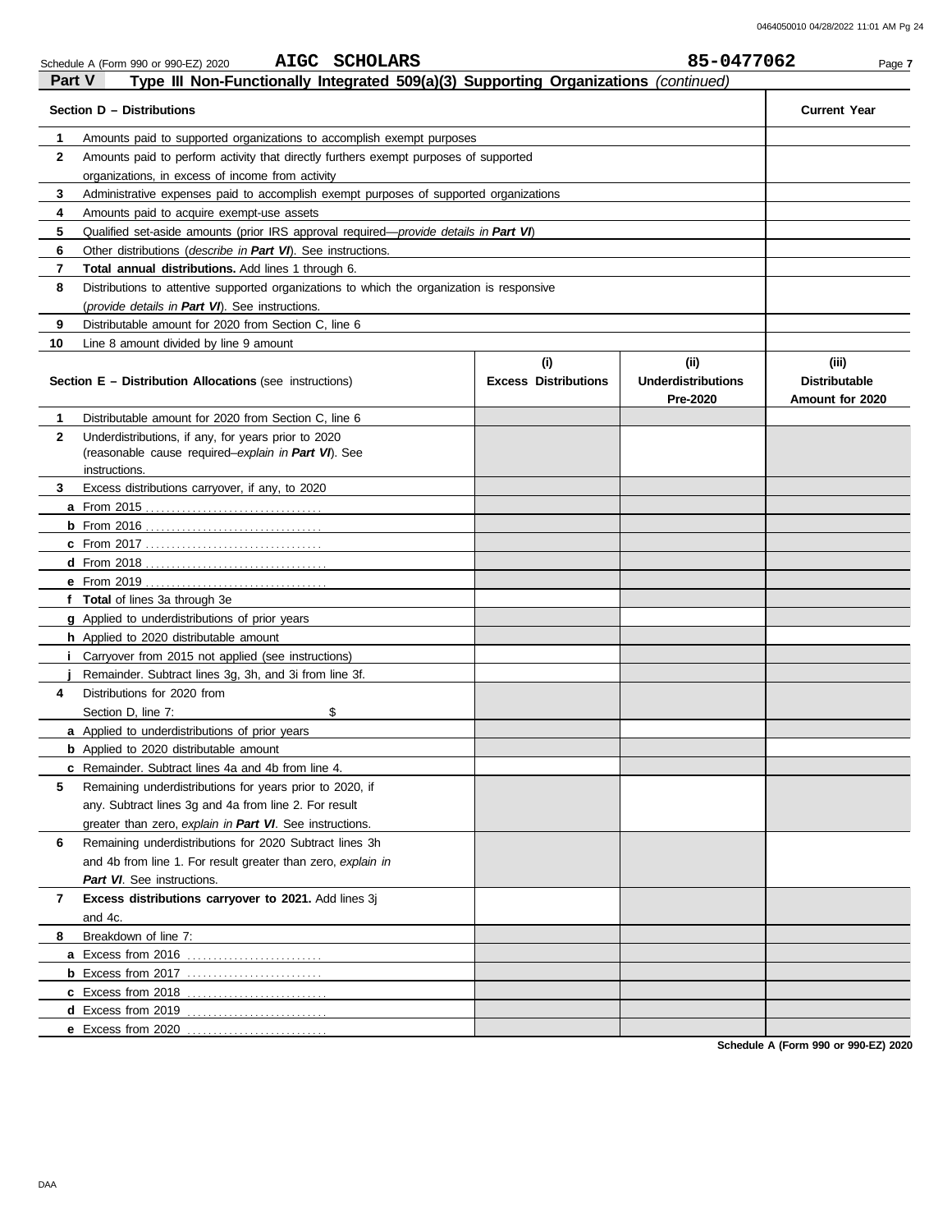Schedule A (Form 990 or 990-EZ) 2020 **AIGC SCHOLARS** **85-0477062** Page **7**

## Part V Type III Non-Functionally Integrated 509(a)(3) Supporting Organizations *(continued)*

| Section D – Distributions | | Current Year |
|---|---|---|
| **1** | Amounts paid to supported organizations to accomplish exempt purposes | |
| **2** | Amounts paid to perform activity that directly furthers exempt purposes of supported organizations, in excess of income from activity | |
| **3** | Administrative expenses paid to accomplish exempt purposes of supported organizations | |
| **4** | Amounts paid to acquire exempt-use assets | |
| **5** | Qualified set-aside amounts (prior IRS approval required—*provide details in **Part VI***) | |
| **6** | Other distributions (*describe in **Part VI***). See instructions. | |
| **7** | **Total annual distributions.** Add lines 1 through 6. | |
| **8** | Distributions to attentive supported organizations to which the organization is responsive (*provide details in **Part VI***). See instructions. | |
| **9** | Distributable amount for 2020 from Section C, line 6 | |
| **10** | Line 8 amount divided by line 9 amount | |

| Section E – Distribution Allocations (see instructions) | (i) Excess Distributions | (ii) Underdistributions Pre-2020 | (iii) Distributable Amount for 2020 |
|---|---|---|---|
| **1** Distributable amount for 2020 from Section C, line 6 | | | |
| **2** Underdistributions, if any, for years prior to 2020 (reasonable cause required–*explain in **Part VI***). See instructions. | | | |
| **3** Excess distributions carryover, if any, to 2020 | | | |
| **a** From 2015 | | | |
| **b** From 2016 | | | |
| **c** From 2017 | | | |
| **d** From 2018 | | | |
| **e** From 2019 | | | |
| **f** **Total** of lines 3a through 3e | | | |
| **g** Applied to underdistributions of prior years | | | |
| **h** Applied to 2020 distributable amount | | | |
| **i** Carryover from 2015 not applied (see instructions) | | | |
| **j** Remainder. Subtract lines 3g, 3h, and 3i from line 3f. | | | |
| **4** Distributions for 2020 from Section D, line 7: $ | | | |
| **a** Applied to underdistributions of prior years | | | |
| **b** Applied to 2020 distributable amount | | | |
| **c** Remainder. Subtract lines 4a and 4b from line 4. | | | |
| **5** Remaining underdistributions for years prior to 2020, if any. Subtract lines 3g and 4a from line 2. For result greater than zero, *explain in **Part VI***. See instructions. | | | |
| **6** Remaining underdistributions for 2020 Subtract lines 3h and 4b from line 1. For result greater than zero, *explain in **Part VI***. See instructions. | | | |
| **7** **Excess distributions carryover to 2021.** Add lines 3j and 4c. | | | |
| **8** Breakdown of line 7: | | | |
| **a** Excess from 2016 | | | |
| **b** Excess from 2017 | | | |
| **c** Excess from 2018 | | | |
| **d** Excess from 2019 | | | |
| **e** Excess from 2020 | | | |

**Schedule A (Form 990 or 990-EZ) 2020**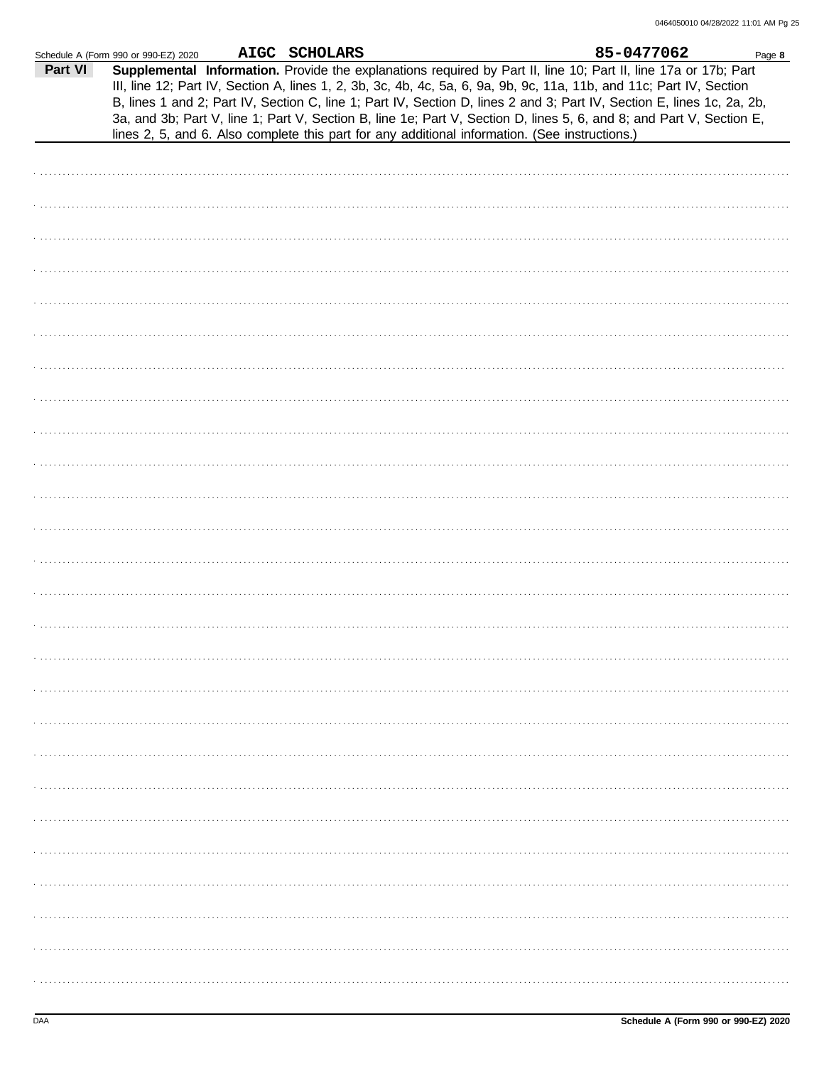Schedule A (Form 990 or 990-EZ) 2020 **AIGC SCHOLARS** **85-0477062** Page **8**

## Part VI

**Supplemental Information.** Provide the explanations required by Part II, line 10; Part II, line 17a or 17b; Part III, line 12; Part IV, Section A, lines 1, 2, 3b, 3c, 4b, 4c, 5a, 6, 9a, 9b, 9c, 11a, 11b, and 11c; Part IV, Section B, lines 1 and 2; Part IV, Section C, line 1; Part IV, Section D, lines 2 and 3; Part IV, Section E, lines 1c, 2a, 2b, 3a, and 3b; Part V, line 1; Part V, Section B, line 1e; Part V, Section D, lines 5, 6, and 8; and Part V, Section E, lines 2, 5, and 6. Also complete this part for any additional information. (See instructions.)

DAA **Schedule A (Form 990 or 990-EZ) 2020**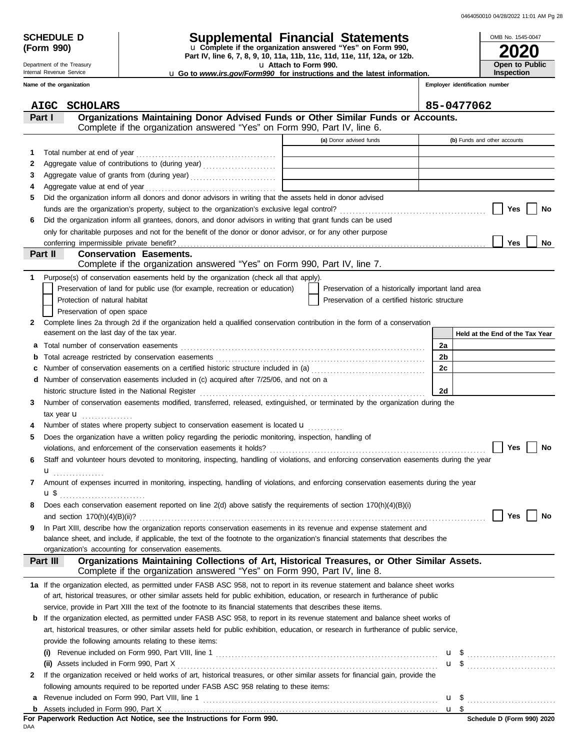**SCHEDULE D (Form 990)**

Department of the Treasury
Internal Revenue Service

# Supplemental Financial Statements

u Complete if the organization answered "Yes" on Form 990, Part IV, line 6, 7, 8, 9, 10, 11a, 11b, 11c, 11d, 11e, 11f, 12a, or 12b.
u Attach to Form 990.
u Go to *www.irs.gov/Form990* for instructions and the latest information.

OMB No. 1545-0047
**2020**
**Open to Public Inspection**

**Name of the organization:** AIGC SCHOLARS

**Employer identification number:** 85-0477062

## Part I Organizations Maintaining Donor Advised Funds or Other Similar Funds or Accounts.

Complete if the organization answered "Yes" on Form 990, Part IV, line 6.

| | | (a) Donor advised funds | (b) Funds and other accounts |
|---|---|---|---|
| 1 | Total number at end of year | | |
| 2 | Aggregate value of contributions to (during year) | | |
| 3 | Aggregate value of grants from (during year) | | |
| 4 | Aggregate value at end of year | | |

5 Did the organization inform all donors and donor advisors in writing that the assets held in donor advised funds are the organization's property, subject to the organization's exclusive legal control? [ ] Yes [ ] No

6 Did the organization inform all grantees, donors, and donor advisors in writing that grant funds can be used only for charitable purposes and not for the benefit of the donor or donor advisor, or for any other purpose conferring impermissible private benefit? [ ] Yes [ ] No

## Part II Conservation Easements.

Complete if the organization answered "Yes" on Form 990, Part IV, line 7.

1 Purpose(s) of conservation easements held by the organization (check all that apply).
- [ ] Preservation of land for public use (for example, recreation or education)
- [ ] Preservation of a historically important land area
- [ ] Protection of natural habitat
- [ ] Preservation of a certified historic structure
- [ ] Preservation of open space

2 Complete lines 2a through 2d if the organization held a qualified conservation contribution in the form of a conservation easement on the last day of the tax year.

| | | | Held at the End of the Tax Year |
|---|---|---|---|
| a | Total number of conservation easements | 2a | |
| b | Total acreage restricted by conservation easements | 2b | |
| c | Number of conservation easements on a certified historic structure included in (a) | 2c | |
| d | Number of conservation easements included in (c) acquired after 7/25/06, and not on a historic structure listed in the National Register | 2d | |

3 Number of conservation easements modified, transferred, released, extinguished, or terminated by the organization during the tax year u

4 Number of states where property subject to conservation easement is located u

5 Does the organization have a written policy regarding the periodic monitoring, inspection, handling of violations, and enforcement of the conservation easements it holds? [ ] Yes [ ] No

6 Staff and volunteer hours devoted to monitoring, inspecting, handling of violations, and enforcing conservation easements during the year u

7 Amount of expenses incurred in monitoring, inspecting, handling of violations, and enforcing conservation easements during the year u $

8 Does each conservation easement reported on line 2(d) above satisfy the requirements of section 170(h)(4)(B)(i) and section 170(h)(4)(B)(ii)? [ ] Yes [ ] No

9 In Part XIII, describe how the organization reports conservation easements in its revenue and expense statement and balance sheet, and include, if applicable, the text of the footnote to the organization's financial statements that describes the organization's accounting for conservation easements.

## Part III Organizations Maintaining Collections of Art, Historical Treasures, or Other Similar Assets.

Complete if the organization answered "Yes" on Form 990, Part IV, line 8.

1a If the organization elected, as permitted under FASB ASC 958, not to report in its revenue statement and balance sheet works of art, historical treasures, or other similar assets held for public exhibition, education, or research in furtherance of public service, provide in Part XIII the text of the footnote to its financial statements that describes these items.

b If the organization elected, as permitted under FASB ASC 958, to report in its revenue statement and balance sheet works of art, historical treasures, or other similar assets held for public exhibition, education, or research in furtherance of public service, provide the following amounts relating to these items:

(i) Revenue included on Form 990, Part VIII, line 1 u $

(ii) Assets included in Form 990, Part X u $

2 If the organization received or held works of art, historical treasures, or other similar assets for financial gain, provide the following amounts required to be reported under FASB ASC 958 relating to these items:

a Revenue included on Form 990, Part VIII, line 1 u $

b Assets included in Form 990, Part X u $

**For Paperwork Reduction Act Notice, see the Instructions for Form 990.**

DAA

**Schedule D (Form 990) 2020**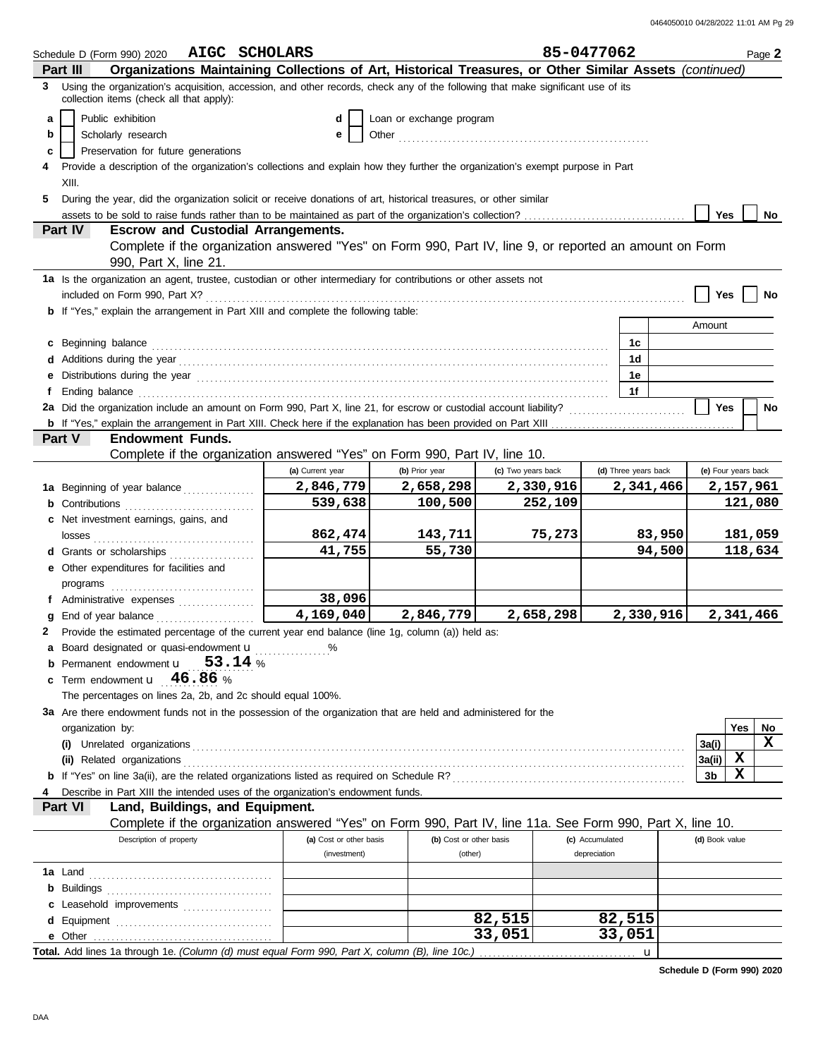Schedule D (Form 990) 2020 **AIGC SCHOLARS** **85-0477062** Page **2**

**Part III** **Organizations Maintaining Collections of Art, Historical Treasures, or Other Similar Assets** *(continued)*

**3** Using the organization's acquisition, accession, and other records, check any of the following that make significant use of its collection items (check all that apply):

- **a** [ ] Public exhibition
- **b** [ ] Scholarly research
- **c** [ ] Preservation for future generations
- **d** [ ] Loan or exchange program
- **e** [ ] Other

**4** Provide a description of the organization's collections and explain how they further the organization's exempt purpose in Part XIII.

**5** During the year, did the organization solicit or receive donations of art, historical treasures, or other similar assets to be sold to raise funds rather than to be maintained as part of the organization's collection? [ ] Yes [ ] No

**Part IV** **Escrow and Custodial Arrangements.**

Complete if the organization answered "Yes" on Form 990, Part IV, line 9, or reported an amount on Form 990, Part X, line 21.

**1a** Is the organization an agent, trustee, custodian or other intermediary for contributions or other assets not included on Form 990, Part X? [ ] Yes [ ] No

**b** If "Yes," explain the arrangement in Part XIII and complete the following table:

| | | Amount |
|---|---|---|
| **c** Beginning balance | 1c | |
| **d** Additions during the year | 1d | |
| **e** Distributions during the year | 1e | |
| **f** Ending balance | 1f | |

**2a** Did the organization include an amount on Form 990, Part X, line 21, for escrow or custodial account liability? [ ] Yes [ ] No

**b** If "Yes," explain the arrangement in Part XIII. Check here if the explanation has been provided on Part XIII [ ]

**Part V** **Endowment Funds.**

Complete if the organization answered "Yes" on Form 990, Part IV, line 10.

| | (a) Current year | (b) Prior year | (c) Two years back | (d) Three years back | (e) Four years back |
|---|---|---|---|---|---|
| **1a** Beginning of year balance | 2,846,779 | 2,658,298 | 2,330,916 | 2,341,466 | 2,157,961 |
| **b** Contributions | 539,638 | 100,500 | 252,109 | | 121,080 |
| **c** Net investment earnings, gains, and losses | 862,474 | 143,711 | 75,273 | 83,950 | 181,059 |
| **d** Grants or scholarships | 41,755 | 55,730 | | 94,500 | 118,634 |
| **e** Other expenditures for facilities and programs | | | | | |
| **f** Administrative expenses | 38,096 | | | | |
| **g** End of year balance | 4,169,040 | 2,846,779 | 2,658,298 | 2,330,916 | 2,341,466 |

**2** Provide the estimated percentage of the current year end balance (line 1g, column (a)) held as:

- **a** Board designated or quasi-endowment u ______ %
- **b** Permanent endowment u **53.14** %
- **c** Term endowment u **46.86** %

The percentages on lines 2a, 2b, and 2c should equal 100%.

**3a** Are there endowment funds not in the possession of the organization that are held and administered for the organization by:

| | | Yes | No |
|---|---|---|---|
| **(i)** Unrelated organizations | 3a(i) | | X |
| **(ii)** Related organizations | 3a(ii) | X | |
| **b** If "Yes" on line 3a(ii), are the related organizations listed as required on Schedule R? | 3b | X | |

**4** Describe in Part XIII the intended uses of the organization's endowment funds.

**Part VI** **Land, Buildings, and Equipment.**

Complete if the organization answered "Yes" on Form 990, Part IV, line 11a. See Form 990, Part X, line 10.

| Description of property | (a) Cost or other basis (investment) | (b) Cost or other basis (other) | (c) Accumulated depreciation | (d) Book value |
|---|---|---|---|---|
| **1a** Land | | | | |
| **b** Buildings | | | | |
| **c** Leasehold improvements | | | | |
| **d** Equipment | | 82,515 | 82,515 | |
| **e** Other | | 33,051 | 33,051 | |

**Total.** Add lines 1a through 1e. *(Column (d) must equal Form 990, Part X, column (B), line 10c.)* u

**Schedule D (Form 990) 2020**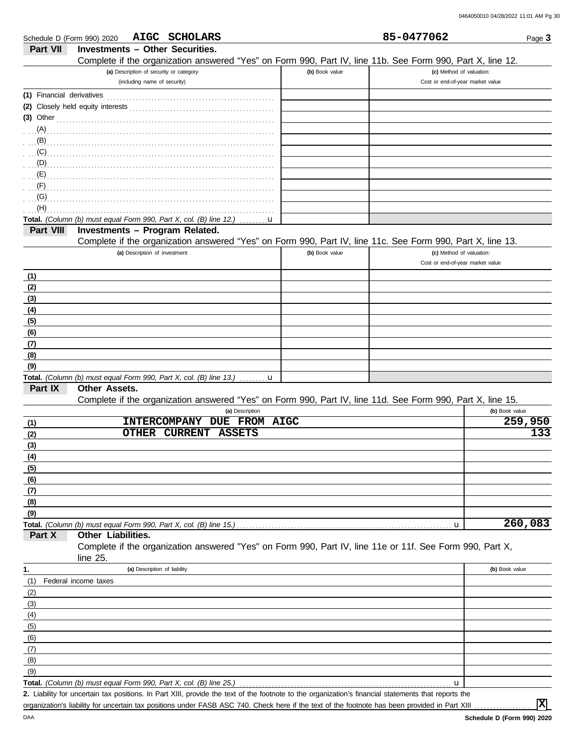Schedule D (Form 990) 2020 **AIGC SCHOLARS** **85-0477062** Page **3**

## Part VII Investments – Other Securities.

Complete if the organization answered "Yes" on Form 990, Part IV, line 11b. See Form 990, Part X, line 12.

| (a) Description of security or category (including name of security) | (b) Book value | (c) Method of valuation: Cost or end-of-year market value |
|---|---|---|
| (1) Financial derivatives | | |
| (2) Closely held equity interests | | |
| (3) Other | | |
| (A) | | |
| (B) | | |
| (C) | | |
| (D) | | |
| (E) | | |
| (F) | | |
| (G) | | |
| (H) | | |
| **Total.** *(Column (b) must equal Form 990, Part X, col. (B) line 12.)* u | | |

## Part VIII Investments – Program Related.

Complete if the organization answered "Yes" on Form 990, Part IV, line 11c. See Form 990, Part X, line 13.

| (a) Description of investment | (b) Book value | (c) Method of valuation: Cost or end-of-year market value |
|---|---|---|
| (1) | | |
| (2) | | |
| (3) | | |
| (4) | | |
| (5) | | |
| (6) | | |
| (7) | | |
| (8) | | |
| (9) | | |
| **Total.** *(Column (b) must equal Form 990, Part X, col. (B) line 13.)* u | | |

## Part IX Other Assets.

Complete if the organization answered "Yes" on Form 990, Part IV, line 11d. See Form 990, Part X, line 15.

| | (a) Description | (b) Book value |
|---|---|---|
| (1) | INTERCOMPANY DUE FROM AIGC | 259,950 |
| (2) | OTHER CURRENT ASSETS | 133 |
| (3) | | |
| (4) | | |
| (5) | | |
| (6) | | |
| (7) | | |
| (8) | | |
| (9) | | |
| **Total.** *(Column (b) must equal Form 990, Part X, col. (B) line 15.)* u | | 260,083 |

## Part X Other Liabilities.

Complete if the organization answered "Yes" on Form 990, Part IV, line 11e or 11f. See Form 990, Part X, line 25.

| 1. | (a) Description of liability | (b) Book value |
|---|---|---|
| (1) | Federal income taxes | |
| (2) | | |
| (3) | | |
| (4) | | |
| (5) | | |
| (6) | | |
| (7) | | |
| (8) | | |
| (9) | | |
| **Total.** *(Column (b) must equal Form 990, Part X, col. (B) line 25.)* u | | |

**2.** Liability for uncertain tax positions. In Part XIII, provide the text of the footnote to the organization's financial statements that reports the organization's liability for uncertain tax positions under FASB ASC 740. Check here if the text of the footnote has been provided in Part XIII .................. **X**

DAA **Schedule D (Form 990) 2020**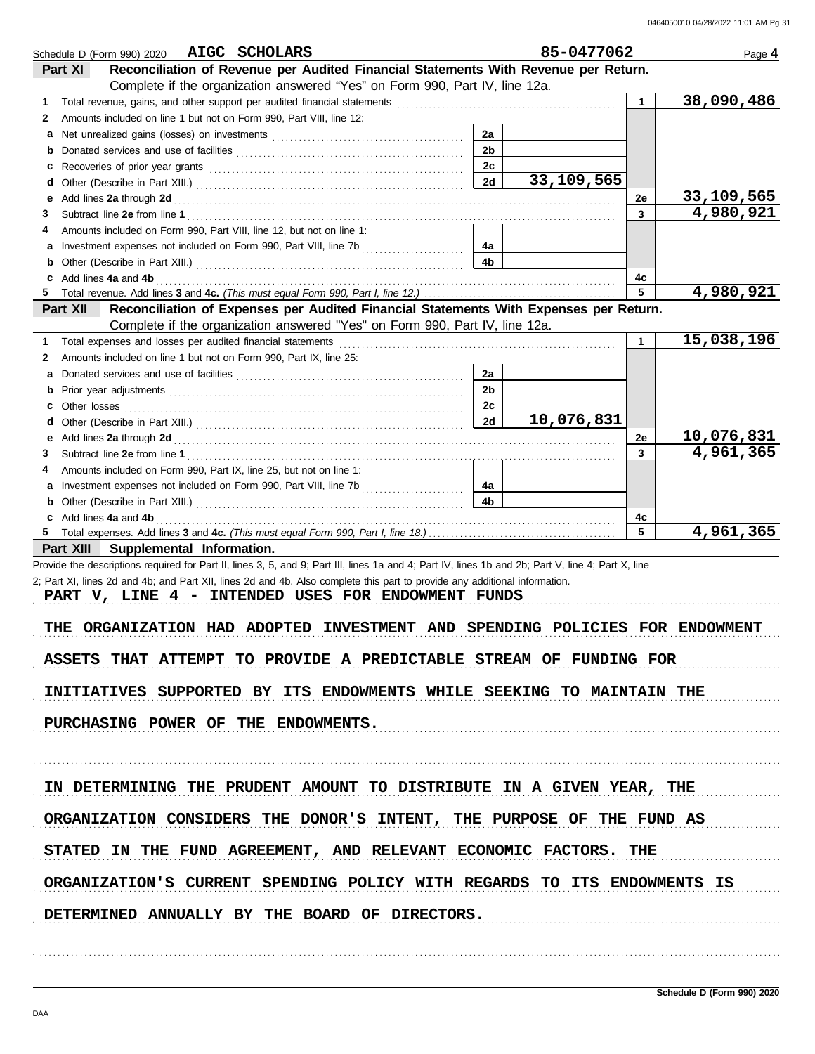Schedule D (Form 990) 2020 AIGC SCHOLARS 85-0477062 Page **4**

## Part XI Reconciliation of Revenue per Audited Financial Statements With Revenue per Return.

Complete if the organization answered "Yes" on Form 990, Part IV, line 12a.

| | | | | | |
|---|---|---|---|---|---|
| **1** | Total revenue, gains, and other support per audited financial statements | | | 1 | 38,090,486 |
| **2** | Amounts included on line 1 but not on Form 990, Part VIII, line 12: | | | | |
| **a** | Net unrealized gains (losses) on investments | 2a | | | |
| **b** | Donated services and use of facilities | 2b | | | |
| **c** | Recoveries of prior year grants | 2c | | | |
| **d** | Other (Describe in Part XIII.) | 2d | 33,109,565 | | |
| **e** | Add lines **2a** through **2d** | | | 2e | 33,109,565 |
| **3** | Subtract line **2e** from line **1** | | | 3 | 4,980,921 |
| **4** | Amounts included on Form 990, Part VIII, line 12, but not on line 1: | | | | |
| **a** | Investment expenses not included on Form 990, Part VIII, line 7b | 4a | | | |
| **b** | Other (Describe in Part XIII.) | 4b | | | |
| **c** | Add lines **4a** and **4b** | | | 4c | |
| **5** | Total revenue. Add lines **3** and **4c.** *(This must equal Form 990, Part I, line 12.)* | | | 5 | 4,980,921 |

## Part XII Reconciliation of Expenses per Audited Financial Statements With Expenses per Return.

Complete if the organization answered "Yes" on Form 990, Part IV, line 12a.

| | | | | | |
|---|---|---|---|---|---|
| **1** | Total expenses and losses per audited financial statements | | | 1 | 15,038,196 |
| **2** | Amounts included on line 1 but not on Form 990, Part IX, line 25: | | | | |
| **a** | Donated services and use of facilities | 2a | | | |
| **b** | Prior year adjustments | 2b | | | |
| **c** | Other losses | 2c | | | |
| **d** | Other (Describe in Part XIII.) | 2d | 10,076,831 | | |
| **e** | Add lines **2a** through **2d** | | | 2e | 10,076,831 |
| **3** | Subtract line **2e** from line **1** | | | 3 | 4,961,365 |
| **4** | Amounts included on Form 990, Part IX, line 25, but not on line 1: | | | | |
| **a** | Investment expenses not included on Form 990, Part VIII, line 7b | 4a | | | |
| **b** | Other (Describe in Part XIII.) | 4b | | | |
| **c** | Add lines **4a** and **4b** | | | 4c | |
| **5** | Total expenses. Add lines **3** and **4c.** *(This must equal Form 990, Part I, line 18.)* | | | 5 | 4,961,365 |

## Part XIII Supplemental Information.

Provide the descriptions required for Part II, lines 3, 5, and 9; Part III, lines 1a and 4; Part IV, lines 1b and 2b; Part V, line 4; Part X, line 2; Part XI, lines 2d and 4b; and Part XII, lines 2d and 4b. Also complete this part to provide any additional information.

PART V, LINE 4 - INTENDED USES FOR ENDOWMENT FUNDS

THE ORGANIZATION HAD ADOPTED INVESTMENT AND SPENDING POLICIES FOR ENDOWMENT ASSETS THAT ATTEMPT TO PROVIDE A PREDICTABLE STREAM OF FUNDING FOR INITIATIVES SUPPORTED BY ITS ENDOWMENTS WHILE SEEKING TO MAINTAIN THE PURCHASING POWER OF THE ENDOWMENTS.

IN DETERMINING THE PRUDENT AMOUNT TO DISTRIBUTE IN A GIVEN YEAR, THE ORGANIZATION CONSIDERS THE DONOR'S INTENT, THE PURPOSE OF THE FUND AS STATED IN THE FUND AGREEMENT, AND RELEVANT ECONOMIC FACTORS. THE ORGANIZATION'S CURRENT SPENDING POLICY WITH REGARDS TO ITS ENDOWMENTS IS DETERMINED ANNUALLY BY THE BOARD OF DIRECTORS.

Schedule D (Form 990) 2020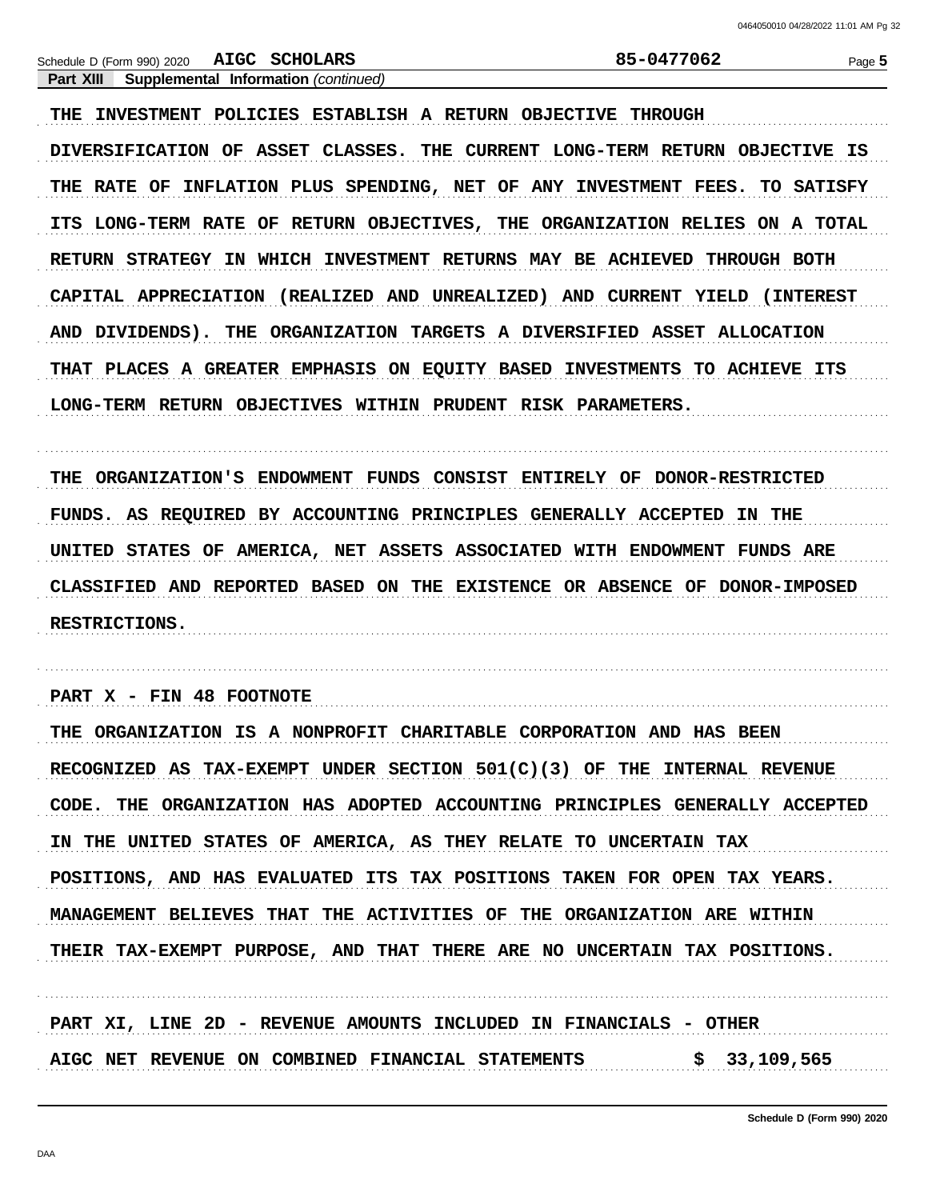Schedule D (Form 990) 2020 **AIGC SCHOLARS** **85-0477062**

**Part XIII Supplemental Information** *(continued)*

THE INVESTMENT POLICIES ESTABLISH A RETURN OBJECTIVE THROUGH DIVERSIFICATION OF ASSET CLASSES. THE CURRENT LONG-TERM RETURN OBJECTIVE IS THE RATE OF INFLATION PLUS SPENDING, NET OF ANY INVESTMENT FEES. TO SATISFY ITS LONG-TERM RATE OF RETURN OBJECTIVES, THE ORGANIZATION RELIES ON A TOTAL RETURN STRATEGY IN WHICH INVESTMENT RETURNS MAY BE ACHIEVED THROUGH BOTH CAPITAL APPRECIATION (REALIZED AND UNREALIZED) AND CURRENT YIELD (INTEREST AND DIVIDENDS). THE ORGANIZATION TARGETS A DIVERSIFIED ASSET ALLOCATION THAT PLACES A GREATER EMPHASIS ON EQUITY BASED INVESTMENTS TO ACHIEVE ITS LONG-TERM RETURN OBJECTIVES WITHIN PRUDENT RISK PARAMETERS.

THE ORGANIZATION'S ENDOWMENT FUNDS CONSIST ENTIRELY OF DONOR-RESTRICTED FUNDS. AS REQUIRED BY ACCOUNTING PRINCIPLES GENERALLY ACCEPTED IN THE UNITED STATES OF AMERICA, NET ASSETS ASSOCIATED WITH ENDOWMENT FUNDS ARE CLASSIFIED AND REPORTED BASED ON THE EXISTENCE OR ABSENCE OF DONOR-IMPOSED RESTRICTIONS.

PART X - FIN 48 FOOTNOTE

THE ORGANIZATION IS A NONPROFIT CHARITABLE CORPORATION AND HAS BEEN RECOGNIZED AS TAX-EXEMPT UNDER SECTION 501(C)(3) OF THE INTERNAL REVENUE CODE. THE ORGANIZATION HAS ADOPTED ACCOUNTING PRINCIPLES GENERALLY ACCEPTED IN THE UNITED STATES OF AMERICA, AS THEY RELATE TO UNCERTAIN TAX POSITIONS, AND HAS EVALUATED ITS TAX POSITIONS TAKEN FOR OPEN TAX YEARS. MANAGEMENT BELIEVES THAT THE ACTIVITIES OF THE ORGANIZATION ARE WITHIN THEIR TAX-EXEMPT PURPOSE, AND THAT THERE ARE NO UNCERTAIN TAX POSITIONS.

PART XI, LINE 2D - REVENUE AMOUNTS INCLUDED IN FINANCIALS - OTHER

AIGC NET REVENUE ON COMBINED FINANCIAL STATEMENTS $ 33,109,565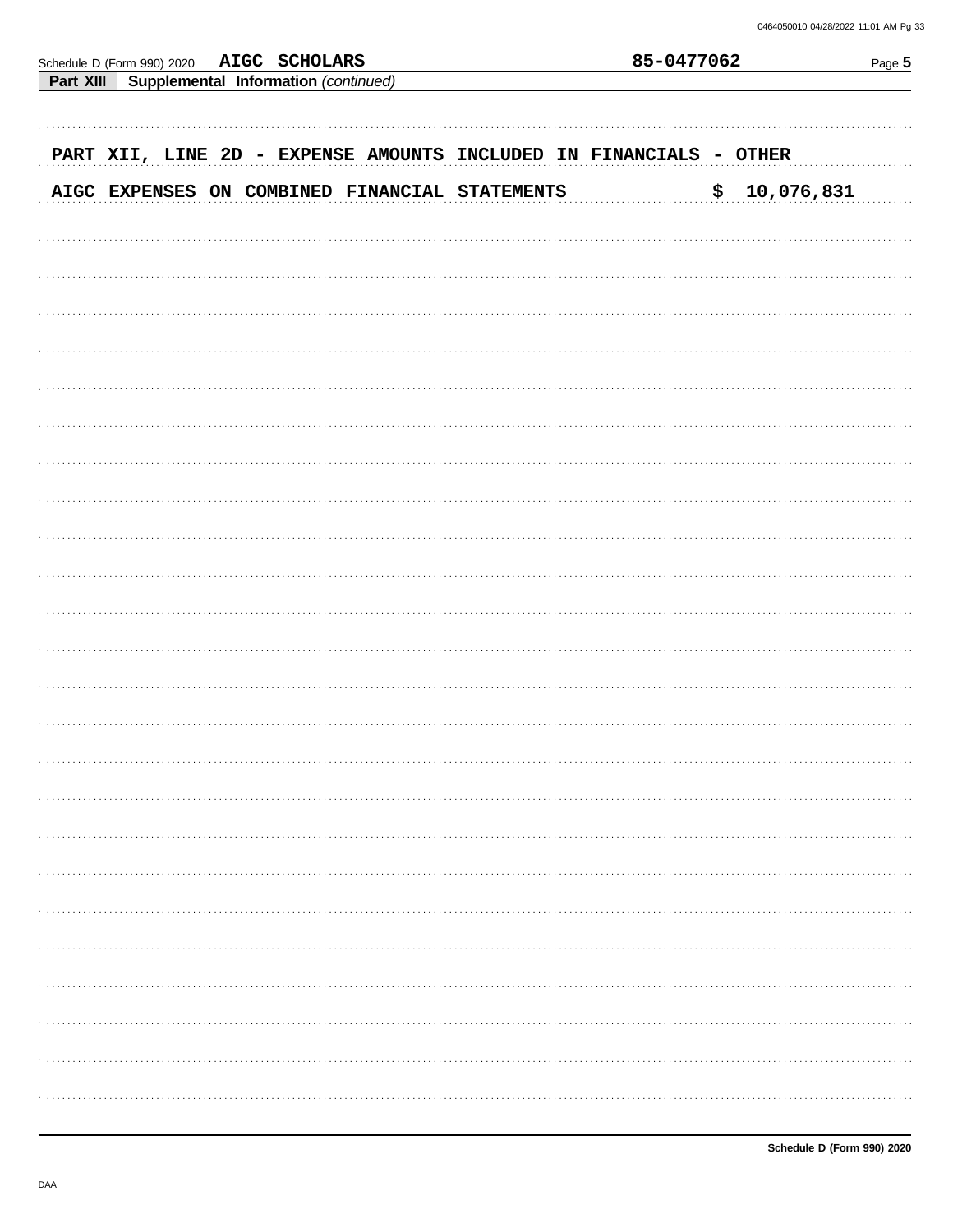Schedule D (Form 990) 2020 **AIGC SCHOLARS** **85-0477062**

**Part XIII** **Supplemental Information** *(continued)*

PART XII, LINE 2D - EXPENSE AMOUNTS INCLUDED IN FINANCIALS - OTHER

AIGC EXPENSES ON COMBINED FINANCIAL STATEMENTS $ 10,076,831

**Schedule D (Form 990) 2020**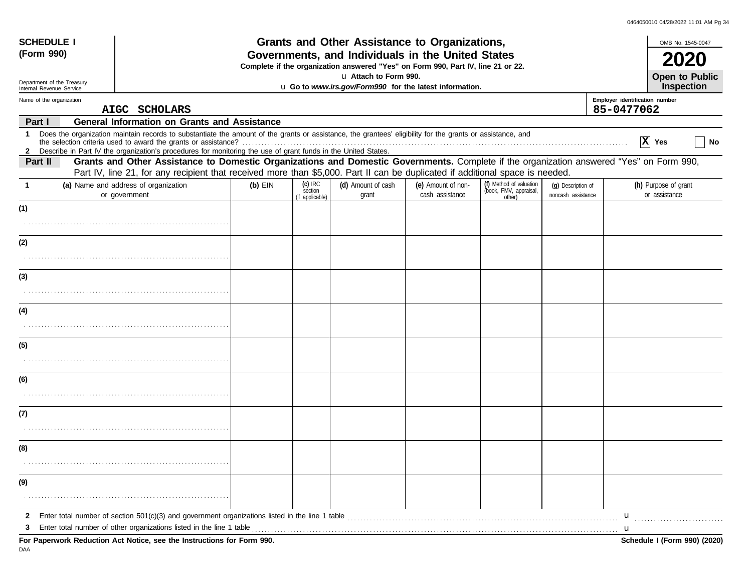**SCHEDULE I (Form 990)**

Department of the Treasury
Internal Revenue Service

# Grants and Other Assistance to Organizations, Governments, and Individuals in the United States

**Complete if the organization answered "Yes" on Form 990, Part IV, line 21 or 22.**

u Attach to Form 990.

u Go to *www.irs.gov/Form990* for the latest information.

OMB No. 1545-0047

**2020**

**Open to Public Inspection**

Name of the organization: AIGC SCHOLARS

Employer identification number: 85-0477062

## Part I General Information on Grants and Assistance

1 Does the organization maintain records to substantiate the amount of the grants or assistance, the grantees' eligibility for the grants or assistance, and the selection criteria used to award the grants or assistance? . . . . . [X] Yes [ ] No

2 Describe in Part IV the organization's procedures for monitoring the use of grant funds in the United States.

## Part II Grants and Other Assistance to Domestic Organizations and Domestic Governments.

Complete if the organization answered "Yes" on Form 990, Part IV, line 21, for any recipient that received more than $5,000. Part II can be duplicated if additional space is needed.

| 1 | (a) Name and address of organization or government | (b) EIN | (c) IRC section (if applicable) | (d) Amount of cash grant | (e) Amount of non-cash assistance | (f) Method of valuation (book, FMV, appraisal, other) | (g) Description of noncash assistance | (h) Purpose of grant or assistance |
|---|---|---|---|---|---|---|---|---|
| (1) | | | | | | | | |
| (2) | | | | | | | | |
| (3) | | | | | | | | |
| (4) | | | | | | | | |
| (5) | | | | | | | | |
| (6) | | | | | | | | |
| (7) | | | | | | | | |
| (8) | | | | | | | | |
| (9) | | | | | | | | |

2 Enter total number of section 501(c)(3) and government organizations listed in the line 1 table . . . . . u

3 Enter total number of other organizations listed in the line 1 table . . . . . u

**For Paperwork Reduction Act Notice, see the Instructions for Form 990.** **Schedule I (Form 990) (2020)**

DAA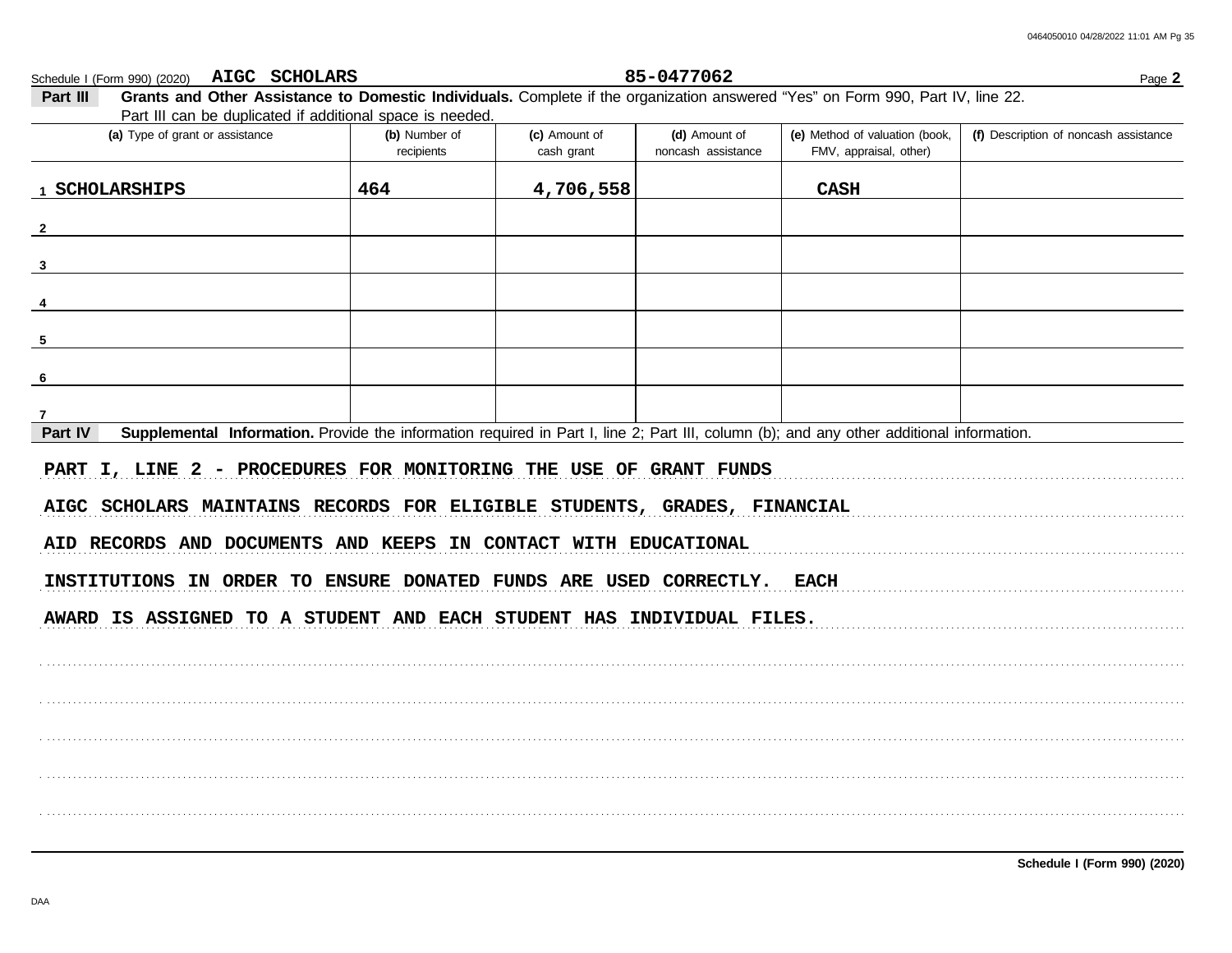Schedule I (Form 990) (2020) **AIGC SCHOLARS** **85-0477062** Page **2**

**Part III** **Grants and Other Assistance to Domestic Individuals.** Complete if the organization answered "Yes" on Form 990, Part IV, line 22. Part III can be duplicated if additional space is needed.

| (a) Type of grant or assistance | (b) Number of recipients | (c) Amount of cash grant | (d) Amount of noncash assistance | (e) Method of valuation (book, FMV, appraisal, other) | (f) Description of noncash assistance |
|---|---|---|---|---|---|
| 1 SCHOLARSHIPS | 464 | 4,706,558 | | CASH | |
| 2 | | | | | |
| 3 | | | | | |
| 4 | | | | | |
| 5 | | | | | |
| 6 | | | | | |
| 7 | | | | | |

**Part IV** **Supplemental Information.** Provide the information required in Part I, line 2; Part III, column (b); and any other additional information.

PART I, LINE 2 - PROCEDURES FOR MONITORING THE USE OF GRANT FUNDS

AIGC SCHOLARS MAINTAINS RECORDS FOR ELIGIBLE STUDENTS, GRADES, FINANCIAL AID RECORDS AND DOCUMENTS AND KEEPS IN CONTACT WITH EDUCATIONAL INSTITUTIONS IN ORDER TO ENSURE DONATED FUNDS ARE USED CORRECTLY. EACH AWARD IS ASSIGNED TO A STUDENT AND EACH STUDENT HAS INDIVIDUAL FILES.

**Schedule I (Form 990) (2020)**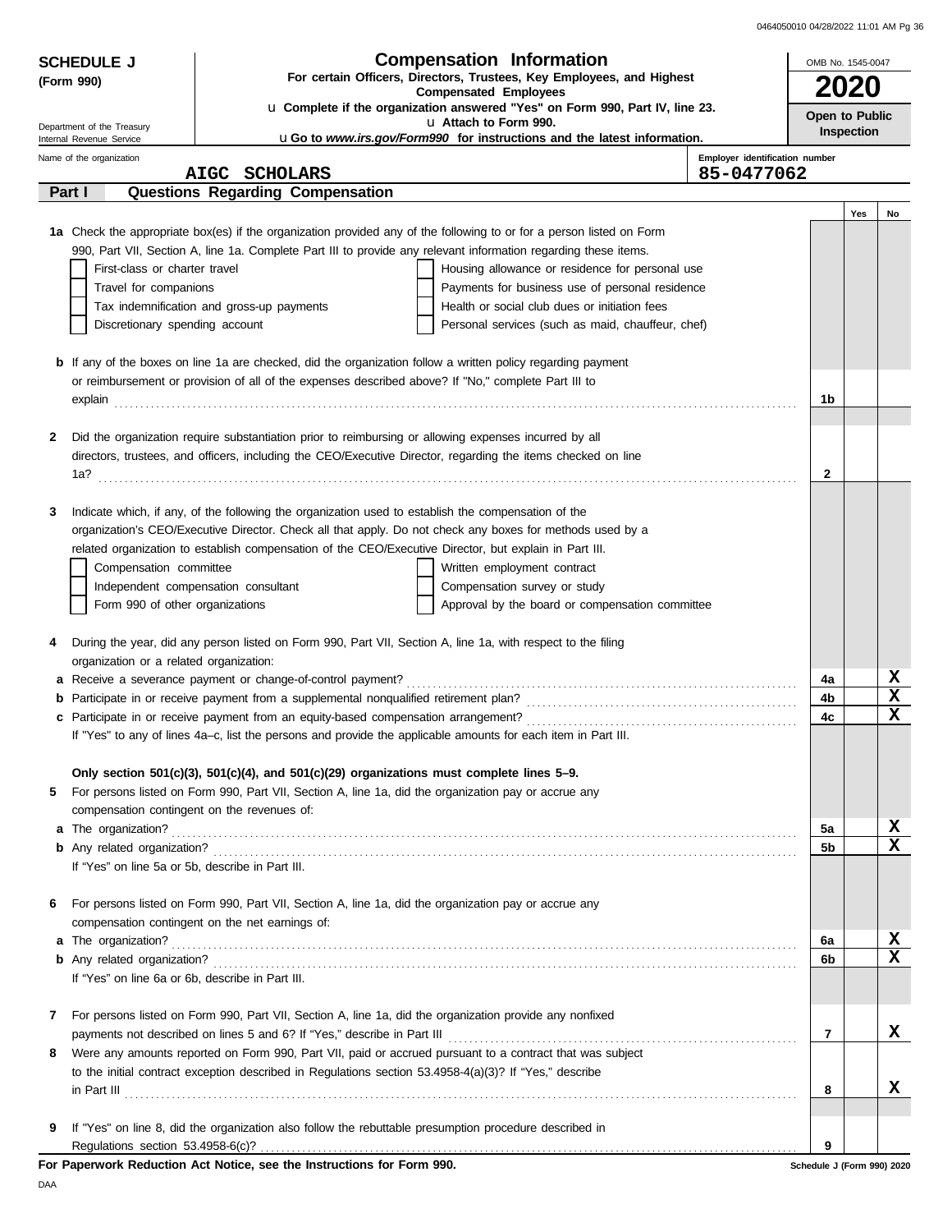**SCHEDULE J**
**(Form 990)**

Department of the Treasury
Internal Revenue Service

# Compensation Information

**For certain Officers, Directors, Trustees, Key Employees, and Highest Compensated Employees**

u **Complete if the organization answered "Yes" on Form 990, Part IV, line 23.**
u **Attach to Form 990.**
u **Go to *www.irs.gov/Form990* for instructions and the latest information.**

OMB No. 1545-0047
**2020**
**Open to Public Inspection**

Name of the organization: **AIGC SCHOLARS**
Employer identification number: **85-0477062**

## Part I — Questions Regarding Compensation

| | | | Yes | No |
|---|---|---|---|---|
| **1a** | Check the appropriate box(es) if the organization provided any of the following to or for a person listed on Form 990, Part VII, Section A, line 1a. Complete Part III to provide any relevant information regarding these items.<br>☐ First-class or charter travel ☐ Housing allowance or residence for personal use<br>☐ Travel for companions ☐ Payments for business use of personal residence<br>☐ Tax indemnification and gross-up payments ☐ Health or social club dues or initiation fees<br>☐ Discretionary spending account ☐ Personal services (such as maid, chauffeur, chef) | | | |
| **b** | If any of the boxes on line 1a are checked, did the organization follow a written policy regarding payment or reimbursement or provision of all of the expenses described above? If "No," complete Part III to explain | 1b | | |
| **2** | Did the organization require substantiation prior to reimbursing or allowing expenses incurred by all directors, trustees, and officers, including the CEO/Executive Director, regarding the items checked on line 1a? | 2 | | |
| **3** | Indicate which, if any, of the following the organization used to establish the compensation of the organization's CEO/Executive Director. Check all that apply. Do not check any boxes for methods used by a related organization to establish compensation of the CEO/Executive Director, but explain in Part III.<br>☐ Compensation committee ☐ Written employment contract<br>☐ Independent compensation consultant ☐ Compensation survey or study<br>☐ Form 990 of other organizations ☐ Approval by the board or compensation committee | | | |
| **4** | During the year, did any person listed on Form 990, Part VII, Section A, line 1a, with respect to the filing organization or a related organization: | | | |
| **a** | Receive a severance payment or change-of-control payment? | 4a | | X |
| **b** | Participate in or receive payment from a supplemental nonqualified retirement plan? | 4b | | X |
| **c** | Participate in or receive payment from an equity-based compensation arrangement? | 4c | | X |
| | If "Yes" to any of lines 4a–c, list the persons and provide the applicable amounts for each item in Part III. | | | |
| | **Only section 501(c)(3), 501(c)(4), and 501(c)(29) organizations must complete lines 5–9.** | | | |
| **5** | For persons listed on Form 990, Part VII, Section A, line 1a, did the organization pay or accrue any compensation contingent on the revenues of: | | | |
| **a** | The organization? | 5a | | X |
| **b** | Any related organization? | 5b | | X |
| | If "Yes" on line 5a or 5b, describe in Part III. | | | |
| **6** | For persons listed on Form 990, Part VII, Section A, line 1a, did the organization pay or accrue any compensation contingent on the net earnings of: | | | |
| **a** | The organization? | 6a | | X |
| **b** | Any related organization? | 6b | | X |
| | If "Yes" on line 6a or 6b, describe in Part III. | | | |
| **7** | For persons listed on Form 990, Part VII, Section A, line 1a, did the organization provide any nonfixed payments not described on lines 5 and 6? If "Yes," describe in Part III | 7 | | X |
| **8** | Were any amounts reported on Form 990, Part VII, paid or accrued pursuant to a contract that was subject to the initial contract exception described in Regulations section 53.4958-4(a)(3)? If "Yes," describe in Part III | 8 | | X |
| **9** | If "Yes" on line 8, did the organization also follow the rebuttable presumption procedure described in Regulations section 53.4958-6(c)? | 9 | | |

**For Paperwork Reduction Act Notice, see the Instructions for Form 990.** Schedule J (Form 990) 2020

DAA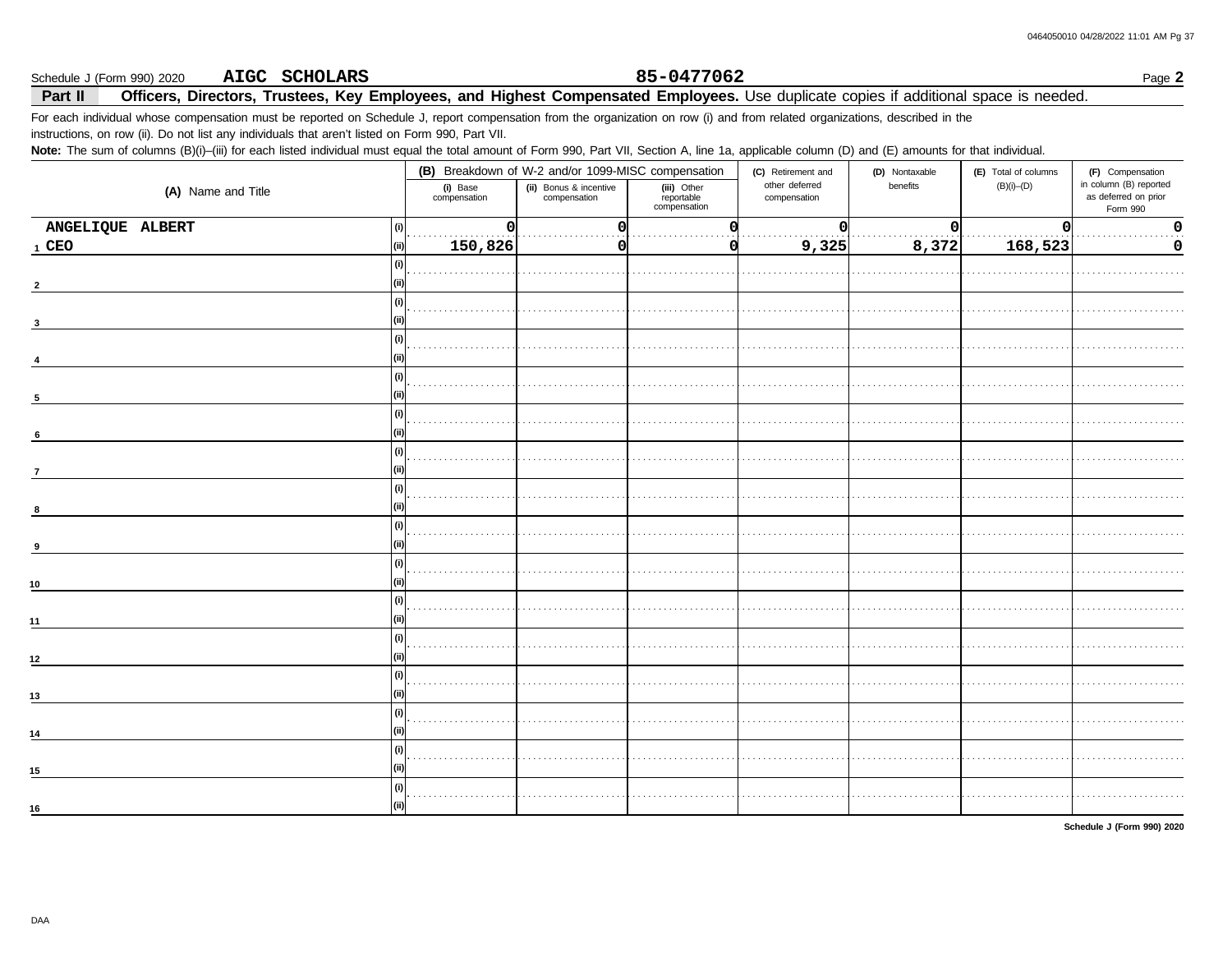Schedule J (Form 990) 2020 **AIGC SCHOLARS** **85-0477062** Page **2**

## Part II Officers, Directors, Trustees, Key Employees, and Highest Compensated Employees. Use duplicate copies if additional space is needed.

For each individual whose compensation must be reported on Schedule J, report compensation from the organization on row (i) and from related organizations, described in the instructions, on row (ii). Do not list any individuals that aren't listed on Form 990, Part VII.

**Note:** The sum of columns (B)(i)–(iii) for each listed individual must equal the total amount of Form 990, Part VII, Section A, line 1a, applicable column (D) and (E) amounts for that individual.

| (A) Name and Title | | (B) Breakdown of W-2 and/or 1099-MISC compensation | | | (C) Retirement and other deferred compensation | (D) Nontaxable benefits | (E) Total of columns (B)(i)–(D) | (F) Compensation in column (B) reported as deferred on prior Form 990 |
|---|---|---|---|---|---|---|---|---|
| | | (i) Base compensation | (ii) Bonus & incentive compensation | (iii) Other reportable compensation | | | | |
| 1 ANGELIQUE ALBERT | (i) | 0 | 0 | 0 | 0 | 0 | 0 | 0 |
| CEO | (ii) | 150,826 | 0 | 0 | 9,325 | 8,372 | 168,523 | 0 |
| 2 | (i) | | | | | | | |
| | (ii) | | | | | | | |
| 3 | (i) | | | | | | | |
| | (ii) | | | | | | | |
| 4 | (i) | | | | | | | |
| | (ii) | | | | | | | |
| 5 | (i) | | | | | | | |
| | (ii) | | | | | | | |
| 6 | (i) | | | | | | | |
| | (ii) | | | | | | | |
| 7 | (i) | | | | | | | |
| | (ii) | | | | | | | |
| 8 | (i) | | | | | | | |
| | (ii) | | | | | | | |
| 9 | (i) | | | | | | | |
| | (ii) | | | | | | | |
| 10 | (i) | | | | | | | |
| | (ii) | | | | | | | |
| 11 | (i) | | | | | | | |
| | (ii) | | | | | | | |
| 12 | (i) | | | | | | | |
| | (ii) | | | | | | | |
| 13 | (i) | | | | | | | |
| | (ii) | | | | | | | |
| 14 | (i) | | | | | | | |
| | (ii) | | | | | | | |
| 15 | (i) | | | | | | | |
| | (ii) | | | | | | | |
| 16 | (i) | | | | | | | |
| | (ii) | | | | | | | |

**Schedule J (Form 990) 2020**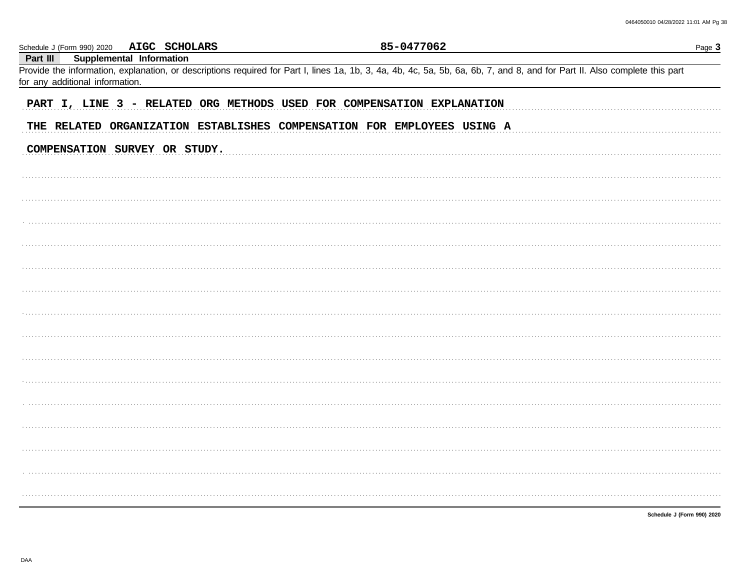Schedule J (Form 990) 2020 **AIGC SCHOLARS** **85-0477062**

**Part III Supplemental Information**

Provide the information, explanation, or descriptions required for Part I, lines 1a, 1b, 3, 4a, 4b, 4c, 5a, 5b, 6a, 6b, 7, and 8, and for Part II. Also complete this part for any additional information.

**PART I, LINE 3 - RELATED ORG METHODS USED FOR COMPENSATION EXPLANATION**

**THE RELATED ORGANIZATION ESTABLISHES COMPENSATION FOR EMPLOYEES USING A COMPENSATION SURVEY OR STUDY.**

**Schedule J (Form 990) 2020**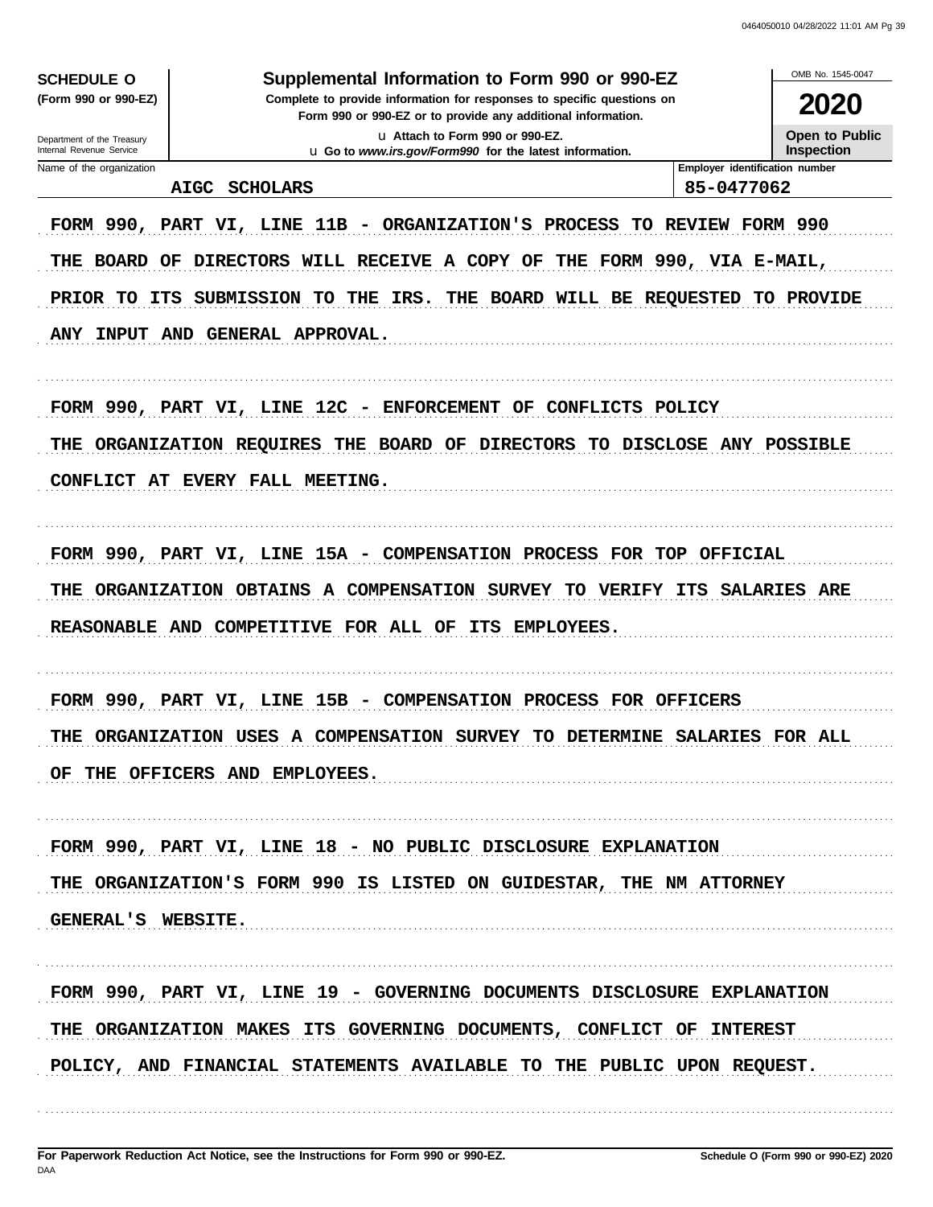**SCHEDULE O**
**(Form 990 or 990-EZ)**

Department of the Treasury
Internal Revenue Service

# Supplemental Information to Form 990 or 990-EZ

**Complete to provide information for responses to specific questions on Form 990 or 990-EZ or to provide any additional information.**

**u Attach to Form 990 or 990-EZ.**

**u Go to *www.irs.gov/Form990* for the latest information.**

OMB No. 1545-0047

**2020**

**Open to Public Inspection**

| Name of the organization | Employer identification number |
|---|---|
| AIGC SCHOLARS | 85-0477062 |

FORM 990, PART VI, LINE 11B - ORGANIZATION'S PROCESS TO REVIEW FORM 990

THE BOARD OF DIRECTORS WILL RECEIVE A COPY OF THE FORM 990, VIA E-MAIL, PRIOR TO ITS SUBMISSION TO THE IRS. THE BOARD WILL BE REQUESTED TO PROVIDE ANY INPUT AND GENERAL APPROVAL.

FORM 990, PART VI, LINE 12C - ENFORCEMENT OF CONFLICTS POLICY

THE ORGANIZATION REQUIRES THE BOARD OF DIRECTORS TO DISCLOSE ANY POSSIBLE CONFLICT AT EVERY FALL MEETING.

FORM 990, PART VI, LINE 15A - COMPENSATION PROCESS FOR TOP OFFICIAL

THE ORGANIZATION OBTAINS A COMPENSATION SURVEY TO VERIFY ITS SALARIES ARE REASONABLE AND COMPETITIVE FOR ALL OF ITS EMPLOYEES.

FORM 990, PART VI, LINE 15B - COMPENSATION PROCESS FOR OFFICERS

THE ORGANIZATION USES A COMPENSATION SURVEY TO DETERMINE SALARIES FOR ALL OF THE OFFICERS AND EMPLOYEES.

FORM 990, PART VI, LINE 18 - NO PUBLIC DISCLOSURE EXPLANATION

THE ORGANIZATION'S FORM 990 IS LISTED ON GUIDESTAR, THE NM ATTORNEY GENERAL'S WEBSITE.

FORM 990, PART VI, LINE 19 - GOVERNING DOCUMENTS DISCLOSURE EXPLANATION

THE ORGANIZATION MAKES ITS GOVERNING DOCUMENTS, CONFLICT OF INTEREST POLICY, AND FINANCIAL STATEMENTS AVAILABLE TO THE PUBLIC UPON REQUEST.

**For Paperwork Reduction Act Notice, see the Instructions for Form 990 or 990-EZ.** **Schedule O (Form 990 or 990-EZ) 2020**

DAA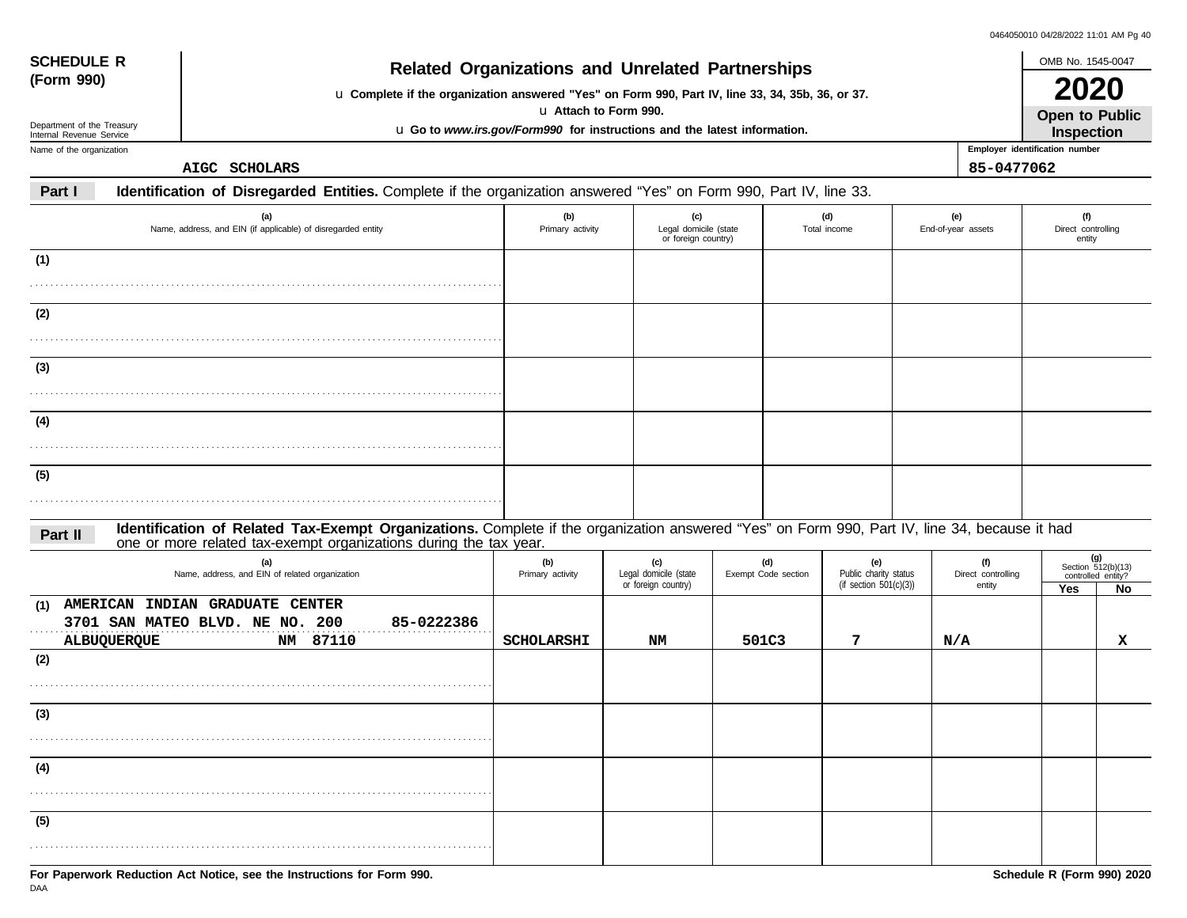**SCHEDULE R (Form 990)**

Department of the Treasury
Internal Revenue Service

# Related Organizations and Unrelated Partnerships

u **Complete if the organization answered "Yes" on Form 990, Part IV, line 33, 34, 35b, 36, or 37.**
u **Attach to Form 990.**
u **Go to *www.irs.gov/Form990* for instructions and the latest information.**

OMB No. 1545-0047

**2020**

**Open to Public Inspection**

Name of the organization: AIGC SCHOLARS

Employer identification number: 85-0477062

**Part I** **Identification of Disregarded Entities.** Complete if the organization answered "Yes" on Form 990, Part IV, line 33.

| | (a) Name, address, and EIN (if applicable) of disregarded entity | (b) Primary activity | (c) Legal domicile (state or foreign country) | (d) Total income | (e) End-of-year assets | (f) Direct controlling entity |
|---|---|---|---|---|---|---|
| (1) | | | | | | |
| (2) | | | | | | |
| (3) | | | | | | |
| (4) | | | | | | |
| (5) | | | | | | |

**Part II** **Identification of Related Tax-Exempt Organizations.** Complete if the organization answered "Yes" on Form 990, Part IV, line 34, because it had one or more related tax-exempt organizations during the tax year.

| | (a) Name, address, and EIN of related organization | (b) Primary activity | (c) Legal domicile (state or foreign country) | (d) Exempt Code section | (e) Public charity status (if section 501(c)(3)) | (f) Direct controlling entity | (g) Section 512(b)(13) controlled entity? Yes | No |
|---|---|---|---|---|---|---|---|---|
| (1) | AMERICAN INDIAN GRADUATE CENTER 3701 SAN MATEO BLVD. NE NO. 200 85-0222386 ALBUQUERQUE NM 87110 | SCHOLARSHI | NM | 501C3 | 7 | N/A | | X |
| (2) | | | | | | | | |
| (3) | | | | | | | | |
| (4) | | | | | | | | |
| (5) | | | | | | | | |

**For Paperwork Reduction Act Notice, see the Instructions for Form 990.**

**Schedule R (Form 990) 2020**

DAA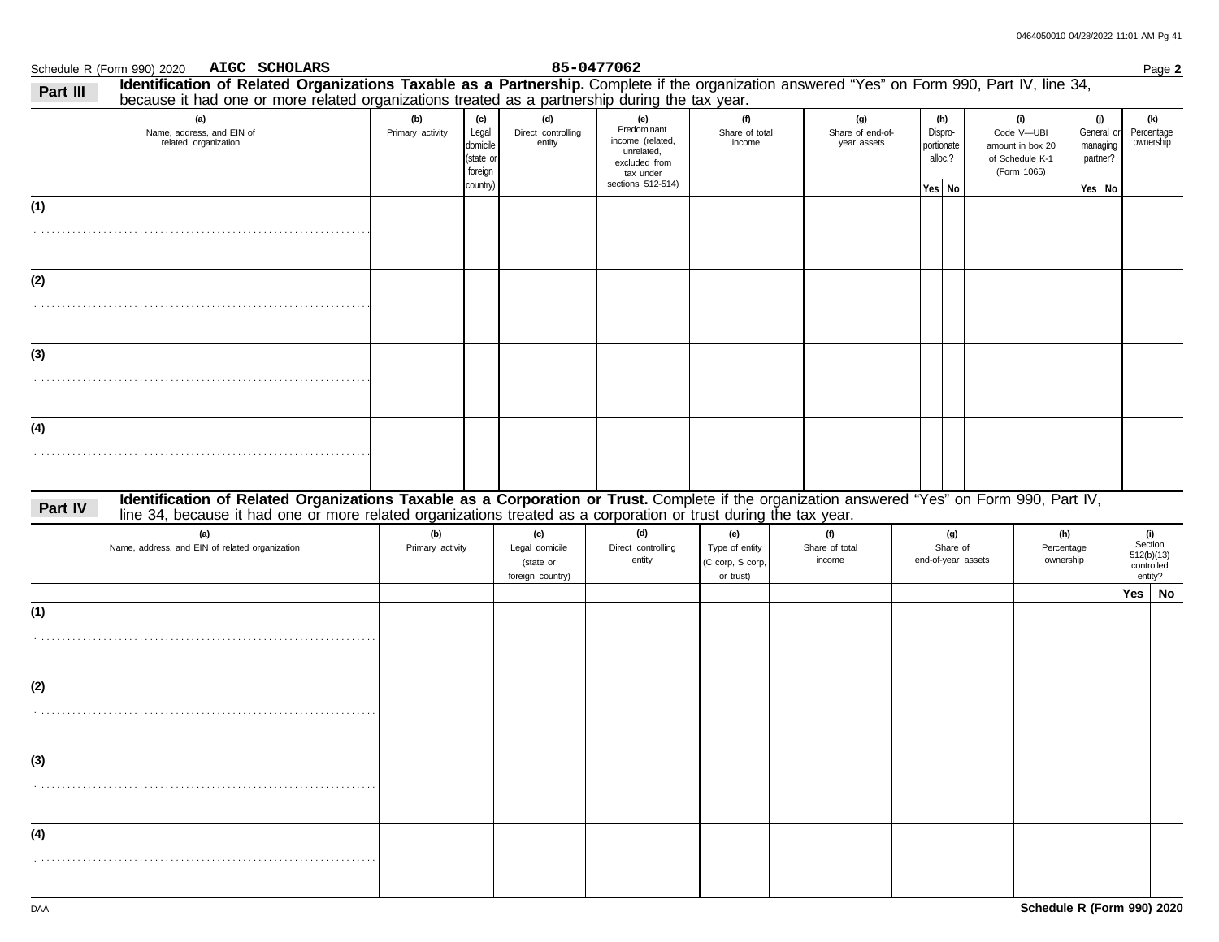Schedule R (Form 990) 2020 **AIGC SCHOLARS** **85-0477062** Page **2**

**Part III** **Identification of Related Organizations Taxable as a Partnership.** Complete if the organization answered "Yes" on Form 990, Part IV, line 34, because it had one or more related organizations treated as a partnership during the tax year.

| (a) Name, address, and EIN of related organization | (b) Primary activity | (c) Legal domicile (state or foreign country) | (d) Direct controlling entity | (e) Predominant income (related, unrelated, excluded from tax under sections 512-514) | (f) Share of total income | (g) Share of end-of-year assets | (h) Dispro-portionate alloc.? Yes | No | (i) Code V—UBI amount in box 20 of Schedule K-1 (Form 1065) | (j) General or managing partner? Yes | No | (k) Percentage ownership |
|---|---|---|---|---|---|---|---|---|---|---|---|---|
| (1) | | | | | | | | | | | | |
| (2) | | | | | | | | | | | | |
| (3) | | | | | | | | | | | | |
| (4) | | | | | | | | | | | | |

**Part IV** **Identification of Related Organizations Taxable as a Corporation or Trust.** Complete if the organization answered "Yes" on Form 990, Part IV, line 34, because it had one or more related organizations treated as a corporation or trust during the tax year.

| (a) Name, address, and EIN of related organization | (b) Primary activity | (c) Legal domicile (state or foreign country) | (d) Direct controlling entity | (e) Type of entity (C corp, S corp, or trust) | (f) Share of total income | (g) Share of end-of-year assets | (h) Percentage ownership | (i) Section 512(b)(13) controlled entity? Yes | No |
|---|---|---|---|---|---|---|---|---|---|
| (1) | | | | | | | | | |
| (2) | | | | | | | | | |
| (3) | | | | | | | | | |
| (4) | | | | | | | | | |

DAA **Schedule R (Form 990) 2020**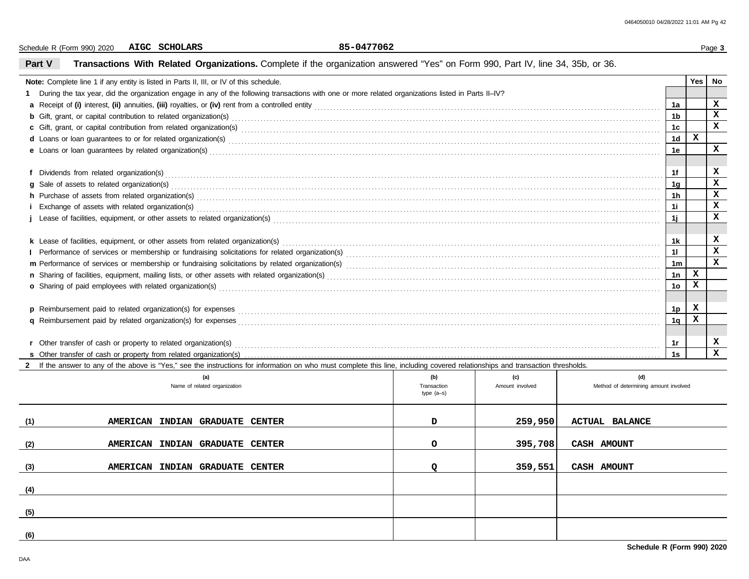Schedule R (Form 990) 2020 **AIGC SCHOLARS** **85-0477062**

## Part V Transactions With Related Organizations. Complete if the organization answered "Yes" on Form 990, Part IV, line 34, 35b, or 36.

| **Note:** Complete line 1 if any entity is listed in Parts II, III, or IV of this schedule. | | Yes | No |
|---|---|---|---|
| **1** During the tax year, did the organization engage in any of the following transactions with one or more related organizations listed in Parts II–IV? | | | |
| **a** Receipt of **(i)** interest, **(ii)** annuities, **(iii)** royalties, or **(iv)** rent from a controlled entity | 1a | | X |
| **b** Gift, grant, or capital contribution to related organization(s) | 1b | | X |
| **c** Gift, grant, or capital contribution from related organization(s) | 1c | | X |
| **d** Loans or loan guarantees to or for related organization(s) | 1d | X | |
| **e** Loans or loan guarantees by related organization(s) | 1e | | X |
| **f** Dividends from related organization(s) | 1f | | X |
| **g** Sale of assets to related organization(s) | 1g | | X |
| **h** Purchase of assets from related organization(s) | 1h | | X |
| **i** Exchange of assets with related organization(s) | 1i | | X |
| **j** Lease of facilities, equipment, or other assets to related organization(s) | 1j | | X |
| **k** Lease of facilities, equipment, or other assets from related organization(s) | 1k | | X |
| **l** Performance of services or membership or fundraising solicitations for related organization(s) | 1l | | X |
| **m** Performance of services or membership or fundraising solicitations by related organization(s) | 1m | | X |
| **n** Sharing of facilities, equipment, mailing lists, or other assets with related organization(s) | 1n | X | |
| **o** Sharing of paid employees with related organization(s) | 1o | X | |
| **p** Reimbursement paid to related organization(s) for expenses | 1p | X | |
| **q** Reimbursement paid by related organization(s) for expenses | 1q | X | |
| **r** Other transfer of cash or property to related organization(s) | 1r | | X |
| **s** Other transfer of cash or property from related organization(s) | 1s | | X |

**2** If the answer to any of the above is "Yes," see the instructions for information on who must complete this line, including covered relationships and transaction thresholds.

| | (a) Name of related organization | (b) Transaction type (a–s) | (c) Amount involved | (d) Method of determining amount involved |
|---|---|---|---|---|
| (1) | AMERICAN INDIAN GRADUATE CENTER | D | 259,950 | ACTUAL BALANCE |
| (2) | AMERICAN INDIAN GRADUATE CENTER | O | 395,708 | CASH AMOUNT |
| (3) | AMERICAN INDIAN GRADUATE CENTER | Q | 359,551 | CASH AMOUNT |
| (4) | | | | |
| (5) | | | | |
| (6) | | | | |

**Schedule R (Form 990) 2020**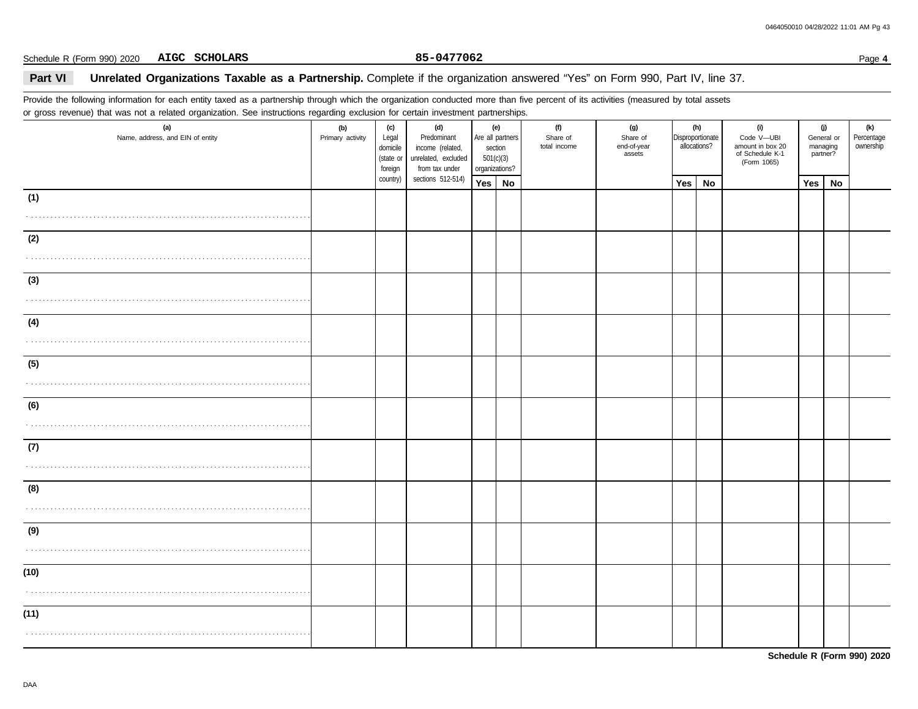Schedule R (Form 990) 2020 **AIGC SCHOLARS** **85-0477062** Page **4**

## Part VI Unrelated Organizations Taxable as a Partnership. Complete if the organization answered "Yes" on Form 990, Part IV, line 37.

Provide the following information for each entity taxed as a partnership through which the organization conducted more than five percent of its activities (measured by total assets or gross revenue) that was not a related organization. See instructions regarding exclusion for certain investment partnerships.

| (a) Name, address, and EIN of entity | (b) Primary activity | (c) Legal domicile (state or foreign country) | (d) Predominant income (related, unrelated, excluded from tax under sections 512-514) | (e) Are all partners section 501(c)(3) organizations? | | (f) Share of total income | (g) Share of end-of-year assets | (h) Disproportionate allocations? | | (i) Code V—UBI amount in box 20 of Schedule K-1 (Form 1065) | (j) General or managing partner? | | (k) Percentage ownership |
|---|---|---|---|---|---|---|---|---|---|---|---|---|---|
| | | | | Yes | No | | | Yes | No | | Yes | No | |
| (1) | | | | | | | | | | | | | |
| (2) | | | | | | | | | | | | | |
| (3) | | | | | | | | | | | | | |
| (4) | | | | | | | | | | | | | |
| (5) | | | | | | | | | | | | | |
| (6) | | | | | | | | | | | | | |
| (7) | | | | | | | | | | | | | |
| (8) | | | | | | | | | | | | | |
| (9) | | | | | | | | | | | | | |
| (10) | | | | | | | | | | | | | |
| (11) | | | | | | | | | | | | | |

**Schedule R (Form 990) 2020**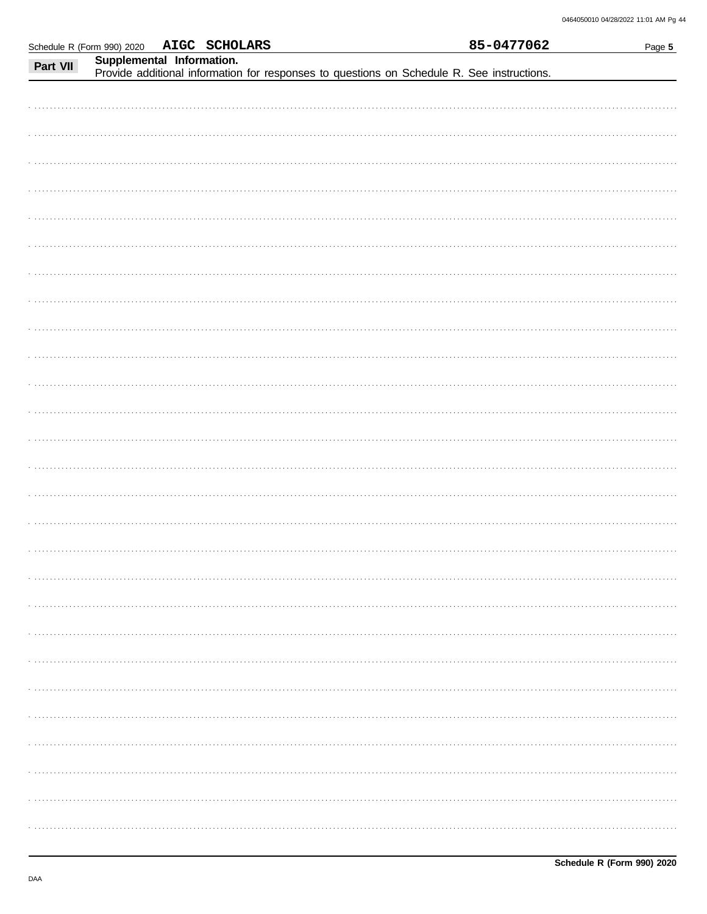Schedule R (Form 990) 2020 **AIGC SCHOLARS** **85-0477062**

**Part VII** **Supplemental Information.**
Provide additional information for responses to questions on Schedule R. See instructions.

**Schedule R (Form 990) 2020**

DAA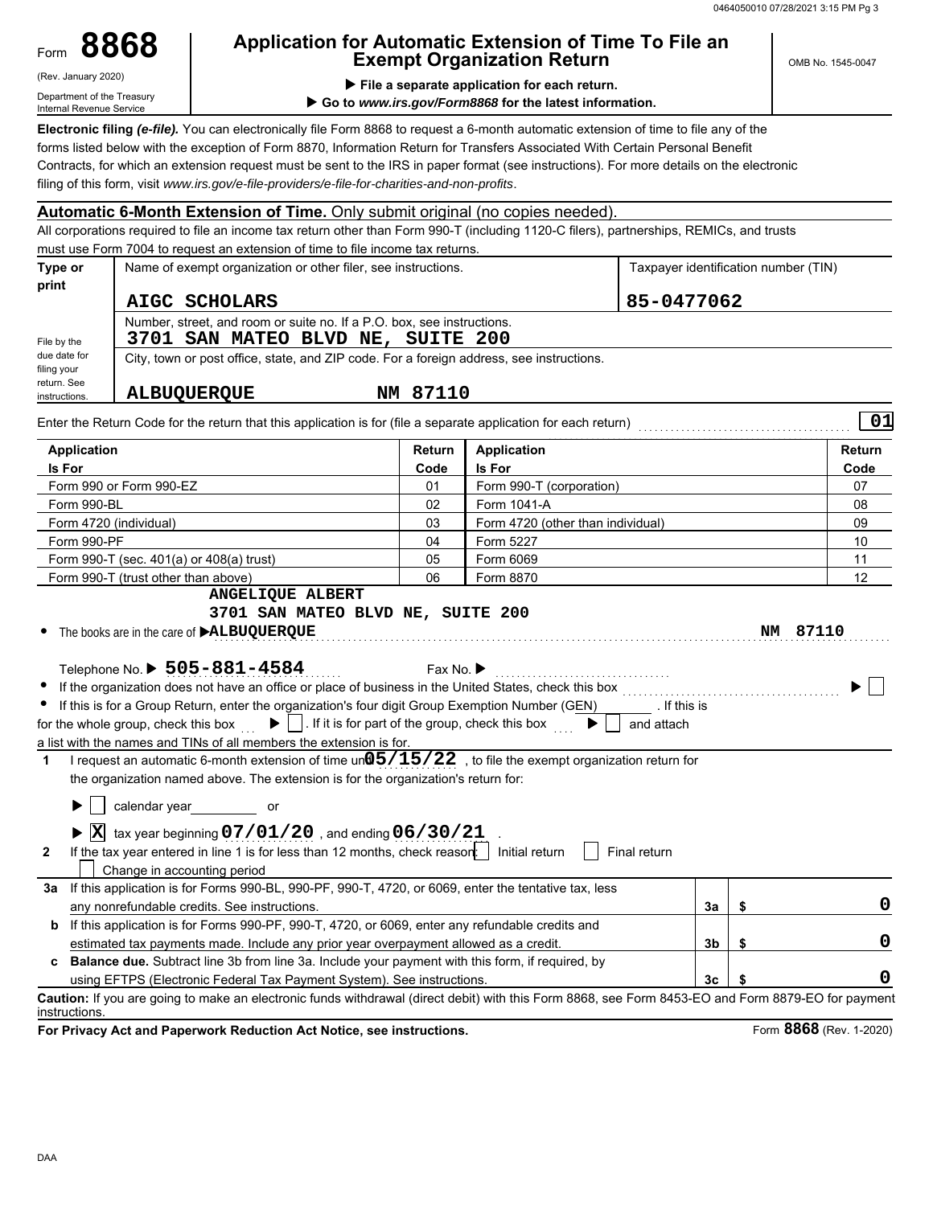Form **8868**

(Rev. January 2020)

Department of the Treasury
Internal Revenue Service

# Application for Automatic Extension of Time To File an Exempt Organization Return

▶ File a separate application for each return.

▶ Go to *www.irs.gov/Form8868* for the latest information.

OMB No. 1545-0047

**Electronic filing *(e-file).*** You can electronically file Form 8868 to request a 6-month automatic extension of time to file any of the forms listed below with the exception of Form 8870, Information Return for Transfers Associated With Certain Personal Benefit Contracts, for which an extension request must be sent to the IRS in paper format (see instructions). For more details on the electronic filing of this form, visit *www.irs.gov/e-file-providers/e-file-for-charities-and-non-profits*.

**Automatic 6-Month Extension of Time.** Only submit original (no copies needed).

All corporations required to file an income tax return other than Form 990-T (including 1120-C filers), partnerships, REMICs, and trusts must use Form 7004 to request an extension of time to file income tax returns.

| Type or print | Name of exempt organization or other filer, see instructions. | Taxpayer identification number (TIN) |
|---|---|---|
| | AIGC SCHOLARS | 85-0477062 |
| File by the due date for filing your return. See instructions. | Number, street, and room or suite no. If a P.O. box, see instructions.<br>3701 SAN MATEO BLVD NE, SUITE 200 | |
| | City, town or post office, state, and ZIP code. For a foreign address, see instructions.<br>ALBUQUERQUE NM 87110 | |

Enter the Return Code for the return that this application is for (file a separate application for each return) .......... **01**

| Application Is For | Return Code | Application Is For | Return Code |
|---|---|---|---|
| Form 990 or Form 990-EZ | 01 | Form 990-T (corporation) | 07 |
| Form 990-BL | 02 | Form 1041-A | 08 |
| Form 4720 (individual) | 03 | Form 4720 (other than individual) | 09 |
| Form 990-PF | 04 | Form 5227 | 10 |
| Form 990-T (sec. 401(a) or 408(a) trust) | 05 | Form 6069 | 11 |
| Form 990-T (trust other than above) | 06 | Form 8870 | 12 |

- The books are in the care of ▶ ANGELIQUE ALBERT 3701 SAN MATEO BLVD NE, SUITE 200 ALBUQUERQUE NM 87110

  Telephone No. ▶ 505-881-4584      Fax No. ▶

- If the organization does not have an office or place of business in the United States, check this box .......... ▶ ☐
- If this is for a Group Return, enter the organization's four digit Group Exemption Number (GEN) ______ . If this is for the whole group, check this box ▶ ☐ . If it is for part of the group, check this box ▶ ☐ and attach a list with the names and TINs of all members the extension is for.

**1** I request an automatic 6-month extension of time until 05/15/22 , to file the exempt organization return for the organization named above. The extension is for the organization's return for:

▶ ☐ calendar year ______ or

▶ ☒ tax year beginning 07/01/20 , and ending 06/30/21 .

**2** If the tax year entered in line 1 is for less than 12 months, check reason: ☐ Initial return ☐ Final return ☐ Change in accounting period

| | | | |
|---|---|---|---|
| **3a** | If this application is for Forms 990-BL, 990-PF, 990-T, 4720, or 6069, enter the tentative tax, less any nonrefundable credits. See instructions. | 3a | $ 0 |
| **b** | If this application is for Forms 990-PF, 990-T, 4720, or 6069, enter any refundable credits and estimated tax payments made. Include any prior year overpayment allowed as a credit. | 3b | $ 0 |
| **c** | **Balance due.** Subtract line 3b from line 3a. Include your payment with this form, if required, by using EFTPS (Electronic Federal Tax Payment System). See instructions. | 3c | $ 0 |

**Caution:** If you are going to make an electronic funds withdrawal (direct debit) with this Form 8868, see Form 8453-EO and Form 8879-EO for payment instructions.

**For Privacy Act and Paperwork Reduction Act Notice, see instructions.**

Form **8868** (Rev. 1-2020)

DAA